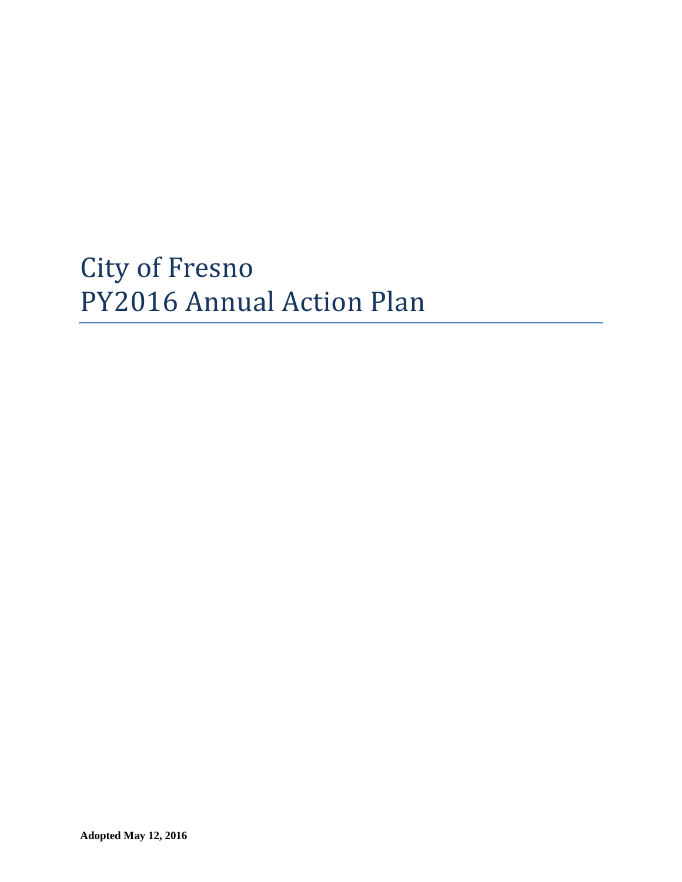# City of Fresno
# PY2016 Annual Action Plan

**Adopted May 12, 2016**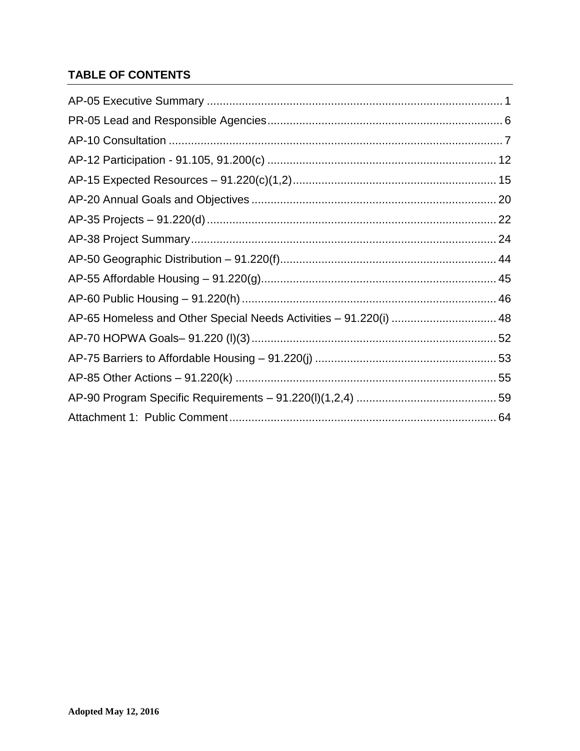## TABLE OF CONTENTS

AP-05 Executive Summary ............................................................................................ 1
PR-05 Lead and Responsible Agencies......................................................................... 6
AP-10 Consultation ........................................................................................................ 7
AP-12 Participation - 91.105, 91.200(c) ....................................................................... 12
AP-15 Expected Resources – 91.220(c)(1,2)............................................................... 15
AP-20 Annual Goals and Objectives ............................................................................ 20
AP-35 Projects – 91.220(d) .......................................................................................... 22
AP-38 Project Summary............................................................................................... 24
AP-50 Geographic Distribution – 91.220(f)................................................................... 44
AP-55 Affordable Housing – 91.220(g)......................................................................... 45
AP-60 Public Housing – 91.220(h) ............................................................................... 46
AP-65 Homeless and Other Special Needs Activities – 91.220(i) ................................. 48
AP-70 HOPWA Goals– 91.220 (l)(3)............................................................................ 52
AP-75 Barriers to Affordable Housing – 91.220(j) ........................................................ 53
AP-85 Other Actions – 91.220(k) ................................................................................. 55
AP-90 Program Specific Requirements – 91.220(l)(1,2,4) ........................................... 59
Attachment 1:  Public Comment................................................................................... 64

**Adopted May 12, 2016**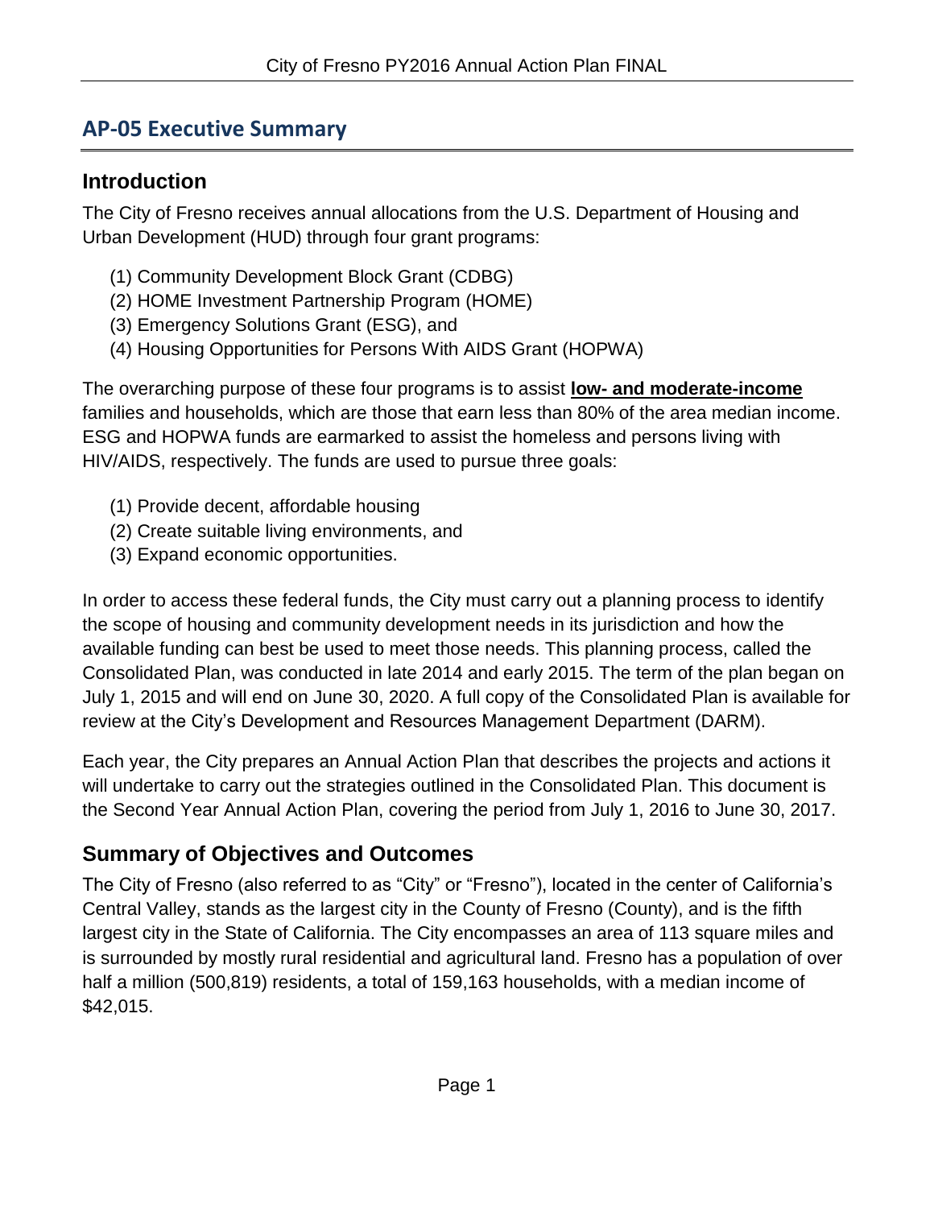# AP-05 Executive Summary

## Introduction

The City of Fresno receives annual allocations from the U.S. Department of Housing and Urban Development (HUD) through four grant programs:

(1) Community Development Block Grant (CDBG)
(2) HOME Investment Partnership Program (HOME)
(3) Emergency Solutions Grant (ESG), and
(4) Housing Opportunities for Persons With AIDS Grant (HOPWA)

The overarching purpose of these four programs is to assist **low- and moderate-income** families and households, which are those that earn less than 80% of the area median income. ESG and HOPWA funds are earmarked to assist the homeless and persons living with HIV/AIDS, respectively. The funds are used to pursue three goals:

(1) Provide decent, affordable housing
(2) Create suitable living environments, and
(3) Expand economic opportunities.

In order to access these federal funds, the City must carry out a planning process to identify the scope of housing and community development needs in its jurisdiction and how the available funding can best be used to meet those needs. This planning process, called the Consolidated Plan, was conducted in late 2014 and early 2015. The term of the plan began on July 1, 2015 and will end on June 30, 2020. A full copy of the Consolidated Plan is available for review at the City's Development and Resources Management Department (DARM).

Each year, the City prepares an Annual Action Plan that describes the projects and actions it will undertake to carry out the strategies outlined in the Consolidated Plan. This document is the Second Year Annual Action Plan, covering the period from July 1, 2016 to June 30, 2017.

## Summary of Objectives and Outcomes

The City of Fresno (also referred to as "City" or "Fresno"), located in the center of California's Central Valley, stands as the largest city in the County of Fresno (County), and is the fifth largest city in the State of California. The City encompasses an area of 113 square miles and is surrounded by mostly rural residential and agricultural land. Fresno has a population of over half a million (500,819) residents, a total of 159,163 households, with a median income of $42,015.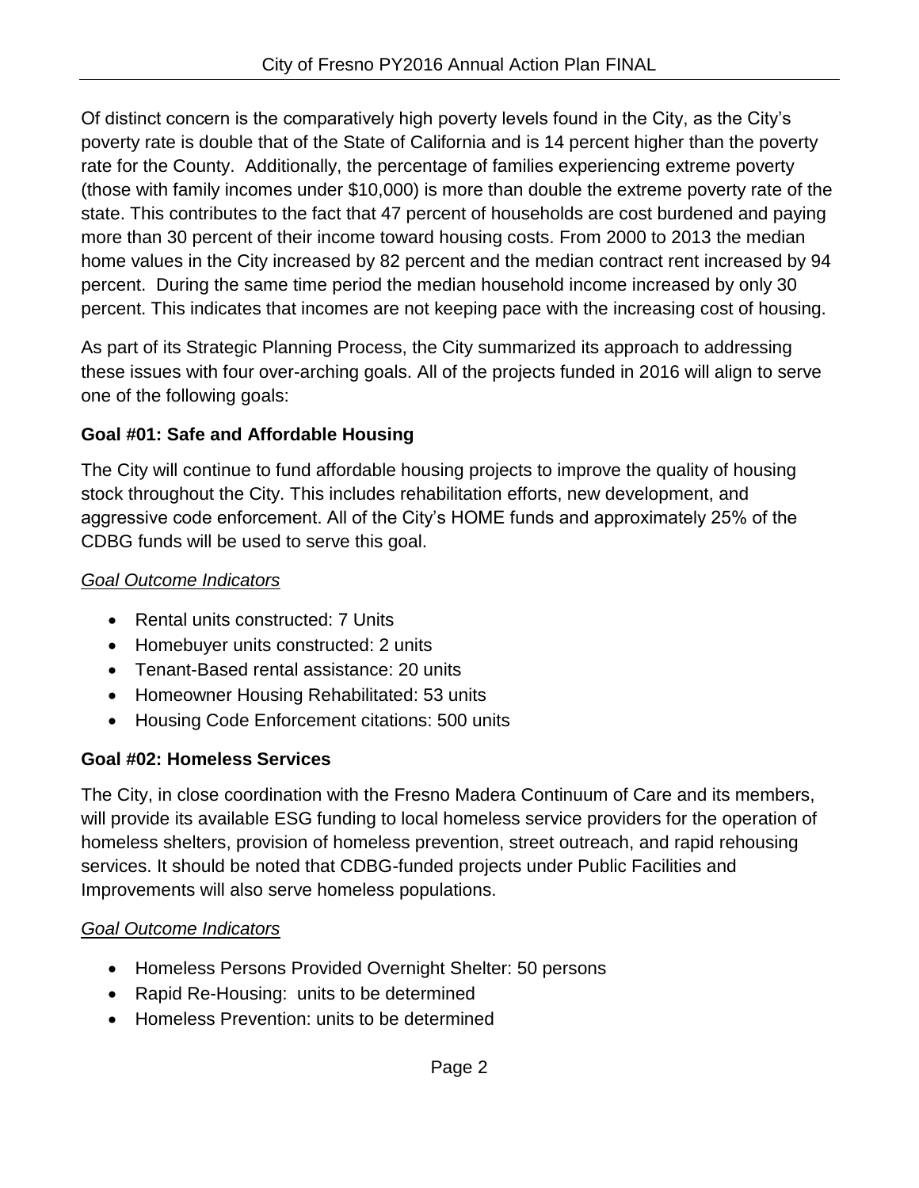Of distinct concern is the comparatively high poverty levels found in the City, as the City's poverty rate is double that of the State of California and is 14 percent higher than the poverty rate for the County. Additionally, the percentage of families experiencing extreme poverty (those with family incomes under $10,000) is more than double the extreme poverty rate of the state. This contributes to the fact that 47 percent of households are cost burdened and paying more than 30 percent of their income toward housing costs. From 2000 to 2013 the median home values in the City increased by 82 percent and the median contract rent increased by 94 percent. During the same time period the median household income increased by only 30 percent. This indicates that incomes are not keeping pace with the increasing cost of housing.

As part of its Strategic Planning Process, the City summarized its approach to addressing these issues with four over-arching goals. All of the projects funded in 2016 will align to serve one of the following goals:

**Goal #01: Safe and Affordable Housing**

The City will continue to fund affordable housing projects to improve the quality of housing stock throughout the City. This includes rehabilitation efforts, new development, and aggressive code enforcement. All of the City's HOME funds and approximately 25% of the CDBG funds will be used to serve this goal.

*Goal Outcome Indicators*

- Rental units constructed: 7 Units
- Homebuyer units constructed: 2 units
- Tenant-Based rental assistance: 20 units
- Homeowner Housing Rehabilitated: 53 units
- Housing Code Enforcement citations: 500 units

**Goal #02: Homeless Services**

The City, in close coordination with the Fresno Madera Continuum of Care and its members, will provide its available ESG funding to local homeless service providers for the operation of homeless shelters, provision of homeless prevention, street outreach, and rapid rehousing services. It should be noted that CDBG-funded projects under Public Facilities and Improvements will also serve homeless populations.

*Goal Outcome Indicators*

- Homeless Persons Provided Overnight Shelter: 50 persons
- Rapid Re-Housing: units to be determined
- Homeless Prevention: units to be determined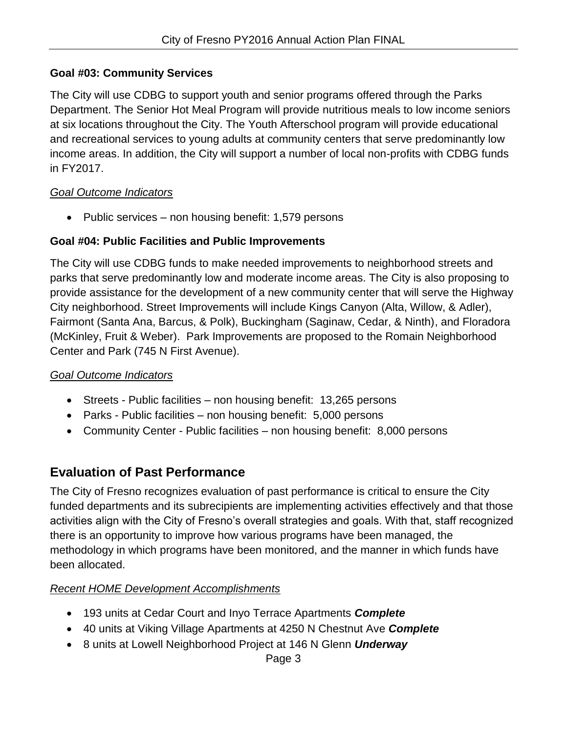**Goal #03: Community Services**

The City will use CDBG to support youth and senior programs offered through the Parks Department. The Senior Hot Meal Program will provide nutritious meals to low income seniors at six locations throughout the City. The Youth Afterschool program will provide educational and recreational services to young adults at community centers that serve predominantly low income areas. In addition, the City will support a number of local non-profits with CDBG funds in FY2017.

*Goal Outcome Indicators*

- Public services – non housing benefit: 1,579 persons

**Goal #04: Public Facilities and Public Improvements**

The City will use CDBG funds to make needed improvements to neighborhood streets and parks that serve predominantly low and moderate income areas. The City is also proposing to provide assistance for the development of a new community center that will serve the Highway City neighborhood. Street Improvements will include Kings Canyon (Alta, Willow, & Adler), Fairmont (Santa Ana, Barcus, & Polk), Buckingham (Saginaw, Cedar, & Ninth), and Floradora (McKinley, Fruit & Weber). Park Improvements are proposed to the Romain Neighborhood Center and Park (745 N First Avenue).

*Goal Outcome Indicators*

- Streets - Public facilities – non housing benefit: 13,265 persons
- Parks - Public facilities – non housing benefit: 5,000 persons
- Community Center - Public facilities – non housing benefit: 8,000 persons

## Evaluation of Past Performance

The City of Fresno recognizes evaluation of past performance is critical to ensure the City funded departments and its subrecipients are implementing activities effectively and that those activities align with the City of Fresno's overall strategies and goals. With that, staff recognized there is an opportunity to improve how various programs have been managed, the methodology in which programs have been monitored, and the manner in which funds have been allocated.

*Recent HOME Development Accomplishments*

- 193 units at Cedar Court and Inyo Terrace Apartments ***Complete***
- 40 units at Viking Village Apartments at 4250 N Chestnut Ave ***Complete***
- 8 units at Lowell Neighborhood Project at 146 N Glenn ***Underway***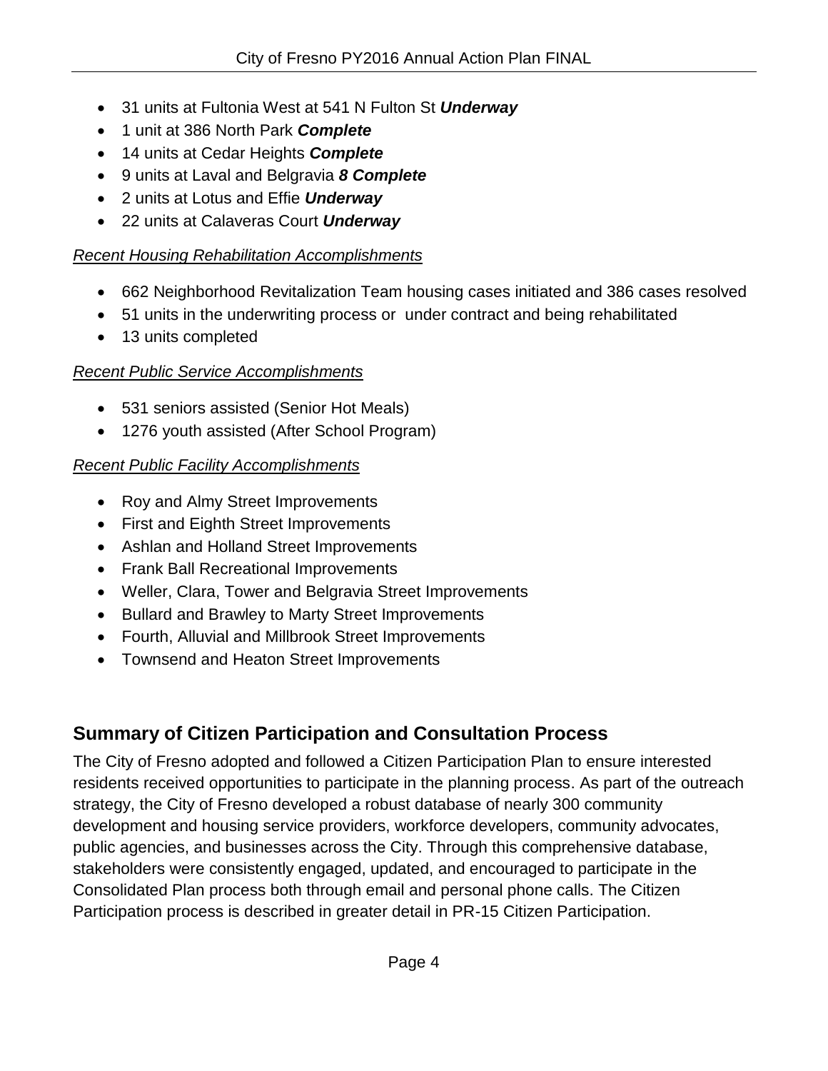- 31 units at Fultonia West at 541 N Fulton St ***Underway***
- 1 unit at 386 North Park ***Complete***
- 14 units at Cedar Heights ***Complete***
- 9 units at Laval and Belgravia ***8 Complete***
- 2 units at Lotus and Effie ***Underway***
- 22 units at Calaveras Court ***Underway***

*Recent Housing Rehabilitation Accomplishments*

- 662 Neighborhood Revitalization Team housing cases initiated and 386 cases resolved
- 51 units in the underwriting process or under contract and being rehabilitated
- 13 units completed

*Recent Public Service Accomplishments*

- 531 seniors assisted (Senior Hot Meals)
- 1276 youth assisted (After School Program)

*Recent Public Facility Accomplishments*

- Roy and Almy Street Improvements
- First and Eighth Street Improvements
- Ashlan and Holland Street Improvements
- Frank Ball Recreational Improvements
- Weller, Clara, Tower and Belgravia Street Improvements
- Bullard and Brawley to Marty Street Improvements
- Fourth, Alluvial and Millbrook Street Improvements
- Townsend and Heaton Street Improvements

## Summary of Citizen Participation and Consultation Process

The City of Fresno adopted and followed a Citizen Participation Plan to ensure interested residents received opportunities to participate in the planning process. As part of the outreach strategy, the City of Fresno developed a robust database of nearly 300 community development and housing service providers, workforce developers, community advocates, public agencies, and businesses across the City. Through this comprehensive database, stakeholders were consistently engaged, updated, and encouraged to participate in the Consolidated Plan process both through email and personal phone calls. The Citizen Participation process is described in greater detail in PR-15 Citizen Participation.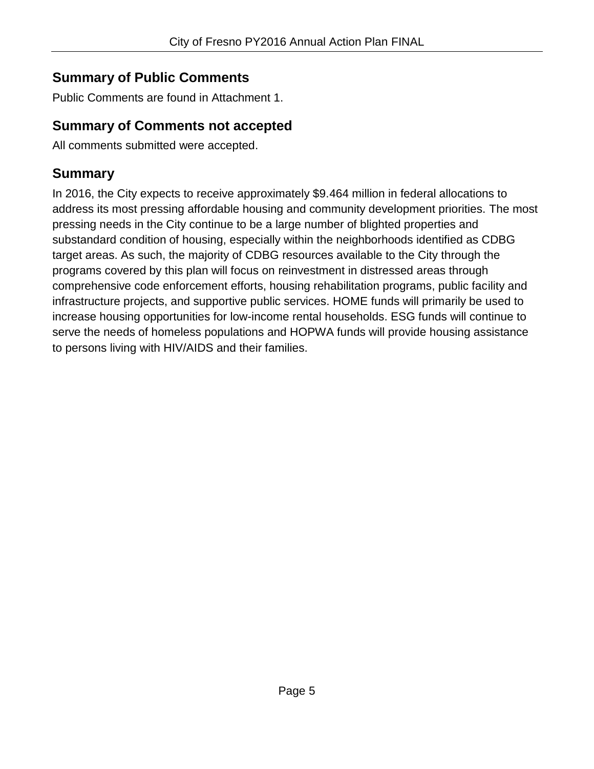## Summary of Public Comments

Public Comments are found in Attachment 1.

## Summary of Comments not accepted

All comments submitted were accepted.

## Summary

In 2016, the City expects to receive approximately $9.464 million in federal allocations to address its most pressing affordable housing and community development priorities. The most pressing needs in the City continue to be a large number of blighted properties and substandard condition of housing, especially within the neighborhoods identified as CDBG target areas. As such, the majority of CDBG resources available to the City through the programs covered by this plan will focus on reinvestment in distressed areas through comprehensive code enforcement efforts, housing rehabilitation programs, public facility and infrastructure projects, and supportive public services. HOME funds will primarily be used to increase housing opportunities for low-income rental households. ESG funds will continue to serve the needs of homeless populations and HOPWA funds will provide housing assistance to persons living with HIV/AIDS and their families.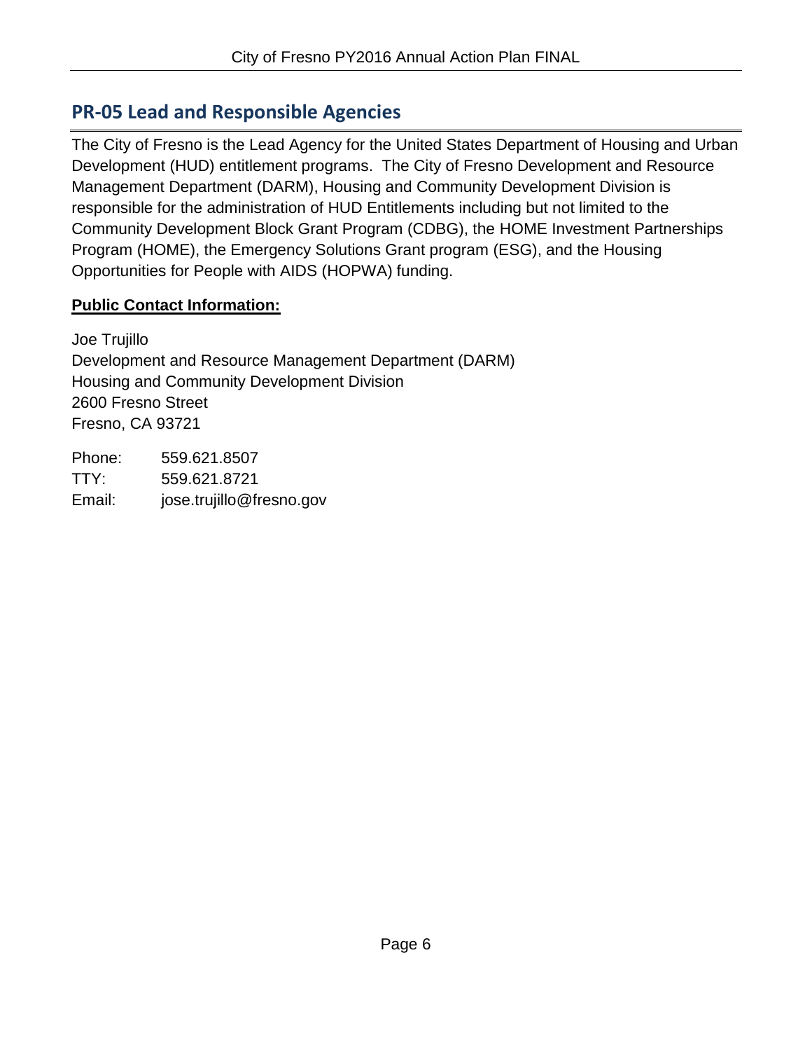## PR-05 Lead and Responsible Agencies

The City of Fresno is the Lead Agency for the United States Department of Housing and Urban Development (HUD) entitlement programs. The City of Fresno Development and Resource Management Department (DARM), Housing and Community Development Division is responsible for the administration of HUD Entitlements including but not limited to the Community Development Block Grant Program (CDBG), the HOME Investment Partnerships Program (HOME), the Emergency Solutions Grant program (ESG), and the Housing Opportunities for People with AIDS (HOPWA) funding.

**Public Contact Information:**

Joe Trujillo
Development and Resource Management Department (DARM)
Housing and Community Development Division
2600 Fresno Street
Fresno, CA 93721

Phone: 559.621.8507
TTY: 559.621.8721
Email: jose.trujillo@fresno.gov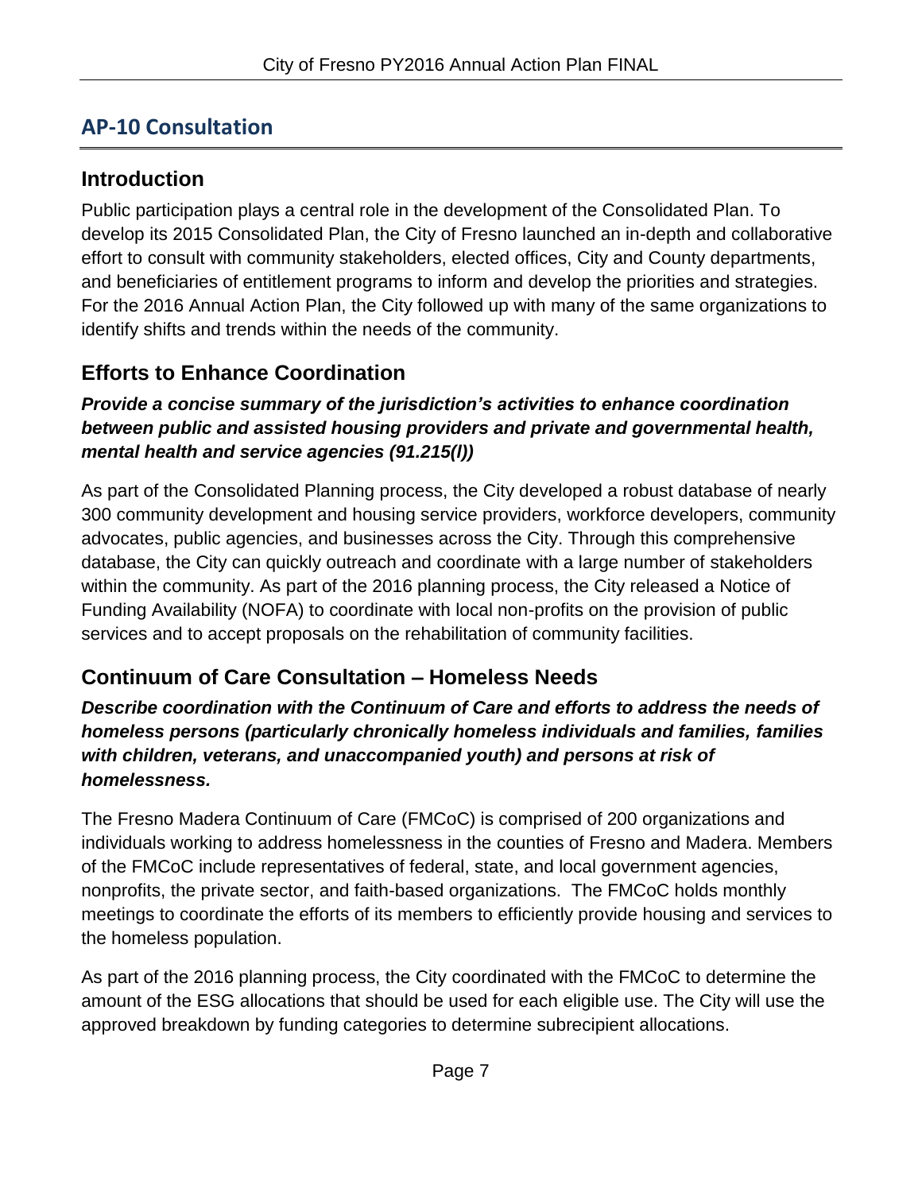## AP-10 Consultation

### Introduction

Public participation plays a central role in the development of the Consolidated Plan. To develop its 2015 Consolidated Plan, the City of Fresno launched an in-depth and collaborative effort to consult with community stakeholders, elected offices, City and County departments, and beneficiaries of entitlement programs to inform and develop the priorities and strategies. For the 2016 Annual Action Plan, the City followed up with many of the same organizations to identify shifts and trends within the needs of the community.

### Efforts to Enhance Coordination

***Provide a concise summary of the jurisdiction's activities to enhance coordination between public and assisted housing providers and private and governmental health, mental health and service agencies (91.215(l))***

As part of the Consolidated Planning process, the City developed a robust database of nearly 300 community development and housing service providers, workforce developers, community advocates, public agencies, and businesses across the City. Through this comprehensive database, the City can quickly outreach and coordinate with a large number of stakeholders within the community. As part of the 2016 planning process, the City released a Notice of Funding Availability (NOFA) to coordinate with local non-profits on the provision of public services and to accept proposals on the rehabilitation of community facilities.

### Continuum of Care Consultation – Homeless Needs

***Describe coordination with the Continuum of Care and efforts to address the needs of homeless persons (particularly chronically homeless individuals and families, families with children, veterans, and unaccompanied youth) and persons at risk of homelessness.***

The Fresno Madera Continuum of Care (FMCoC) is comprised of 200 organizations and individuals working to address homelessness in the counties of Fresno and Madera. Members of the FMCoC include representatives of federal, state, and local government agencies, nonprofits, the private sector, and faith-based organizations. The FMCoC holds monthly meetings to coordinate the efforts of its members to efficiently provide housing and services to the homeless population.

As part of the 2016 planning process, the City coordinated with the FMCoC to determine the amount of the ESG allocations that should be used for each eligible use. The City will use the approved breakdown by funding categories to determine subrecipient allocations.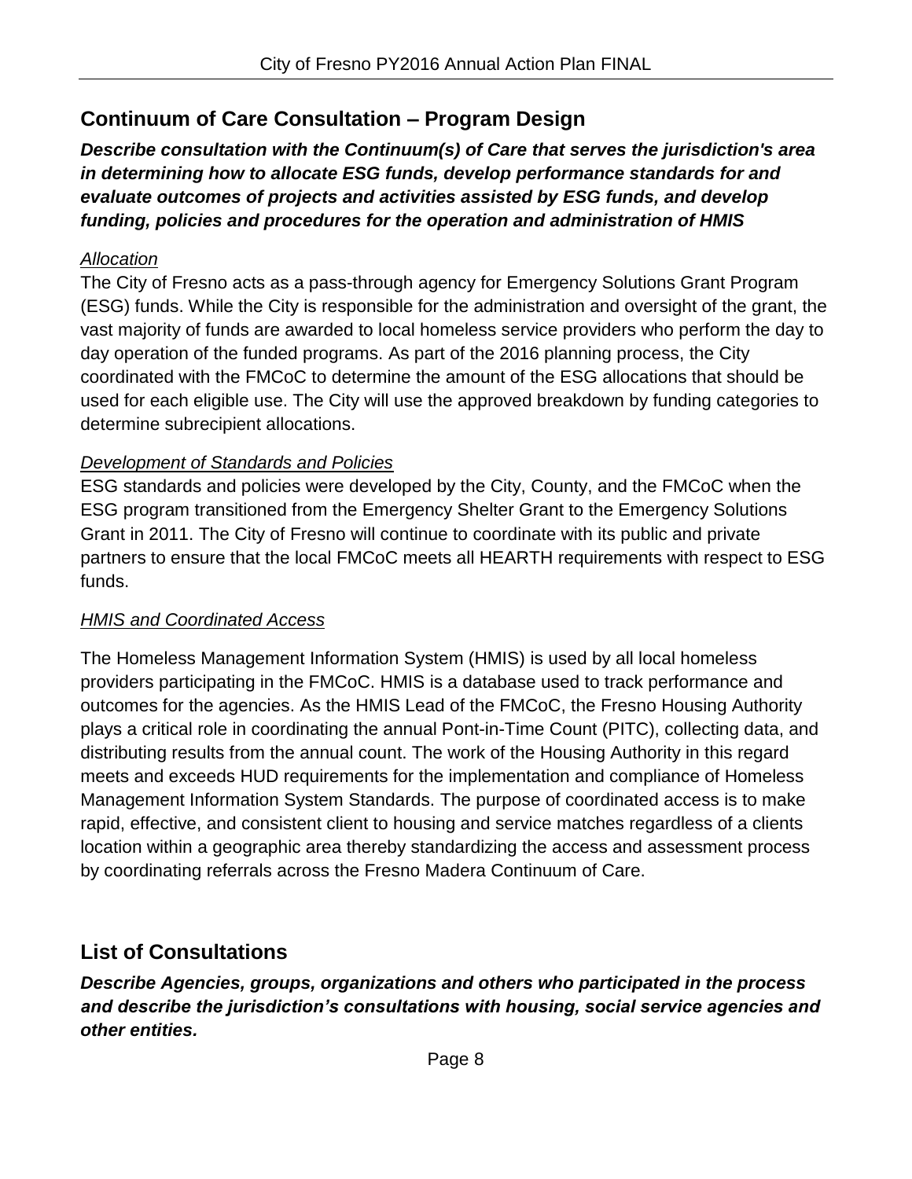## Continuum of Care Consultation – Program Design

***Describe consultation with the Continuum(s) of Care that serves the jurisdiction's area in determining how to allocate ESG funds, develop performance standards for and evaluate outcomes of projects and activities assisted by ESG funds, and develop funding, policies and procedures for the operation and administration of HMIS***

*Allocation*

The City of Fresno acts as a pass-through agency for Emergency Solutions Grant Program (ESG) funds. While the City is responsible for the administration and oversight of the grant, the vast majority of funds are awarded to local homeless service providers who perform the day to day operation of the funded programs. As part of the 2016 planning process, the City coordinated with the FMCoC to determine the amount of the ESG allocations that should be used for each eligible use. The City will use the approved breakdown by funding categories to determine subrecipient allocations.

*Development of Standards and Policies*

ESG standards and policies were developed by the City, County, and the FMCoC when the ESG program transitioned from the Emergency Shelter Grant to the Emergency Solutions Grant in 2011. The City of Fresno will continue to coordinate with its public and private partners to ensure that the local FMCoC meets all HEARTH requirements with respect to ESG funds.

*HMIS and Coordinated Access*

The Homeless Management Information System (HMIS) is used by all local homeless providers participating in the FMCoC. HMIS is a database used to track performance and outcomes for the agencies. As the HMIS Lead of the FMCoC, the Fresno Housing Authority plays a critical role in coordinating the annual Pont-in-Time Count (PITC), collecting data, and distributing results from the annual count. The work of the Housing Authority in this regard meets and exceeds HUD requirements for the implementation and compliance of Homeless Management Information System Standards. The purpose of coordinated access is to make rapid, effective, and consistent client to housing and service matches regardless of a clients location within a geographic area thereby standardizing the access and assessment process by coordinating referrals across the Fresno Madera Continuum of Care.

## List of Consultations

***Describe Agencies, groups, organizations and others who participated in the process and describe the jurisdiction's consultations with housing, social service agencies and other entities.***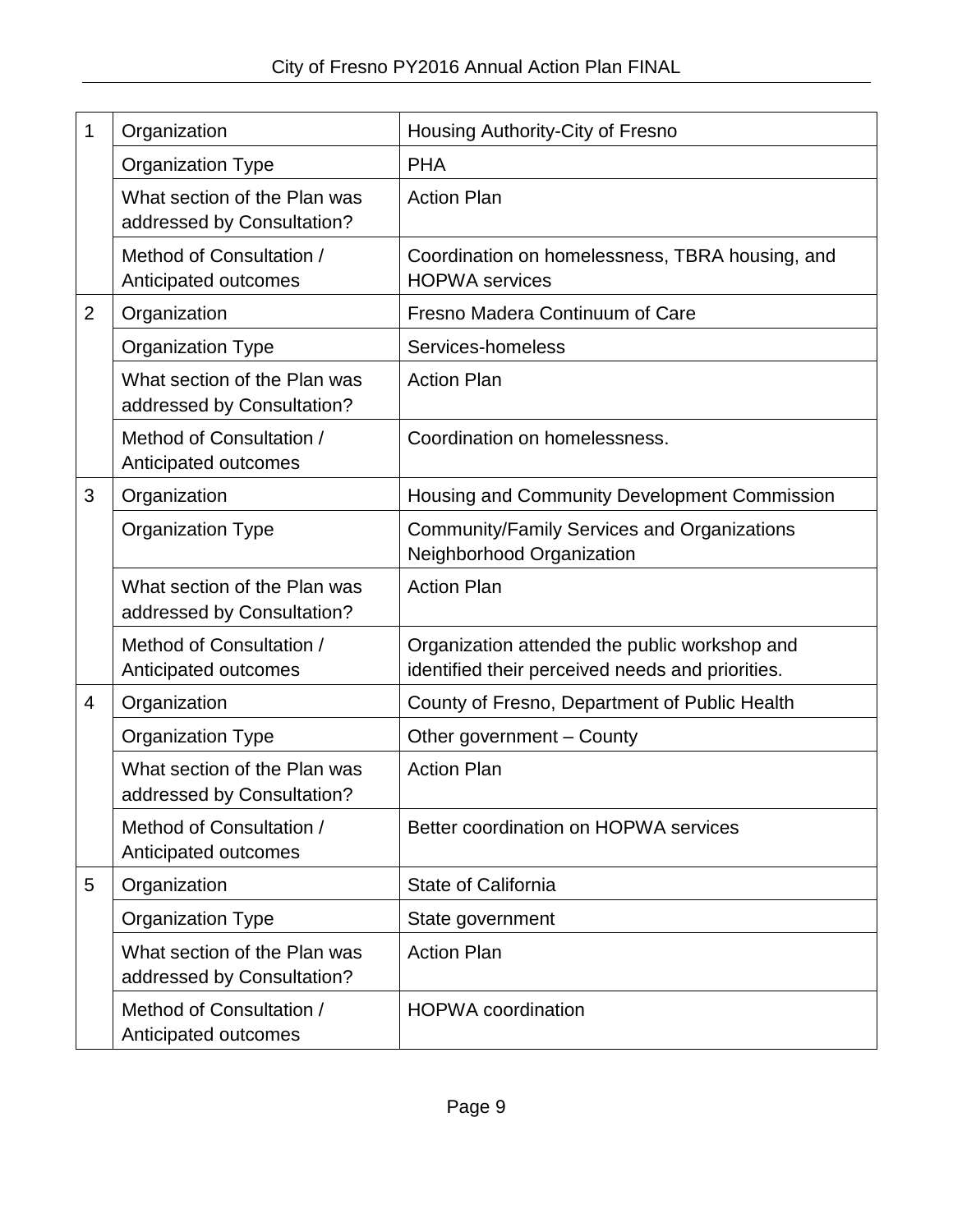| | | |
|---|---|---|
| 1 | Organization | Housing Authority-City of Fresno |
| | Organization Type | PHA |
| | What section of the Plan was addressed by Consultation? | Action Plan |
| | Method of Consultation / Anticipated outcomes | Coordination on homelessness, TBRA housing, and HOPWA services |
| 2 | Organization | Fresno Madera Continuum of Care |
| | Organization Type | Services-homeless |
| | What section of the Plan was addressed by Consultation? | Action Plan |
| | Method of Consultation / Anticipated outcomes | Coordination on homelessness. |
| 3 | Organization | Housing and Community Development Commission |
| | Organization Type | Community/Family Services and Organizations Neighborhood Organization |
| | What section of the Plan was addressed by Consultation? | Action Plan |
| | Method of Consultation / Anticipated outcomes | Organization attended the public workshop and identified their perceived needs and priorities. |
| 4 | Organization | County of Fresno, Department of Public Health |
| | Organization Type | Other government – County |
| | What section of the Plan was addressed by Consultation? | Action Plan |
| | Method of Consultation / Anticipated outcomes | Better coordination on HOPWA services |
| 5 | Organization | State of California |
| | Organization Type | State government |
| | What section of the Plan was addressed by Consultation? | Action Plan |
| | Method of Consultation / Anticipated outcomes | HOPWA coordination |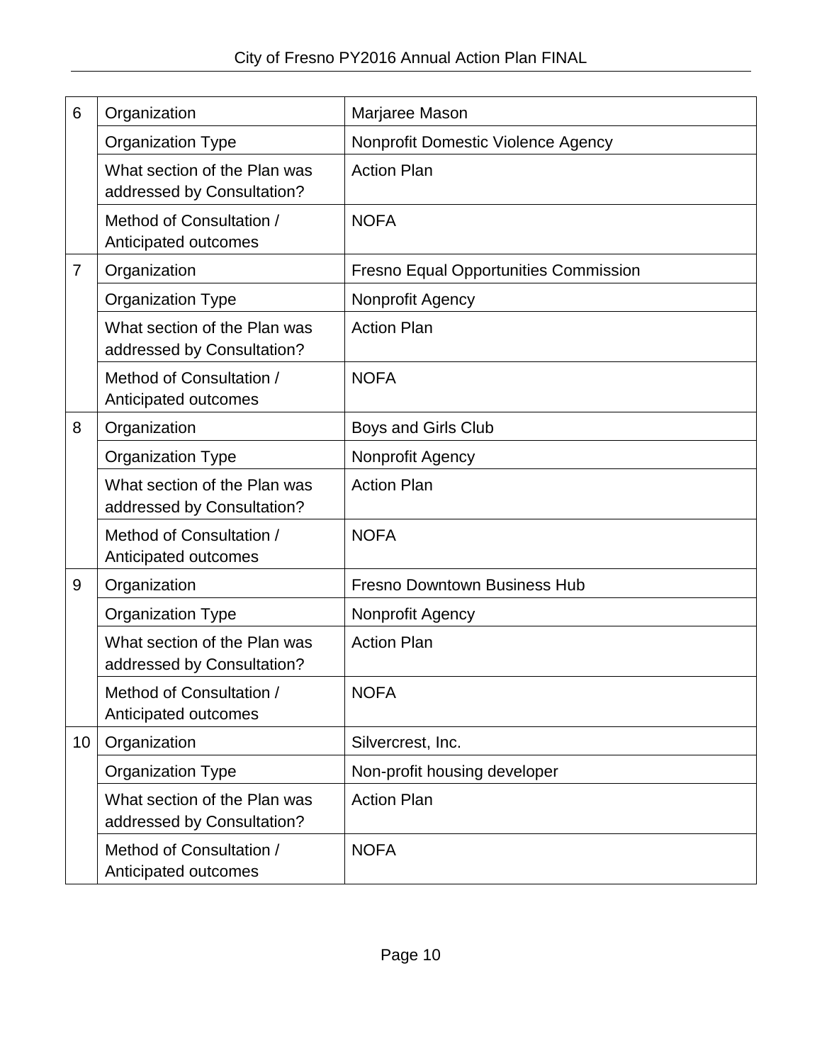| | | |
|---|---|---|
| 6 | Organization | Marjaree Mason |
| | Organization Type | Nonprofit Domestic Violence Agency |
| | What section of the Plan was addressed by Consultation? | Action Plan |
| | Method of Consultation / Anticipated outcomes | NOFA |
| 7 | Organization | Fresno Equal Opportunities Commission |
| | Organization Type | Nonprofit Agency |
| | What section of the Plan was addressed by Consultation? | Action Plan |
| | Method of Consultation / Anticipated outcomes | NOFA |
| 8 | Organization | Boys and Girls Club |
| | Organization Type | Nonprofit Agency |
| | What section of the Plan was addressed by Consultation? | Action Plan |
| | Method of Consultation / Anticipated outcomes | NOFA |
| 9 | Organization | Fresno Downtown Business Hub |
| | Organization Type | Nonprofit Agency |
| | What section of the Plan was addressed by Consultation? | Action Plan |
| | Method of Consultation / Anticipated outcomes | NOFA |
| 10 | Organization | Silvercrest, Inc. |
| | Organization Type | Non-profit housing developer |
| | What section of the Plan was addressed by Consultation? | Action Plan |
| | Method of Consultation / Anticipated outcomes | NOFA |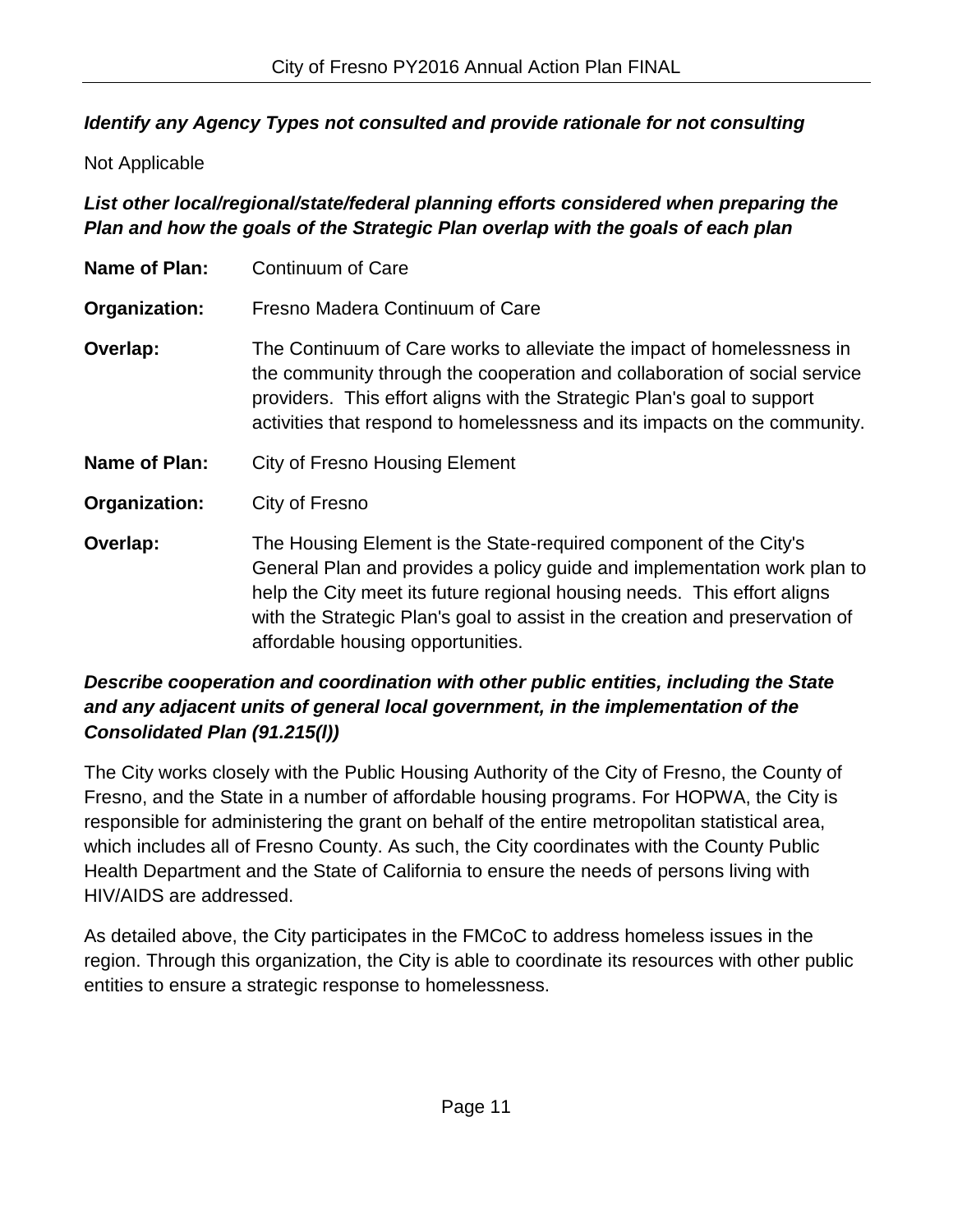***Identify any Agency Types not consulted and provide rationale for not consulting***

Not Applicable

***List other local/regional/state/federal planning efforts considered when preparing the Plan and how the goals of the Strategic Plan overlap with the goals of each plan***

**Name of Plan:** Continuum of Care

**Organization:** Fresno Madera Continuum of Care

**Overlap:** The Continuum of Care works to alleviate the impact of homelessness in the community through the cooperation and collaboration of social service providers. This effort aligns with the Strategic Plan's goal to support activities that respond to homelessness and its impacts on the community.

**Name of Plan:** City of Fresno Housing Element

**Organization:** City of Fresno

**Overlap:** The Housing Element is the State-required component of the City's General Plan and provides a policy guide and implementation work plan to help the City meet its future regional housing needs. This effort aligns with the Strategic Plan's goal to assist in the creation and preservation of affordable housing opportunities.

***Describe cooperation and coordination with other public entities, including the State and any adjacent units of general local government, in the implementation of the Consolidated Plan (91.215(l))***

The City works closely with the Public Housing Authority of the City of Fresno, the County of Fresno, and the State in a number of affordable housing programs. For HOPWA, the City is responsible for administering the grant on behalf of the entire metropolitan statistical area, which includes all of Fresno County. As such, the City coordinates with the County Public Health Department and the State of California to ensure the needs of persons living with HIV/AIDS are addressed.

As detailed above, the City participates in the FMCoC to address homeless issues in the region. Through this organization, the City is able to coordinate its resources with other public entities to ensure a strategic response to homelessness.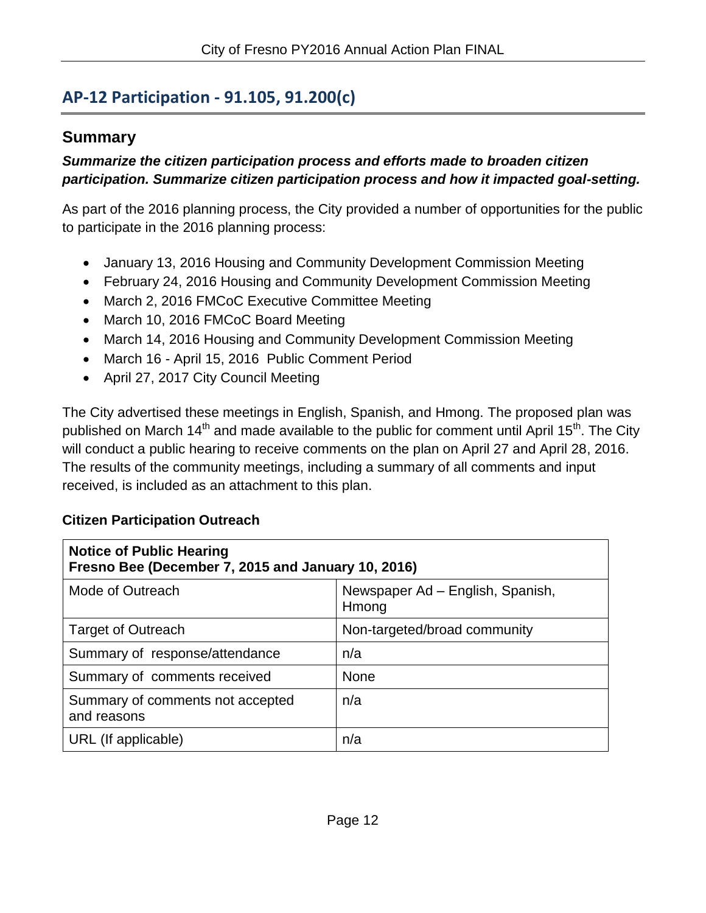## AP-12 Participation - 91.105, 91.200(c)

### Summary

***Summarize the citizen participation process and efforts made to broaden citizen participation. Summarize citizen participation process and how it impacted goal-setting.***

As part of the 2016 planning process, the City provided a number of opportunities for the public to participate in the 2016 planning process:

- January 13, 2016 Housing and Community Development Commission Meeting
- February 24, 2016 Housing and Community Development Commission Meeting
- March 2, 2016 FMCoC Executive Committee Meeting
- March 10, 2016 FMCoC Board Meeting
- March 14, 2016 Housing and Community Development Commission Meeting
- March 16 - April 15, 2016 Public Comment Period
- April 27, 2017 City Council Meeting

The City advertised these meetings in English, Spanish, and Hmong. The proposed plan was published on March 14th and made available to the public for comment until April 15th. The City will conduct a public hearing to receive comments on the plan on April 27 and April 28, 2016. The results of the community meetings, including a summary of all comments and input received, is included as an attachment to this plan.

**Citizen Participation Outreach**

| **Notice of Public Hearing**<br>**Fresno Bee (December 7, 2015 and January 10, 2016)** | |
|---|---|
| Mode of Outreach | Newspaper Ad – English, Spanish, Hmong |
| Target of Outreach | Non-targeted/broad community |
| Summary of response/attendance | n/a |
| Summary of comments received | None |
| Summary of comments not accepted and reasons | n/a |
| URL (If applicable) | n/a |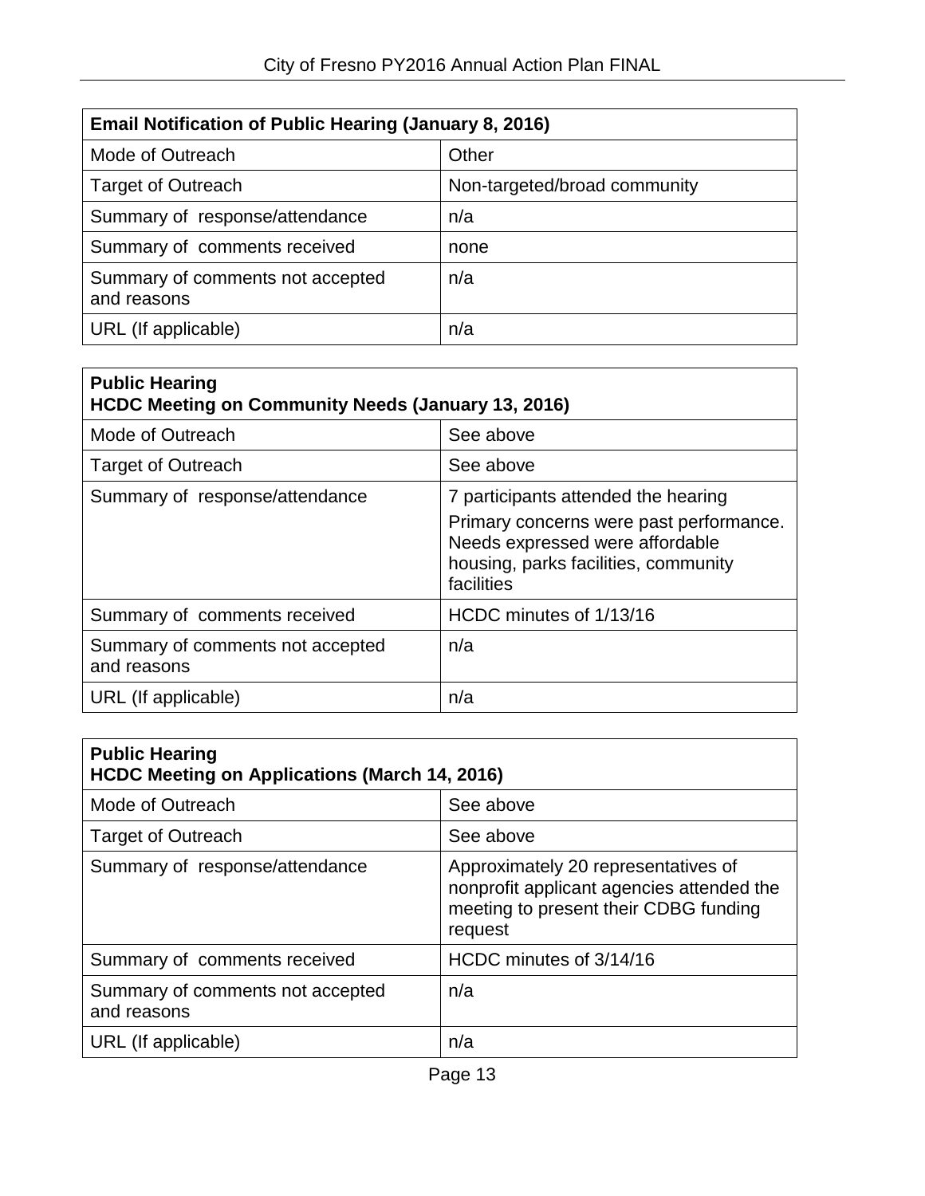| Email Notification of Public Hearing (January 8, 2016) | |
|---|---|
| Mode of Outreach | Other |
| Target of Outreach | Non-targeted/broad community |
| Summary of response/attendance | n/a |
| Summary of comments received | none |
| Summary of comments not accepted and reasons | n/a |
| URL (If applicable) | n/a |

| Public Hearing<br>HCDC Meeting on Community Needs (January 13, 2016) | |
|---|---|
| Mode of Outreach | See above |
| Target of Outreach | See above |
| Summary of response/attendance | 7 participants attended the hearing<br>Primary concerns were past performance. Needs expressed were affordable housing, parks facilities, community facilities |
| Summary of comments received | HCDC minutes of 1/13/16 |
| Summary of comments not accepted and reasons | n/a |
| URL (If applicable) | n/a |

| Public Hearing<br>HCDC Meeting on Applications (March 14, 2016) | |
|---|---|
| Mode of Outreach | See above |
| Target of Outreach | See above |
| Summary of response/attendance | Approximately 20 representatives of nonprofit applicant agencies attended the meeting to present their CDBG funding request |
| Summary of comments received | HCDC minutes of 3/14/16 |
| Summary of comments not accepted and reasons | n/a |
| URL (If applicable) | n/a |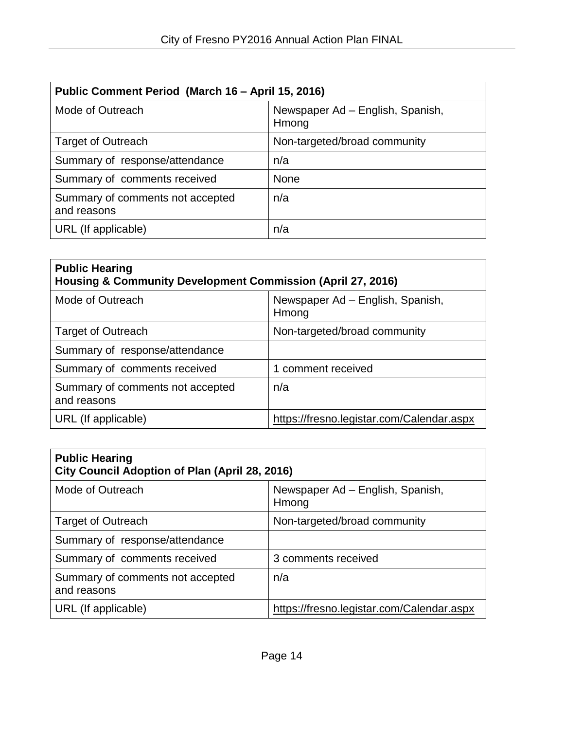| Public Comment Period (March 16 – April 15, 2016) | |
|---|---|
| Mode of Outreach | Newspaper Ad – English, Spanish, Hmong |
| Target of Outreach | Non-targeted/broad community |
| Summary of response/attendance | n/a |
| Summary of comments received | None |
| Summary of comments not accepted and reasons | n/a |
| URL (If applicable) | n/a |

| Public Hearing Housing & Community Development Commission (April 27, 2016) | |
|---|---|
| Mode of Outreach | Newspaper Ad – English, Spanish, Hmong |
| Target of Outreach | Non-targeted/broad community |
| Summary of response/attendance | |
| Summary of comments received | 1 comment received |
| Summary of comments not accepted and reasons | n/a |
| URL (If applicable) | https://fresno.legistar.com/Calendar.aspx |

| Public Hearing City Council Adoption of Plan (April 28, 2016) | |
|---|---|
| Mode of Outreach | Newspaper Ad – English, Spanish, Hmong |
| Target of Outreach | Non-targeted/broad community |
| Summary of response/attendance | |
| Summary of comments received | 3 comments received |
| Summary of comments not accepted and reasons | n/a |
| URL (If applicable) | https://fresno.legistar.com/Calendar.aspx |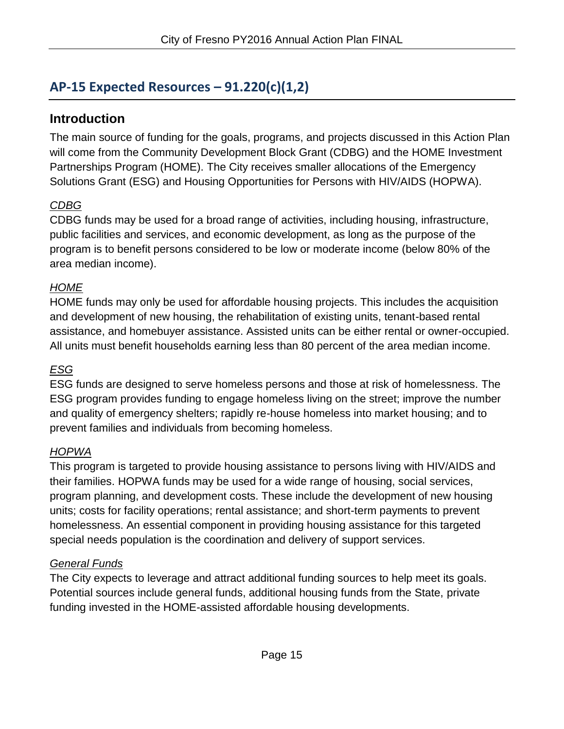## AP-15 Expected Resources – 91.220(c)(1,2)

### Introduction

The main source of funding for the goals, programs, and projects discussed in this Action Plan will come from the Community Development Block Grant (CDBG) and the HOME Investment Partnerships Program (HOME). The City receives smaller allocations of the Emergency Solutions Grant (ESG) and Housing Opportunities for Persons with HIV/AIDS (HOPWA).

*CDBG*

CDBG funds may be used for a broad range of activities, including housing, infrastructure, public facilities and services, and economic development, as long as the purpose of the program is to benefit persons considered to be low or moderate income (below 80% of the area median income).

*HOME*

HOME funds may only be used for affordable housing projects. This includes the acquisition and development of new housing, the rehabilitation of existing units, tenant-based rental assistance, and homebuyer assistance. Assisted units can be either rental or owner-occupied. All units must benefit households earning less than 80 percent of the area median income.

*ESG*

ESG funds are designed to serve homeless persons and those at risk of homelessness. The ESG program provides funding to engage homeless living on the street; improve the number and quality of emergency shelters; rapidly re-house homeless into market housing; and to prevent families and individuals from becoming homeless.

*HOPWA*

This program is targeted to provide housing assistance to persons living with HIV/AIDS and their families. HOPWA funds may be used for a wide range of housing, social services, program planning, and development costs. These include the development of new housing units; costs for facility operations; rental assistance; and short-term payments to prevent homelessness. An essential component in providing housing assistance for this targeted special needs population is the coordination and delivery of support services.

*General Funds*

The City expects to leverage and attract additional funding sources to help meet its goals. Potential sources include general funds, additional housing funds from the State, private funding invested in the HOME-assisted affordable housing developments.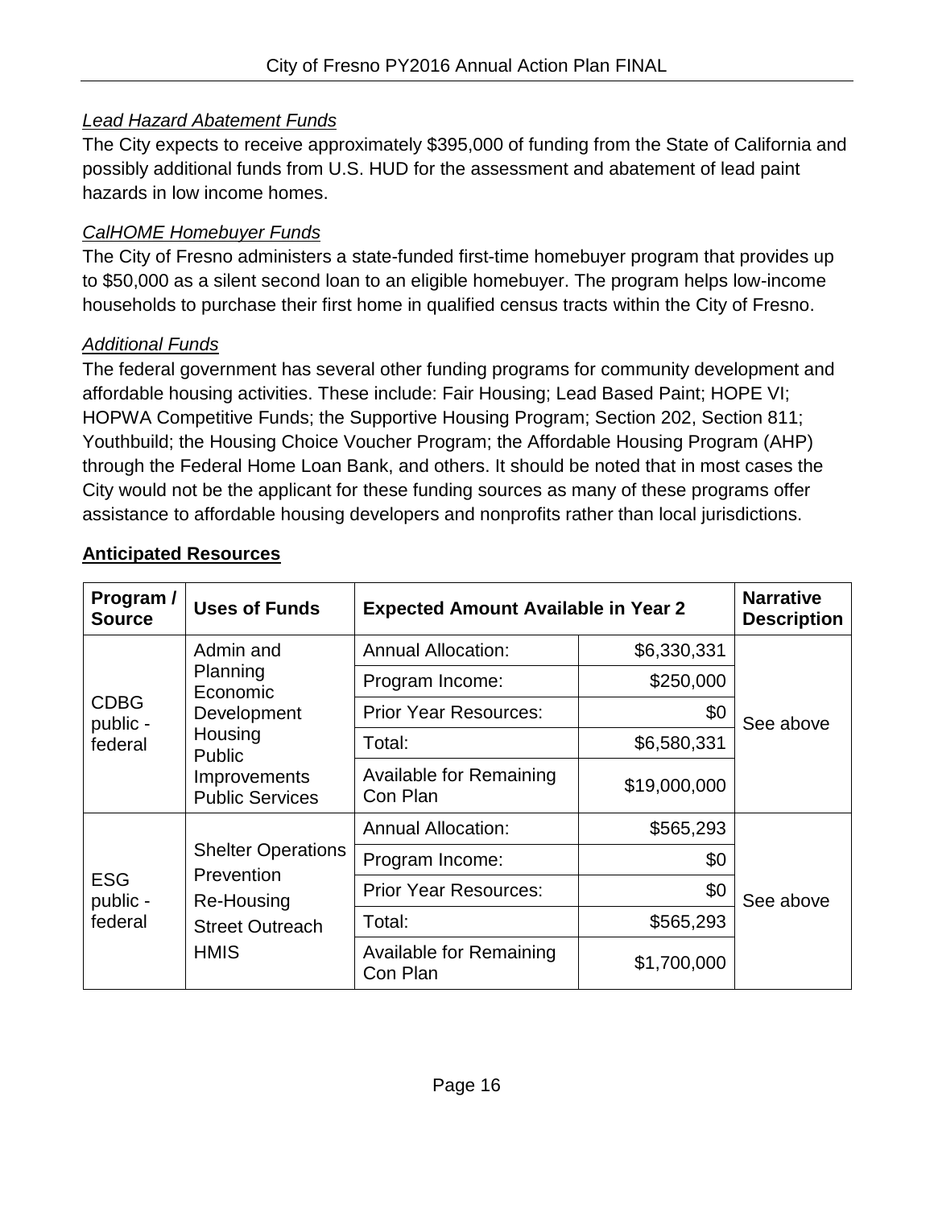*Lead Hazard Abatement Funds*

The City expects to receive approximately $395,000 of funding from the State of California and possibly additional funds from U.S. HUD for the assessment and abatement of lead paint hazards in low income homes.

*CalHOME Homebuyer Funds*

The City of Fresno administers a state-funded first-time homebuyer program that provides up to $50,000 as a silent second loan to an eligible homebuyer. The program helps low-income households to purchase their first home in qualified census tracts within the City of Fresno.

*Additional Funds*

The federal government has several other funding programs for community development and affordable housing activities. These include: Fair Housing; Lead Based Paint; HOPE VI; HOPWA Competitive Funds; the Supportive Housing Program; Section 202, Section 811; Youthbuild; the Housing Choice Voucher Program; the Affordable Housing Program (AHP) through the Federal Home Loan Bank, and others. It should be noted that in most cases the City would not be the applicant for these funding sources as many of these programs offer assistance to affordable housing developers and nonprofits rather than local jurisdictions.

**Anticipated Resources**

| Program / Source | Uses of Funds | Expected Amount Available in Year 2 | | Narrative Description |
|---|---|---|---|---|
| CDBG public - federal | Admin and Planning Economic Development Housing Public Improvements Public Services | Annual Allocation: | $6,330,331 | See above |
| | | Program Income: | $250,000 | |
| | | Prior Year Resources: | $0 | |
| | | Total: | $6,580,331 | |
| | | Available for Remaining Con Plan | $19,000,000 | |
| ESG public - federal | Shelter Operations Prevention Re-Housing Street Outreach HMIS | Annual Allocation: | $565,293 | See above |
| | | Program Income: | $0 | |
| | | Prior Year Resources: | $0 | |
| | | Total: | $565,293 | |
| | | Available for Remaining Con Plan | $1,700,000 | |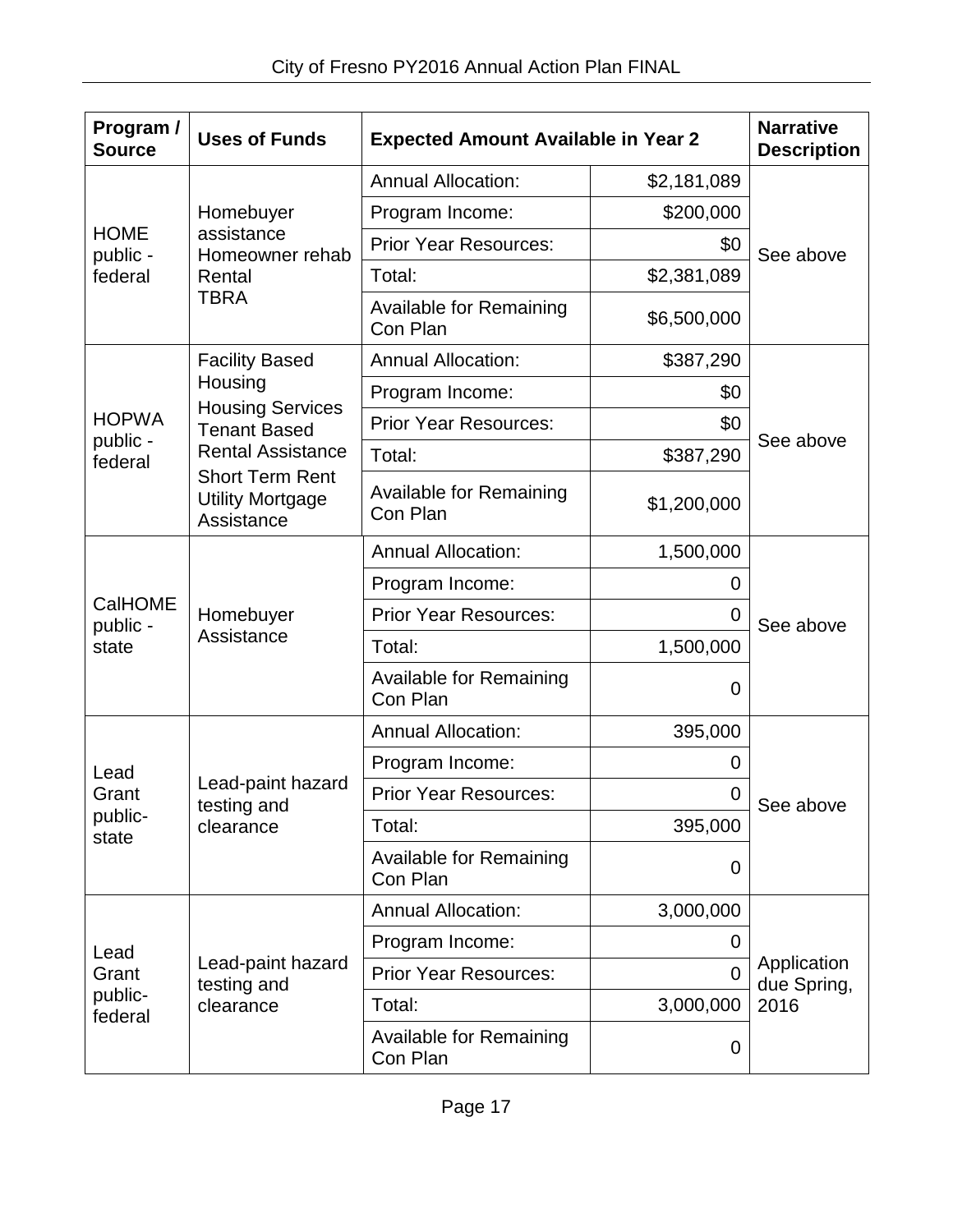| Program / Source | Uses of Funds | Expected Amount Available in Year 2 | | Narrative Description |
|---|---|---|---|---|
| HOME public - federal | Homebuyer assistance Homeowner rehab Rental TBRA | Annual Allocation: | $2,181,089 | See above |
| | | Program Income: | $200,000 | |
| | | Prior Year Resources: | $0 | |
| | | Total: | $2,381,089 | |
| | | Available for Remaining Con Plan | $6,500,000 | |
| HOPWA public - federal | Facility Based Housing Housing Services Tenant Based Rental Assistance Short Term Rent Utility Mortgage Assistance | Annual Allocation: | $387,290 | See above |
| | | Program Income: | $0 | |
| | | Prior Year Resources: | $0 | |
| | | Total: | $387,290 | |
| | | Available for Remaining Con Plan | $1,200,000 | |
| CalHOME public - state | Homebuyer Assistance | Annual Allocation: | 1,500,000 | See above |
| | | Program Income: | 0 | |
| | | Prior Year Resources: | 0 | |
| | | Total: | 1,500,000 | |
| | | Available for Remaining Con Plan | 0 | |
| Lead Grant public-state | Lead-paint hazard testing and clearance | Annual Allocation: | 395,000 | See above |
| | | Program Income: | 0 | |
| | | Prior Year Resources: | 0 | |
| | | Total: | 395,000 | |
| | | Available for Remaining Con Plan | 0 | |
| Lead Grant public-federal | Lead-paint hazard testing and clearance | Annual Allocation: | 3,000,000 | Application due Spring, 2016 |
| | | Program Income: | 0 | |
| | | Prior Year Resources: | 0 | |
| | | Total: | 3,000,000 | |
| | | Available for Remaining Con Plan | 0 | |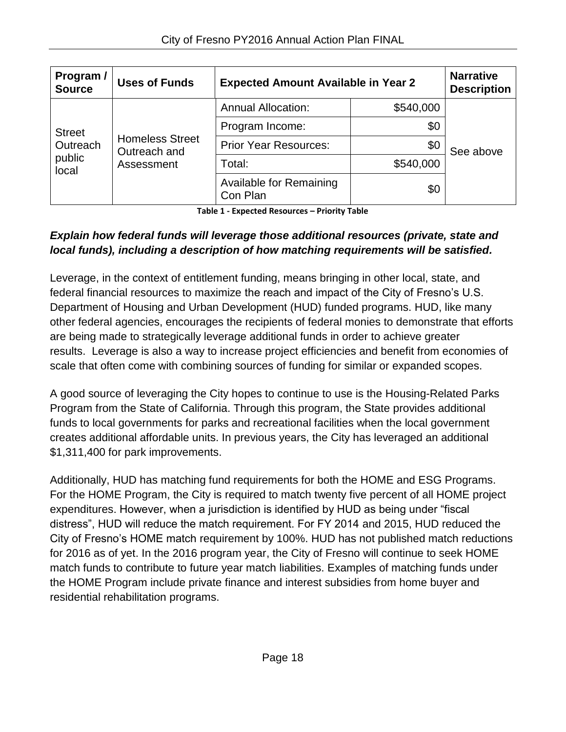| Program / Source | Uses of Funds | Expected Amount Available in Year 2 | | Narrative Description |
|---|---|---|---|---|
| Street Outreach public local | Homeless Street Outreach and Assessment | Annual Allocation: | $540,000 | See above |
| | | Program Income: | $0 | |
| | | Prior Year Resources: | $0 | |
| | | Total: | $540,000 | |
| | | Available for Remaining Con Plan | $0 | |

**Table 1 - Expected Resources – Priority Table**

***Explain how federal funds will leverage those additional resources (private, state and local funds), including a description of how matching requirements will be satisfied.***

Leverage, in the context of entitlement funding, means bringing in other local, state, and federal financial resources to maximize the reach and impact of the City of Fresno's U.S. Department of Housing and Urban Development (HUD) funded programs. HUD, like many other federal agencies, encourages the recipients of federal monies to demonstrate that efforts are being made to strategically leverage additional funds in order to achieve greater results. Leverage is also a way to increase project efficiencies and benefit from economies of scale that often come with combining sources of funding for similar or expanded scopes.

A good source of leveraging the City hopes to continue to use is the Housing-Related Parks Program from the State of California. Through this program, the State provides additional funds to local governments for parks and recreational facilities when the local government creates additional affordable units. In previous years, the City has leveraged an additional $1,311,400 for park improvements.

Additionally, HUD has matching fund requirements for both the HOME and ESG Programs. For the HOME Program, the City is required to match twenty five percent of all HOME project expenditures. However, when a jurisdiction is identified by HUD as being under "fiscal distress", HUD will reduce the match requirement. For FY 2014 and 2015, HUD reduced the City of Fresno's HOME match requirement by 100%. HUD has not published match reductions for 2016 as of yet. In the 2016 program year, the City of Fresno will continue to seek HOME match funds to contribute to future year match liabilities. Examples of matching funds under the HOME Program include private finance and interest subsidies from home buyer and residential rehabilitation programs.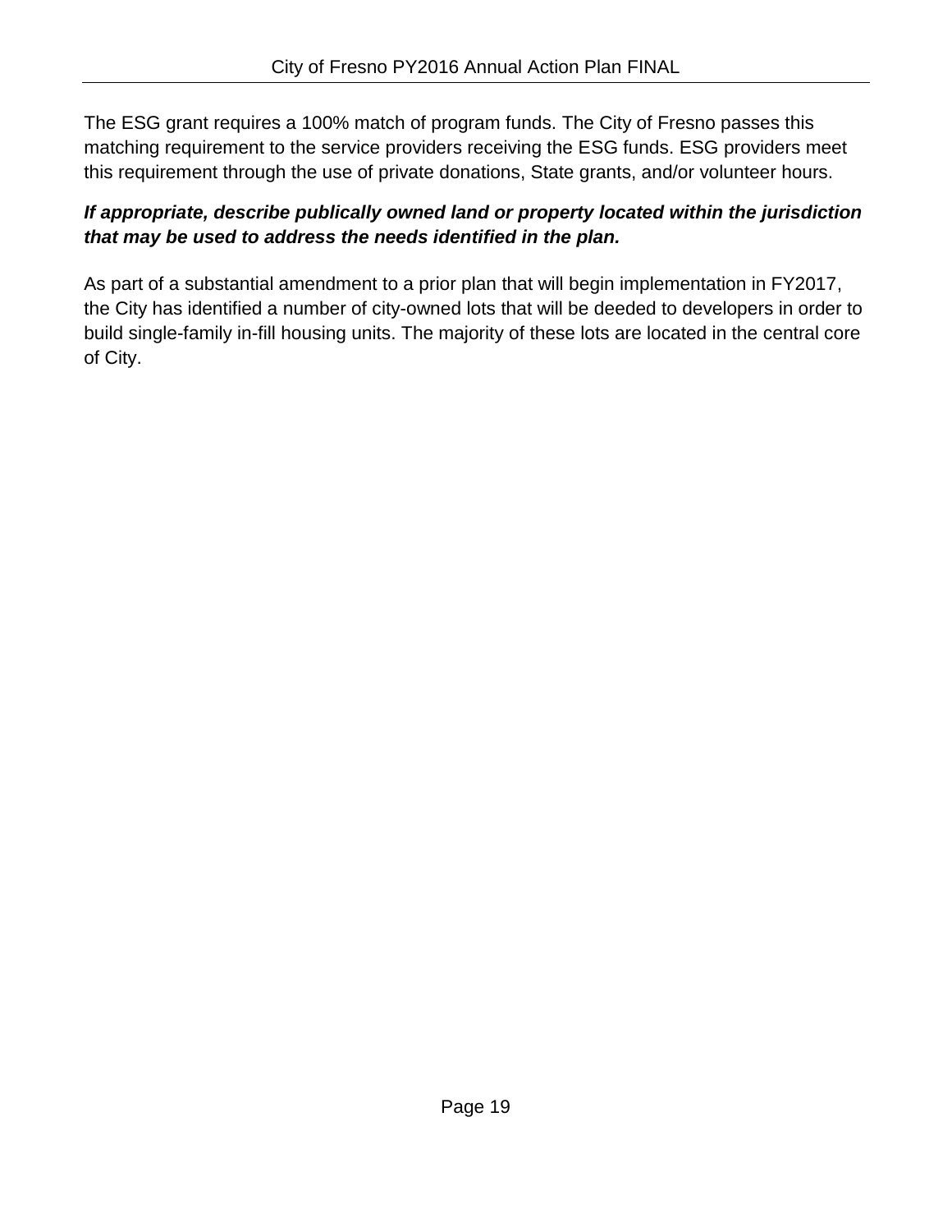The ESG grant requires a 100% match of program funds. The City of Fresno passes this matching requirement to the service providers receiving the ESG funds. ESG providers meet this requirement through the use of private donations, State grants, and/or volunteer hours.

***If appropriate, describe publically owned land or property located within the jurisdiction that may be used to address the needs identified in the plan.***

As part of a substantial amendment to a prior plan that will begin implementation in FY2017, the City has identified a number of city-owned lots that will be deeded to developers in order to build single-family in-fill housing units. The majority of these lots are located in the central core of City.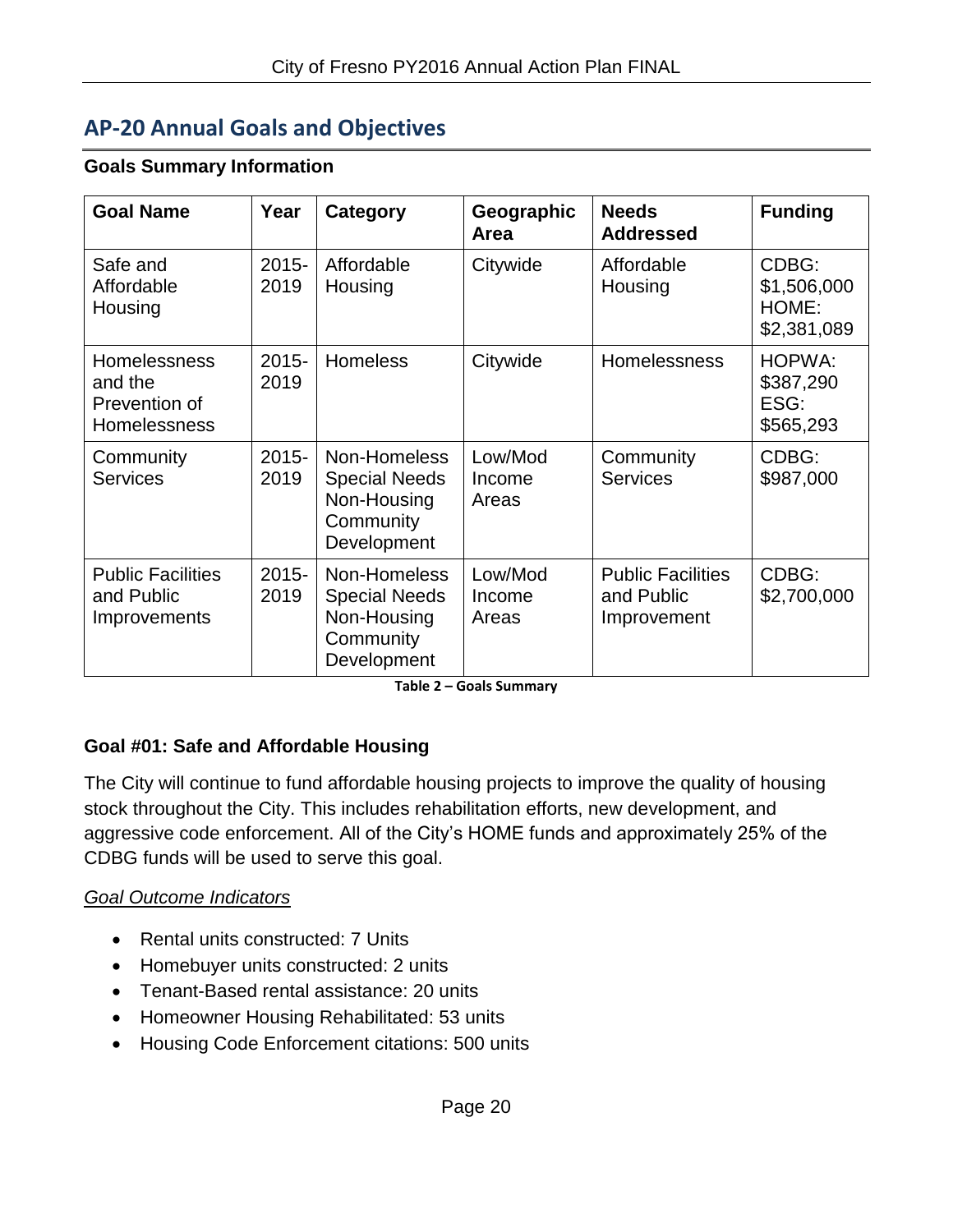## AP-20 Annual Goals and Objectives

**Goals Summary Information**

| Goal Name | Year | Category | Geographic Area | Needs Addressed | Funding |
|---|---|---|---|---|---|
| Safe and Affordable Housing | 2015-2019 | Affordable Housing | Citywide | Affordable Housing | CDBG: \$1,506,000 HOME: \$2,381,089 |
| Homelessness and the Prevention of Homelessness | 2015-2019 | Homeless | Citywide | Homelessness | HOPWA: \$387,290 ESG: \$565,293 |
| Community Services | 2015-2019 | Non-Homeless Special Needs Non-Housing Community Development | Low/Mod Income Areas | Community Services | CDBG: \$987,000 |
| Public Facilities and Public Improvements | 2015-2019 | Non-Homeless Special Needs Non-Housing Community Development | Low/Mod Income Areas | Public Facilities and Public Improvement | CDBG: \$2,700,000 |

**Table 2 – Goals Summary**

**Goal #01: Safe and Affordable Housing**

The City will continue to fund affordable housing projects to improve the quality of housing stock throughout the City. This includes rehabilitation efforts, new development, and aggressive code enforcement. All of the City's HOME funds and approximately 25% of the CDBG funds will be used to serve this goal.

*Goal Outcome Indicators*

- Rental units constructed: 7 Units
- Homebuyer units constructed: 2 units
- Tenant-Based rental assistance: 20 units
- Homeowner Housing Rehabilitated: 53 units
- Housing Code Enforcement citations: 500 units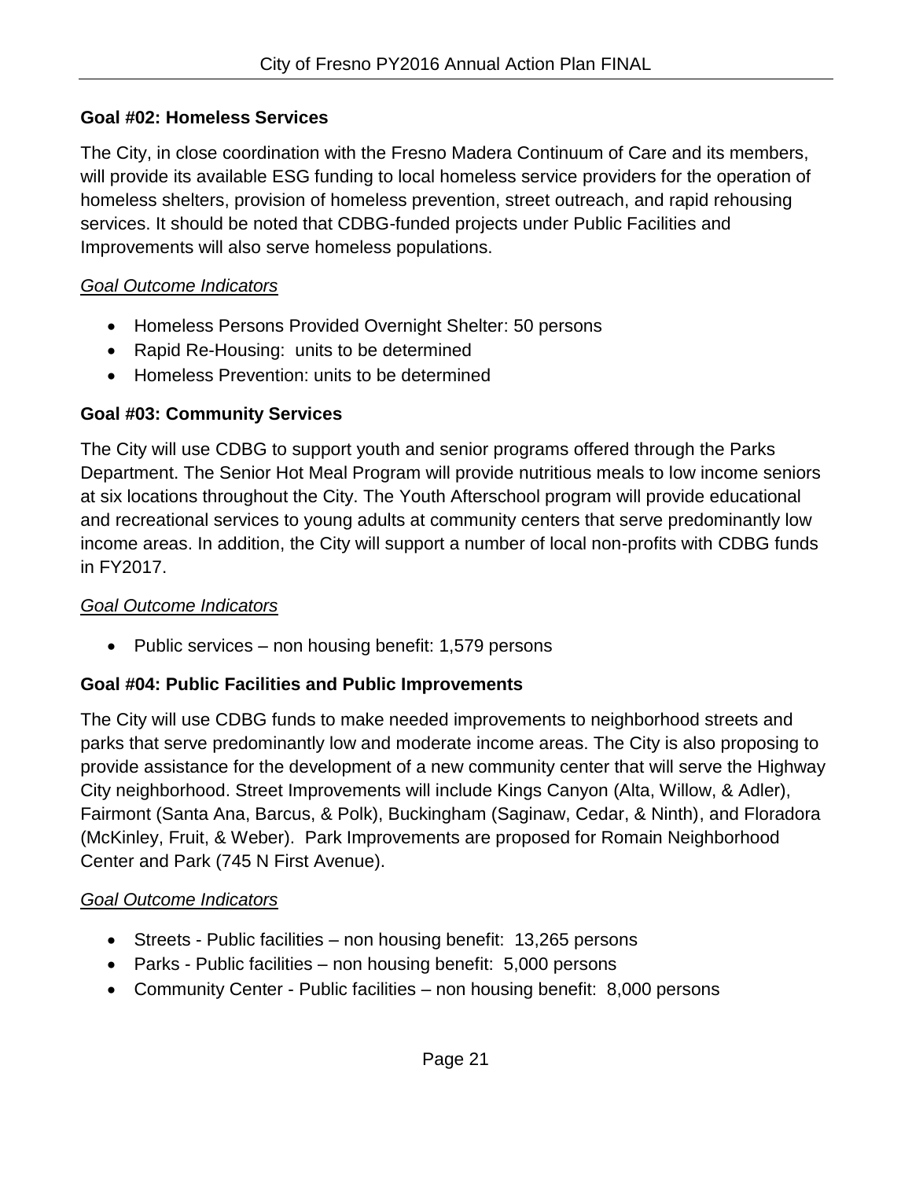**Goal #02: Homeless Services**

The City, in close coordination with the Fresno Madera Continuum of Care and its members, will provide its available ESG funding to local homeless service providers for the operation of homeless shelters, provision of homeless prevention, street outreach, and rapid rehousing services. It should be noted that CDBG-funded projects under Public Facilities and Improvements will also serve homeless populations.

*Goal Outcome Indicators*

- Homeless Persons Provided Overnight Shelter: 50 persons
- Rapid Re-Housing: units to be determined
- Homeless Prevention: units to be determined

**Goal #03: Community Services**

The City will use CDBG to support youth and senior programs offered through the Parks Department. The Senior Hot Meal Program will provide nutritious meals to low income seniors at six locations throughout the City. The Youth Afterschool program will provide educational and recreational services to young adults at community centers that serve predominantly low income areas. In addition, the City will support a number of local non-profits with CDBG funds in FY2017.

*Goal Outcome Indicators*

- Public services – non housing benefit: 1,579 persons

**Goal #04: Public Facilities and Public Improvements**

The City will use CDBG funds to make needed improvements to neighborhood streets and parks that serve predominantly low and moderate income areas. The City is also proposing to provide assistance for the development of a new community center that will serve the Highway City neighborhood. Street Improvements will include Kings Canyon (Alta, Willow, & Adler), Fairmont (Santa Ana, Barcus, & Polk), Buckingham (Saginaw, Cedar, & Ninth), and Floradora (McKinley, Fruit, & Weber). Park Improvements are proposed for Romain Neighborhood Center and Park (745 N First Avenue).

*Goal Outcome Indicators*

- Streets - Public facilities – non housing benefit: 13,265 persons
- Parks - Public facilities – non housing benefit: 5,000 persons
- Community Center - Public facilities – non housing benefit: 8,000 persons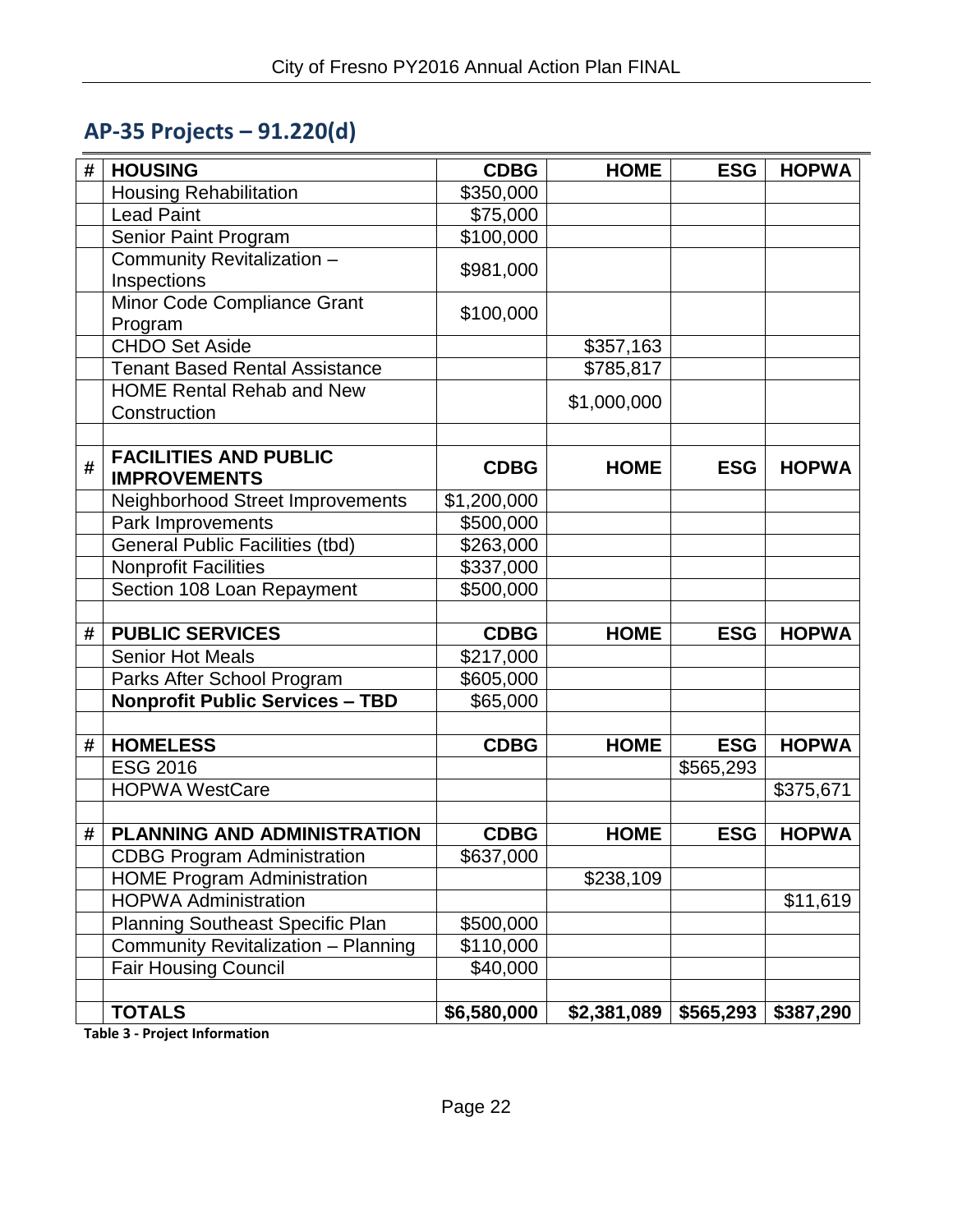## AP-35 Projects – 91.220(d)

| # | HOUSING | CDBG | HOME | ESG | HOPWA |
|---|---|---|---|---|---|
| | Housing Rehabilitation | $350,000 | | | |
| | Lead Paint | $75,000 | | | |
| | Senior Paint Program | $100,000 | | | |
| | Community Revitalization – Inspections | $981,000 | | | |
| | Minor Code Compliance Grant Program | $100,000 | | | |
| | CHDO Set Aside | | $357,163 | | |
| | Tenant Based Rental Assistance | | $785,817 | | |
| | HOME Rental Rehab and New Construction | | $1,000,000 | | |
| | | | | | |
| **#** | **FACILITIES AND PUBLIC IMPROVEMENTS** | **CDBG** | **HOME** | **ESG** | **HOPWA** |
| | Neighborhood Street Improvements | $1,200,000 | | | |
| | Park Improvements | $500,000 | | | |
| | General Public Facilities (tbd) | $263,000 | | | |
| | Nonprofit Facilities | $337,000 | | | |
| | Section 108 Loan Repayment | $500,000 | | | |
| | | | | | |
| **#** | **PUBLIC SERVICES** | **CDBG** | **HOME** | **ESG** | **HOPWA** |
| | Senior Hot Meals | $217,000 | | | |
| | Parks After School Program | $605,000 | | | |
| | **Nonprofit Public Services – TBD** | $65,000 | | | |
| | | | | | |
| **#** | **HOMELESS** | **CDBG** | **HOME** | **ESG** | **HOPWA** |
| | ESG 2016 | | | $565,293 | |
| | HOPWA WestCare | | | | $375,671 |
| | | | | | |
| **#** | **PLANNING AND ADMINISTRATION** | **CDBG** | **HOME** | **ESG** | **HOPWA** |
| | CDBG Program Administration | $637,000 | | | |
| | HOME Program Administration | | $238,109 | | |
| | HOPWA Administration | | | | $11,619 |
| | Planning Southeast Specific Plan | $500,000 | | | |
| | Community Revitalization – Planning | $110,000 | | | |
| | Fair Housing Council | $40,000 | | | |
| | | | | | |
| | **TOTALS** | **$6,580,000** | **$2,381,089** | **$565,293** | **$387,290** |

**Table 3 - Project Information**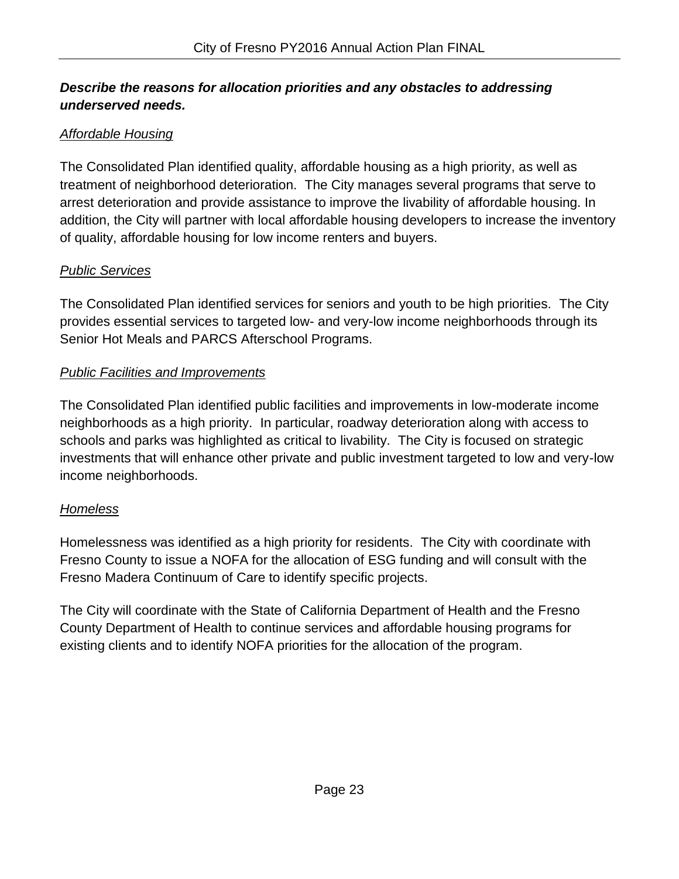***Describe the reasons for allocation priorities and any obstacles to addressing underserved needs.***

*Affordable Housing*

The Consolidated Plan identified quality, affordable housing as a high priority, as well as treatment of neighborhood deterioration. The City manages several programs that serve to arrest deterioration and provide assistance to improve the livability of affordable housing. In addition, the City will partner with local affordable housing developers to increase the inventory of quality, affordable housing for low income renters and buyers.

*Public Services*

The Consolidated Plan identified services for seniors and youth to be high priorities. The City provides essential services to targeted low- and very-low income neighborhoods through its Senior Hot Meals and PARCS Afterschool Programs.

*Public Facilities and Improvements*

The Consolidated Plan identified public facilities and improvements in low-moderate income neighborhoods as a high priority. In particular, roadway deterioration along with access to schools and parks was highlighted as critical to livability. The City is focused on strategic investments that will enhance other private and public investment targeted to low and very-low income neighborhoods.

*Homeless*

Homelessness was identified as a high priority for residents. The City with coordinate with Fresno County to issue a NOFA for the allocation of ESG funding and will consult with the Fresno Madera Continuum of Care to identify specific projects.

The City will coordinate with the State of California Department of Health and the Fresno County Department of Health to continue services and affordable housing programs for existing clients and to identify NOFA priorities for the allocation of the program.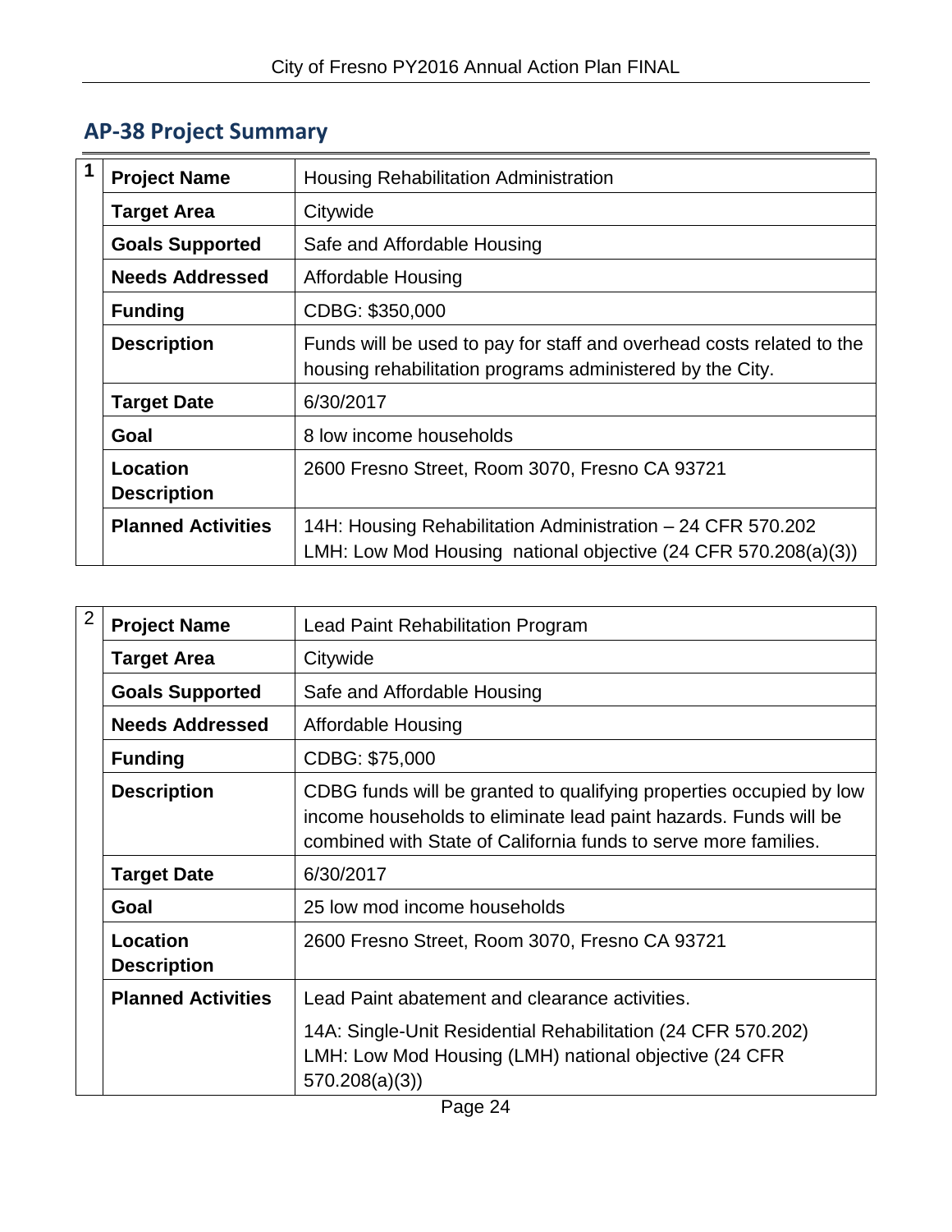## AP-38 Project Summary

| | | |
|---|---|---|
| 1 | **Project Name** | Housing Rehabilitation Administration |
| | **Target Area** | Citywide |
| | **Goals Supported** | Safe and Affordable Housing |
| | **Needs Addressed** | Affordable Housing |
| | **Funding** | CDBG: $350,000 |
| | **Description** | Funds will be used to pay for staff and overhead costs related to the housing rehabilitation programs administered by the City. |
| | **Target Date** | 6/30/2017 |
| | **Goal** | 8 low income households |
| | **Location Description** | 2600 Fresno Street, Room 3070, Fresno CA 93721 |
| | **Planned Activities** | 14H: Housing Rehabilitation Administration – 24 CFR 570.202<br>LMH: Low Mod Housing national objective (24 CFR 570.208(a)(3)) |

| | | |
|---|---|---|
| 2 | **Project Name** | Lead Paint Rehabilitation Program |
| | **Target Area** | Citywide |
| | **Goals Supported** | Safe and Affordable Housing |
| | **Needs Addressed** | Affordable Housing |
| | **Funding** | CDBG: $75,000 |
| | **Description** | CDBG funds will be granted to qualifying properties occupied by low income households to eliminate lead paint hazards. Funds will be combined with State of California funds to serve more families. |
| | **Target Date** | 6/30/2017 |
| | **Goal** | 25 low mod income households |
| | **Location Description** | 2600 Fresno Street, Room 3070, Fresno CA 93721 |
| | **Planned Activities** | Lead Paint abatement and clearance activities.<br>14A: Single-Unit Residential Rehabilitation (24 CFR 570.202)<br>LMH: Low Mod Housing (LMH) national objective (24 CFR 570.208(a)(3)) |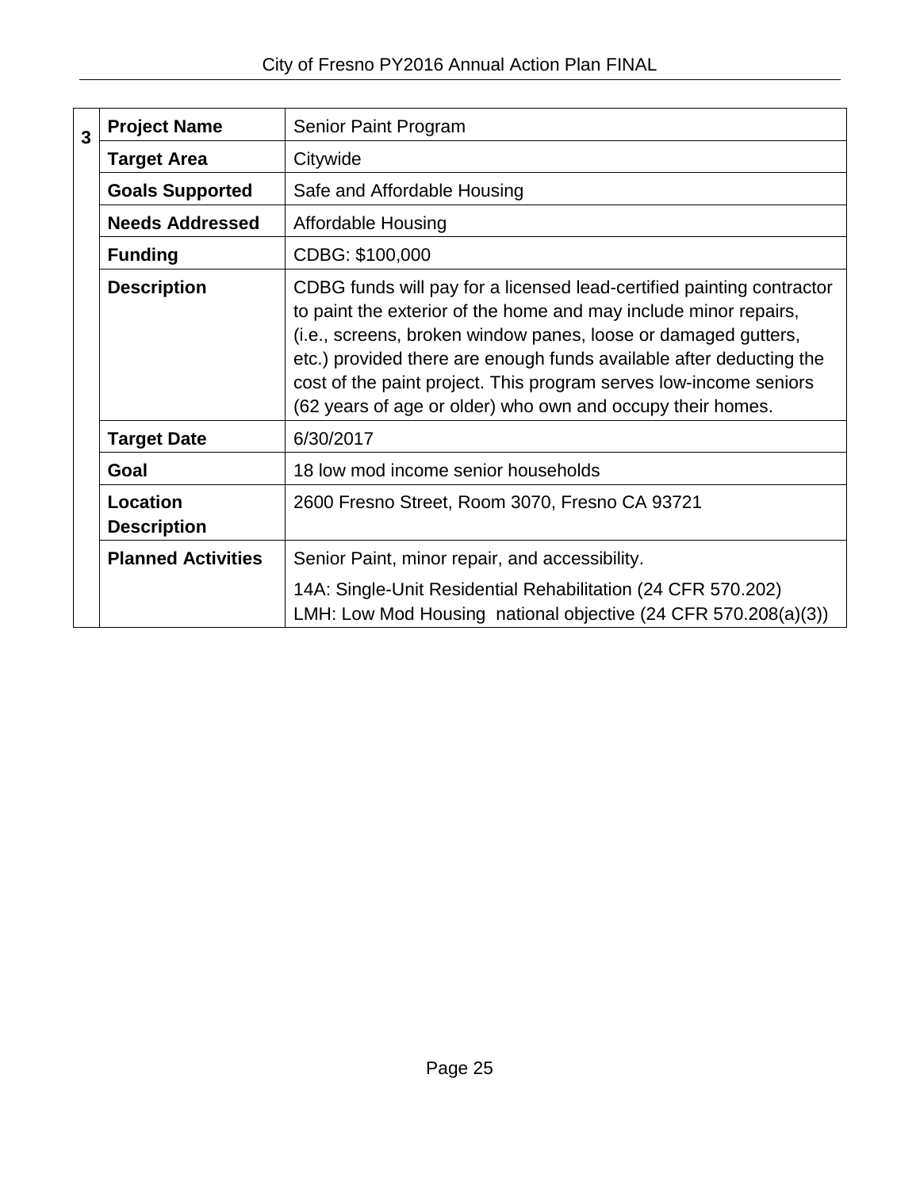| | | |
|---|---|---|
| **3** | **Project Name** | Senior Paint Program |
| | **Target Area** | Citywide |
| | **Goals Supported** | Safe and Affordable Housing |
| | **Needs Addressed** | Affordable Housing |
| | **Funding** | CDBG: $100,000 |
| | **Description** | CDBG funds will pay for a licensed lead-certified painting contractor to paint the exterior of the home and may include minor repairs, (i.e., screens, broken window panes, loose or damaged gutters, etc.) provided there are enough funds available after deducting the cost of the paint project. This program serves low-income seniors (62 years of age or older) who own and occupy their homes. |
| | **Target Date** | 6/30/2017 |
| | **Goal** | 18 low mod income senior households |
| | **Location Description** | 2600 Fresno Street, Room 3070, Fresno CA 93721 |
| | **Planned Activities** | Senior Paint, minor repair, and accessibility.<br>14A: Single-Unit Residential Rehabilitation (24 CFR 570.202)<br>LMH: Low Mod Housing national objective (24 CFR 570.208(a)(3)) |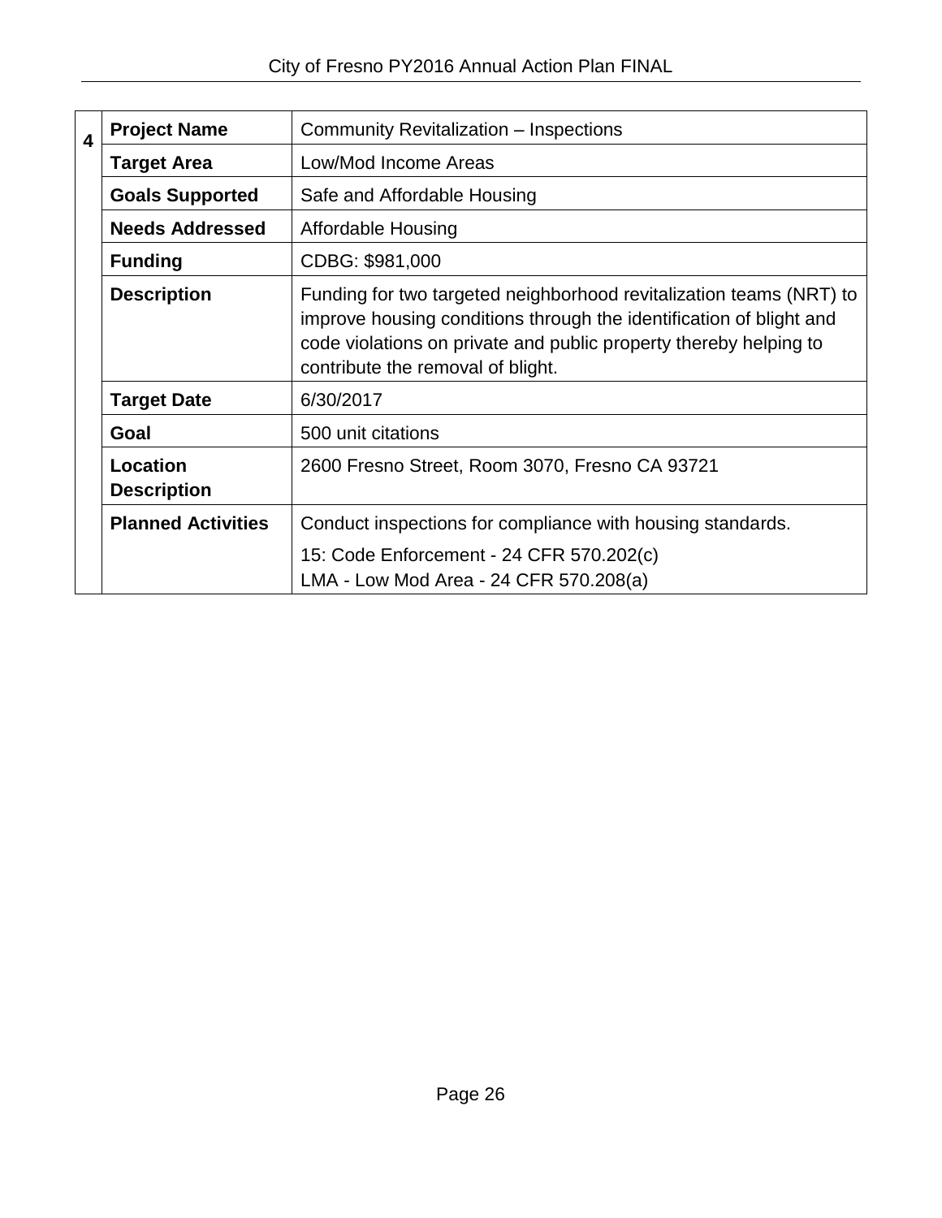| | | |
|---|---|---|
| 4 | **Project Name** | Community Revitalization – Inspections |
| | **Target Area** | Low/Mod Income Areas |
| | **Goals Supported** | Safe and Affordable Housing |
| | **Needs Addressed** | Affordable Housing |
| | **Funding** | CDBG: $981,000 |
| | **Description** | Funding for two targeted neighborhood revitalization teams (NRT) to improve housing conditions through the identification of blight and code violations on private and public property thereby helping to contribute the removal of blight. |
| | **Target Date** | 6/30/2017 |
| | **Goal** | 500 unit citations |
| | **Location Description** | 2600 Fresno Street, Room 3070, Fresno CA 93721 |
| | **Planned Activities** | Conduct inspections for compliance with housing standards.<br>15: Code Enforcement - 24 CFR 570.202(c)<br>LMA - Low Mod Area - 24 CFR 570.208(a) |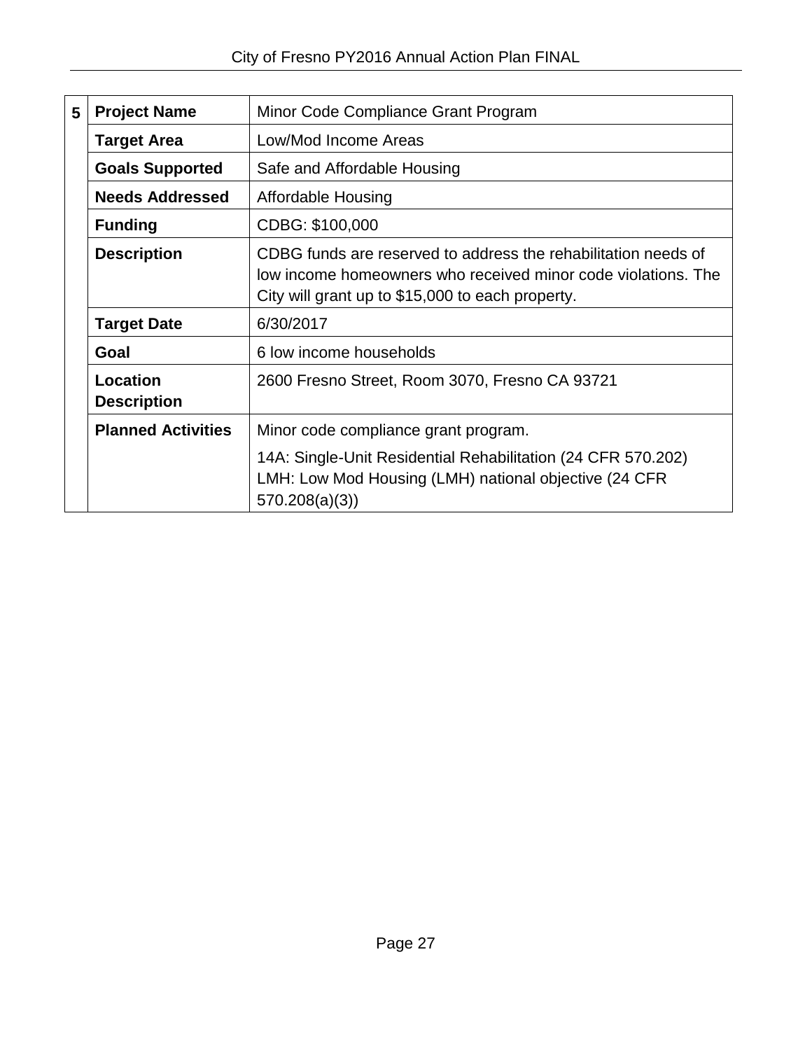| | | |
|---|---|---|
| **5** | **Project Name** | Minor Code Compliance Grant Program |
| | **Target Area** | Low/Mod Income Areas |
| | **Goals Supported** | Safe and Affordable Housing |
| | **Needs Addressed** | Affordable Housing |
| | **Funding** | CDBG: $100,000 |
| | **Description** | CDBG funds are reserved to address the rehabilitation needs of low income homeowners who received minor code violations. The City will grant up to $15,000 to each property. |
| | **Target Date** | 6/30/2017 |
| | **Goal** | 6 low income households |
| | **Location Description** | 2600 Fresno Street, Room 3070, Fresno CA 93721 |
| | **Planned Activities** | Minor code compliance grant program.<br><br>14A: Single-Unit Residential Rehabilitation (24 CFR 570.202) LMH: Low Mod Housing (LMH) national objective (24 CFR 570.208(a)(3)) |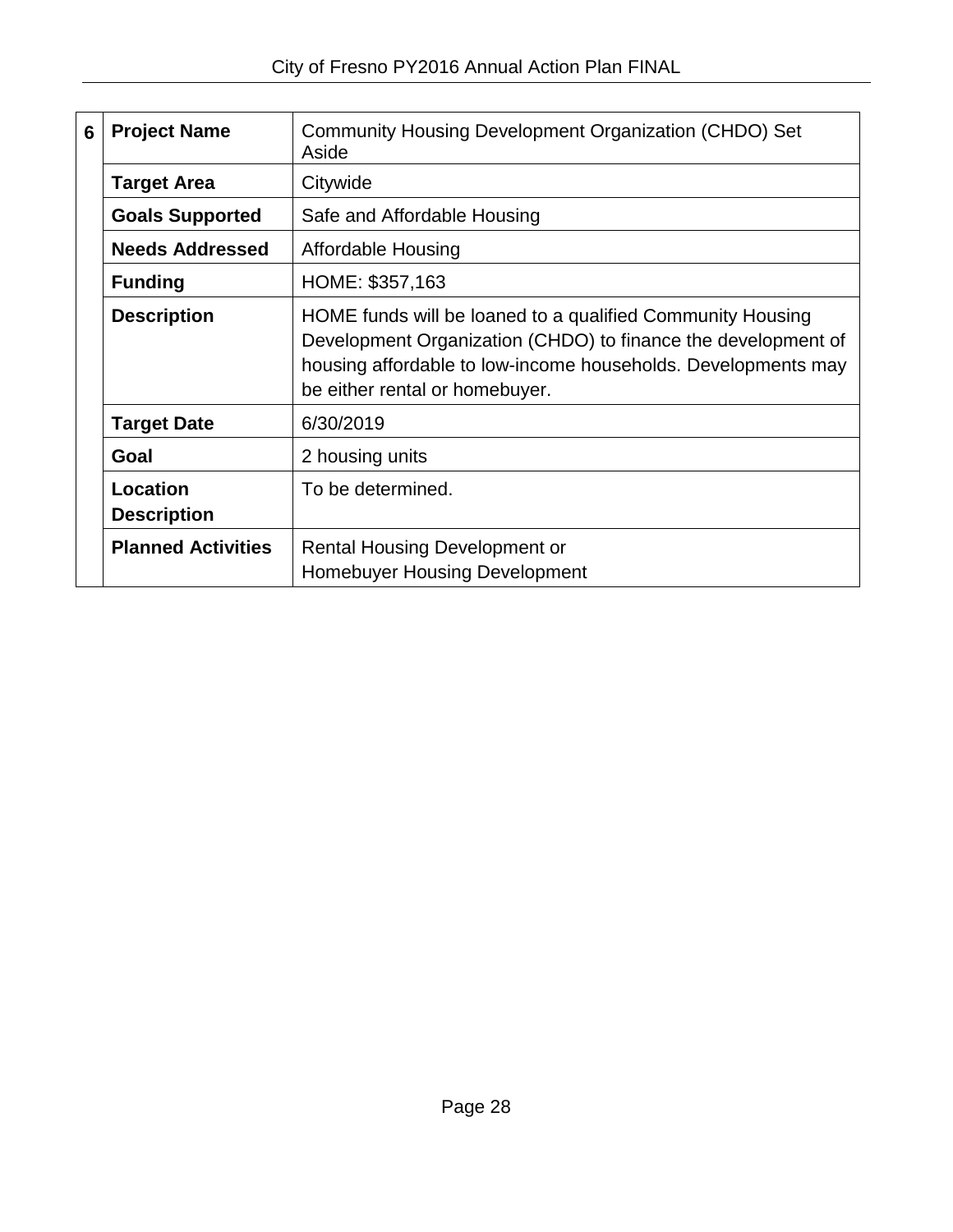| | | |
|---|---|---|
| 6 | **Project Name** | Community Housing Development Organization (CHDO) Set Aside |
| | **Target Area** | Citywide |
| | **Goals Supported** | Safe and Affordable Housing |
| | **Needs Addressed** | Affordable Housing |
| | **Funding** | HOME: $357,163 |
| | **Description** | HOME funds will be loaned to a qualified Community Housing Development Organization (CHDO) to finance the development of housing affordable to low-income households. Developments may be either rental or homebuyer. |
| | **Target Date** | 6/30/2019 |
| | **Goal** | 2 housing units |
| | **Location Description** | To be determined. |
| | **Planned Activities** | Rental Housing Development or<br>Homebuyer Housing Development |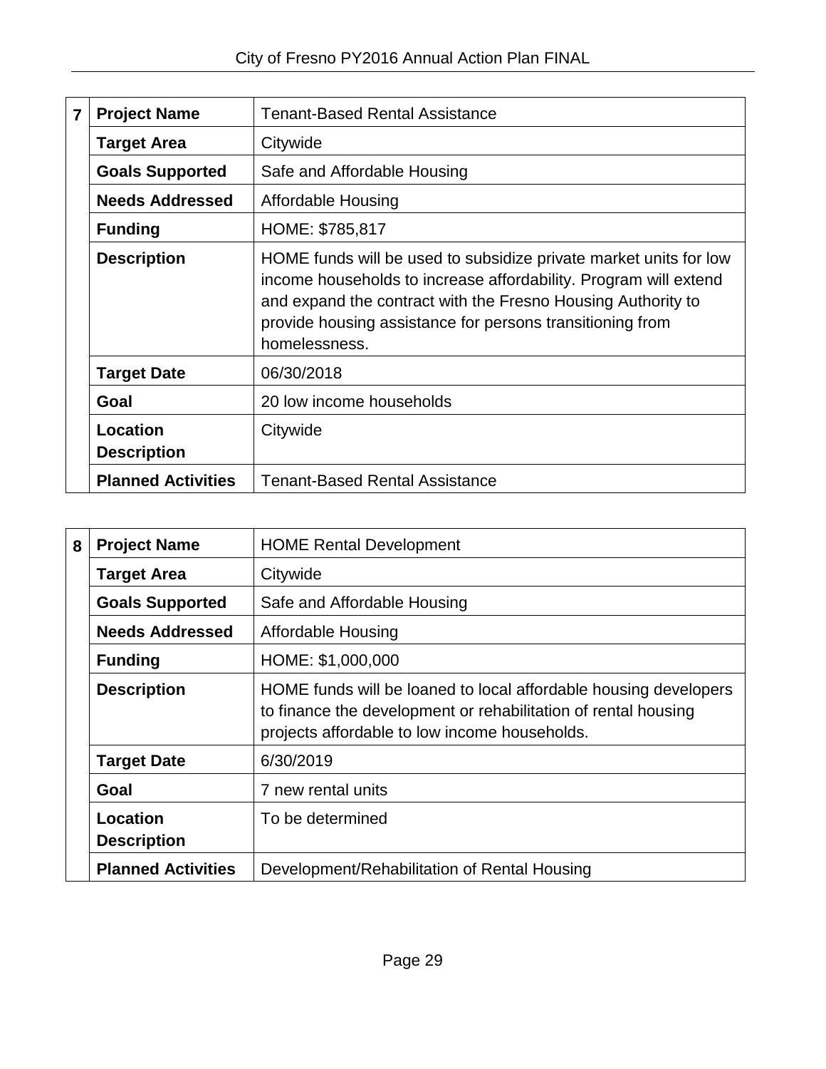| 7 | | |
| --- | --- | --- |
| | **Project Name** | Tenant-Based Rental Assistance |
| | **Target Area** | Citywide |
| | **Goals Supported** | Safe and Affordable Housing |
| | **Needs Addressed** | Affordable Housing |
| | **Funding** | HOME: $785,817 |
| | **Description** | HOME funds will be used to subsidize private market units for low income households to increase affordability. Program will extend and expand the contract with the Fresno Housing Authority to provide housing assistance for persons transitioning from homelessness. |
| | **Target Date** | 06/30/2018 |
| | **Goal** | 20 low income households |
| | **Location Description** | Citywide |
| | **Planned Activities** | Tenant-Based Rental Assistance |

| 8 | | |
| --- | --- | --- |
| | **Project Name** | HOME Rental Development |
| | **Target Area** | Citywide |
| | **Goals Supported** | Safe and Affordable Housing |
| | **Needs Addressed** | Affordable Housing |
| | **Funding** | HOME: $1,000,000 |
| | **Description** | HOME funds will be loaned to local affordable housing developers to finance the development or rehabilitation of rental housing projects affordable to low income households. |
| | **Target Date** | 6/30/2019 |
| | **Goal** | 7 new rental units |
| | **Location Description** | To be determined |
| | **Planned Activities** | Development/Rehabilitation of Rental Housing |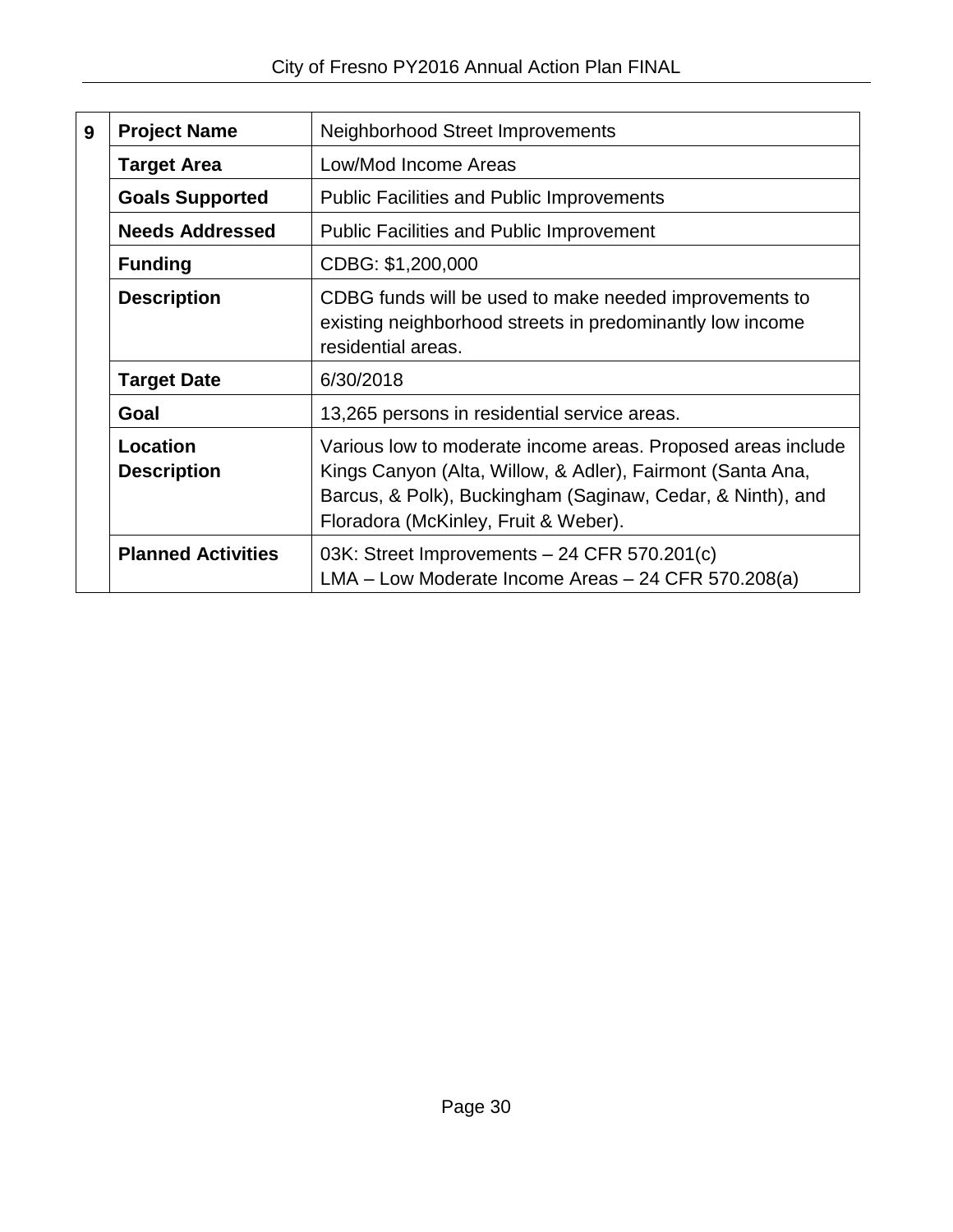| | | |
|---|---|---|
| **9** | **Project Name** | Neighborhood Street Improvements |
| | **Target Area** | Low/Mod Income Areas |
| | **Goals Supported** | Public Facilities and Public Improvements |
| | **Needs Addressed** | Public Facilities and Public Improvement |
| | **Funding** | CDBG: $1,200,000 |
| | **Description** | CDBG funds will be used to make needed improvements to existing neighborhood streets in predominantly low income residential areas. |
| | **Target Date** | 6/30/2018 |
| | **Goal** | 13,265 persons in residential service areas. |
| | **Location Description** | Various low to moderate income areas. Proposed areas include Kings Canyon (Alta, Willow, & Adler), Fairmont (Santa Ana, Barcus, & Polk), Buckingham (Saginaw, Cedar, & Ninth), and Floradora (McKinley, Fruit & Weber). |
| | **Planned Activities** | 03K: Street Improvements – 24 CFR 570.201(c)<br>LMA – Low Moderate Income Areas – 24 CFR 570.208(a) |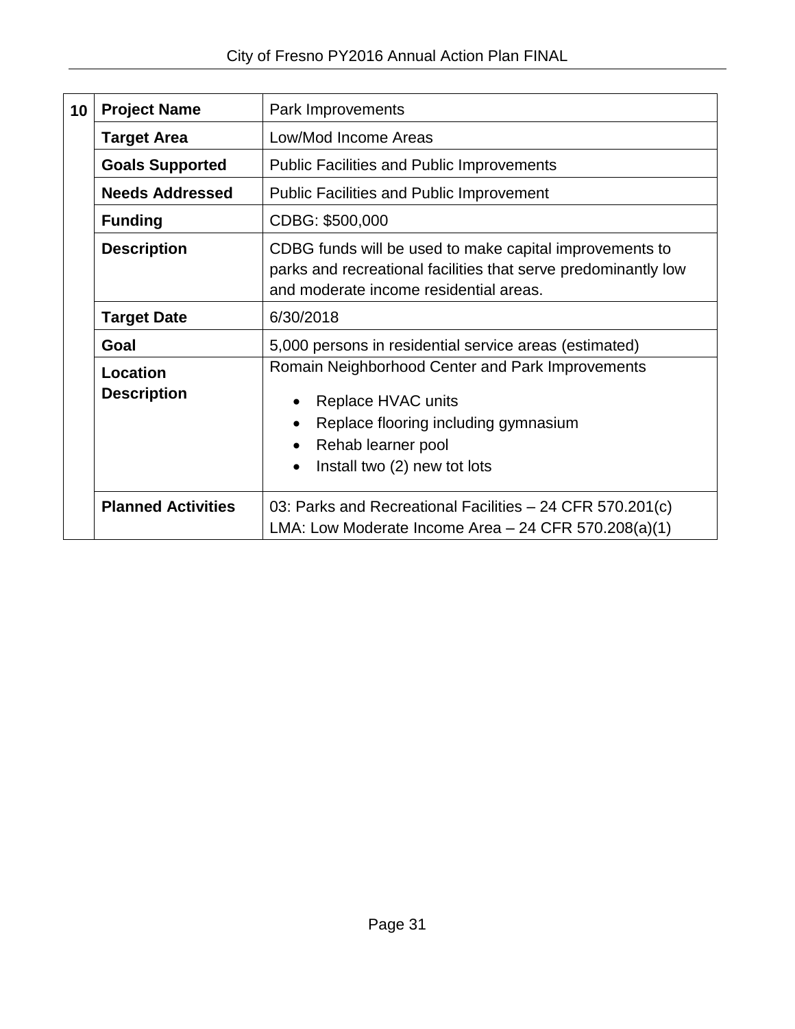| | | |
|---|---|---|
| 10 | **Project Name** | Park Improvements |
| | **Target Area** | Low/Mod Income Areas |
| | **Goals Supported** | Public Facilities and Public Improvements |
| | **Needs Addressed** | Public Facilities and Public Improvement |
| | **Funding** | CDBG: $500,000 |
| | **Description** | CDBG funds will be used to make capital improvements to parks and recreational facilities that serve predominantly low and moderate income residential areas. |
| | **Target Date** | 6/30/2018 |
| | **Goal** | 5,000 persons in residential service areas (estimated) |
| | **Location Description** | Romain Neighborhood Center and Park Improvements<br>• Replace HVAC units<br>• Replace flooring including gymnasium<br>• Rehab learner pool<br>• Install two (2) new tot lots |
| | **Planned Activities** | 03: Parks and Recreational Facilities – 24 CFR 570.201(c)<br>LMA: Low Moderate Income Area – 24 CFR 570.208(a)(1) |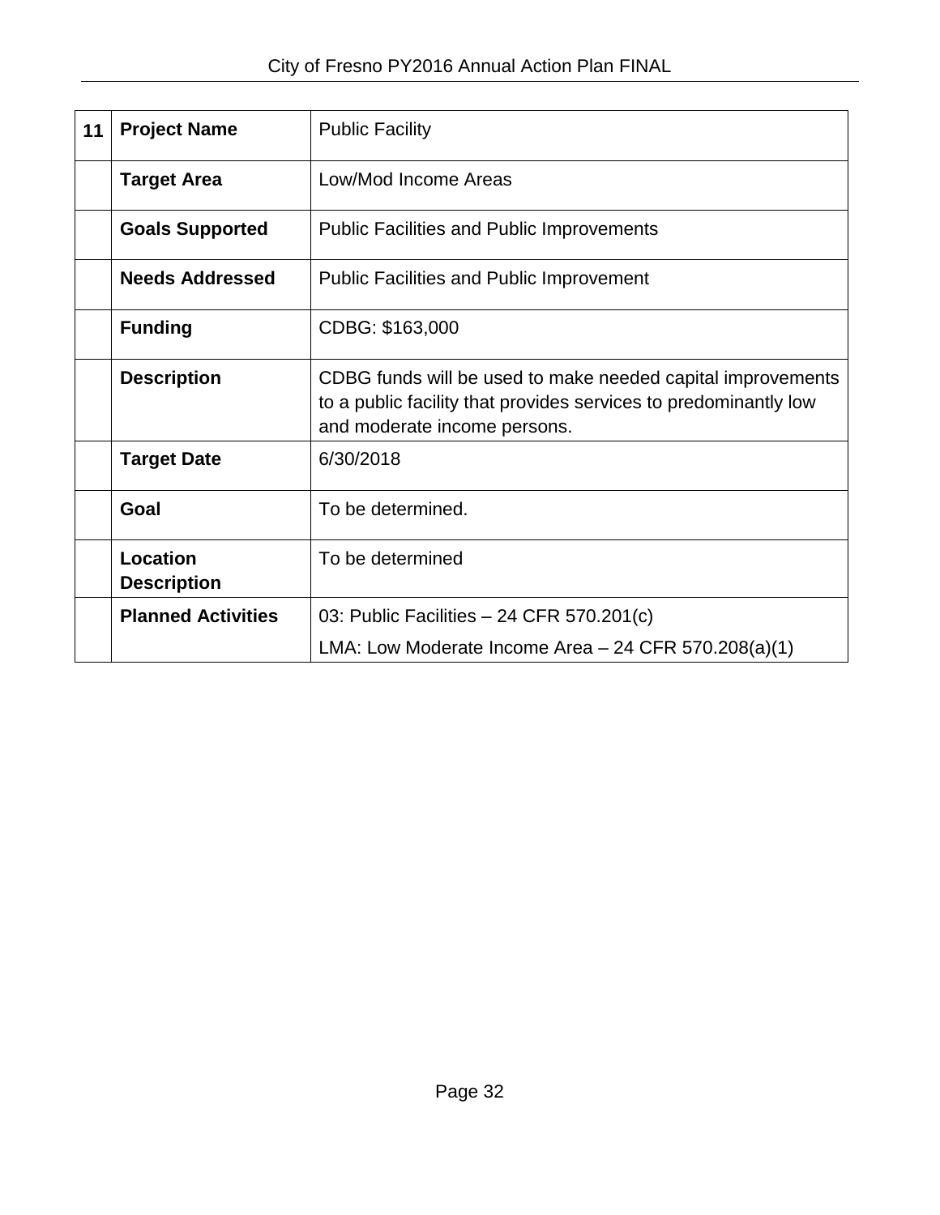| | | |
|---|---|---|
| **11** | **Project Name** | Public Facility |
| | **Target Area** | Low/Mod Income Areas |
| | **Goals Supported** | Public Facilities and Public Improvements |
| | **Needs Addressed** | Public Facilities and Public Improvement |
| | **Funding** | CDBG: $163,000 |
| | **Description** | CDBG funds will be used to make needed capital improvements to a public facility that provides services to predominantly low and moderate income persons. |
| | **Target Date** | 6/30/2018 |
| | **Goal** | To be determined. |
| | **Location Description** | To be determined |
| | **Planned Activities** | 03: Public Facilities – 24 CFR 570.201(c)<br>LMA: Low Moderate Income Area – 24 CFR 570.208(a)(1) |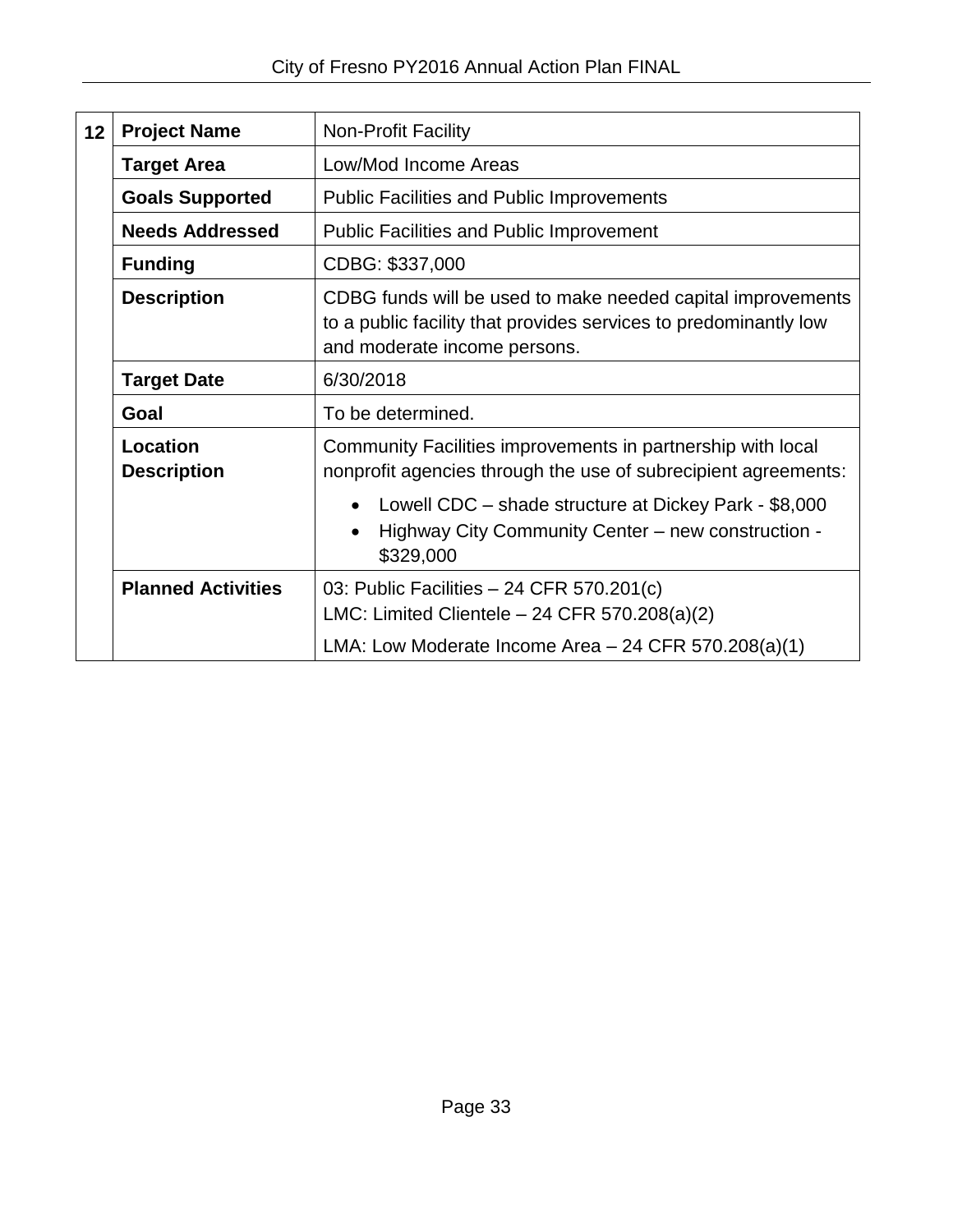| 12 | | |
|---|---|---|
| | **Project Name** | Non-Profit Facility |
| | **Target Area** | Low/Mod Income Areas |
| | **Goals Supported** | Public Facilities and Public Improvements |
| | **Needs Addressed** | Public Facilities and Public Improvement |
| | **Funding** | CDBG: $337,000 |
| | **Description** | CDBG funds will be used to make needed capital improvements to a public facility that provides services to predominantly low and moderate income persons. |
| | **Target Date** | 6/30/2018 |
| | **Goal** | To be determined. |
| | **Location Description** | Community Facilities improvements in partnership with local nonprofit agencies through the use of subrecipient agreements:<br>• Lowell CDC – shade structure at Dickey Park - $8,000<br>• Highway City Community Center – new construction - $329,000 |
| | **Planned Activities** | 03: Public Facilities – 24 CFR 570.201(c)<br>LMC: Limited Clientele – 24 CFR 570.208(a)(2)<br>LMA: Low Moderate Income Area – 24 CFR 570.208(a)(1) |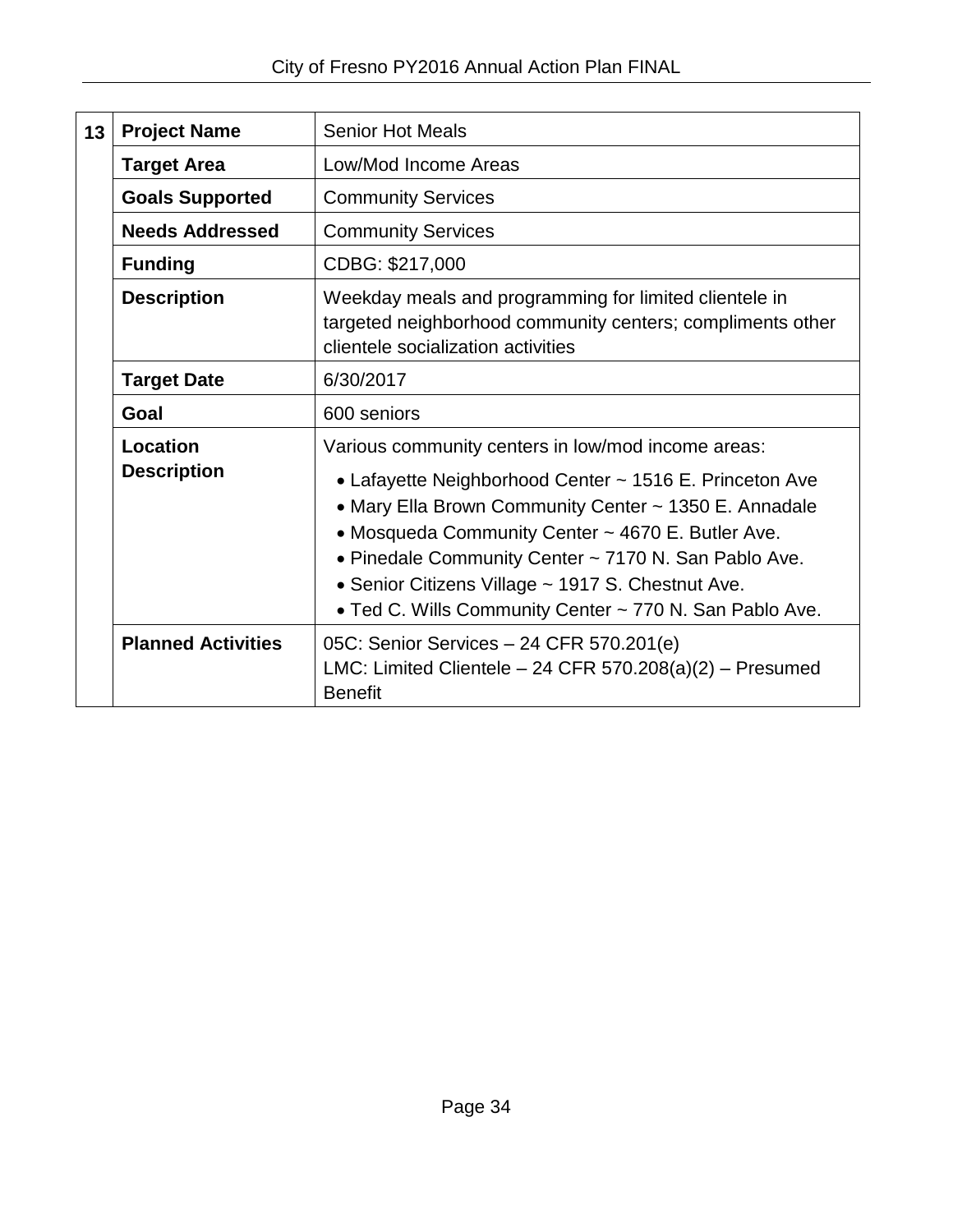| 13 | | |
|---|---|---|
| | **Project Name** | Senior Hot Meals |
| | **Target Area** | Low/Mod Income Areas |
| | **Goals Supported** | Community Services |
| | **Needs Addressed** | Community Services |
| | **Funding** | CDBG: $217,000 |
| | **Description** | Weekday meals and programming for limited clientele in targeted neighborhood community centers; compliments other clientele socialization activities |
| | **Target Date** | 6/30/2017 |
| | **Goal** | 600 seniors |
| | **Location Description** | Various community centers in low/mod income areas:<br>• Lafayette Neighborhood Center ~ 1516 E. Princeton Ave<br>• Mary Ella Brown Community Center ~ 1350 E. Annadale<br>• Mosqueda Community Center ~ 4670 E. Butler Ave.<br>• Pinedale Community Center ~ 7170 N. San Pablo Ave.<br>• Senior Citizens Village ~ 1917 S. Chestnut Ave.<br>• Ted C. Wills Community Center ~ 770 N. San Pablo Ave. |
| | **Planned Activities** | 05C: Senior Services – 24 CFR 570.201(e)<br>LMC: Limited Clientele – 24 CFR 570.208(a)(2) – Presumed Benefit |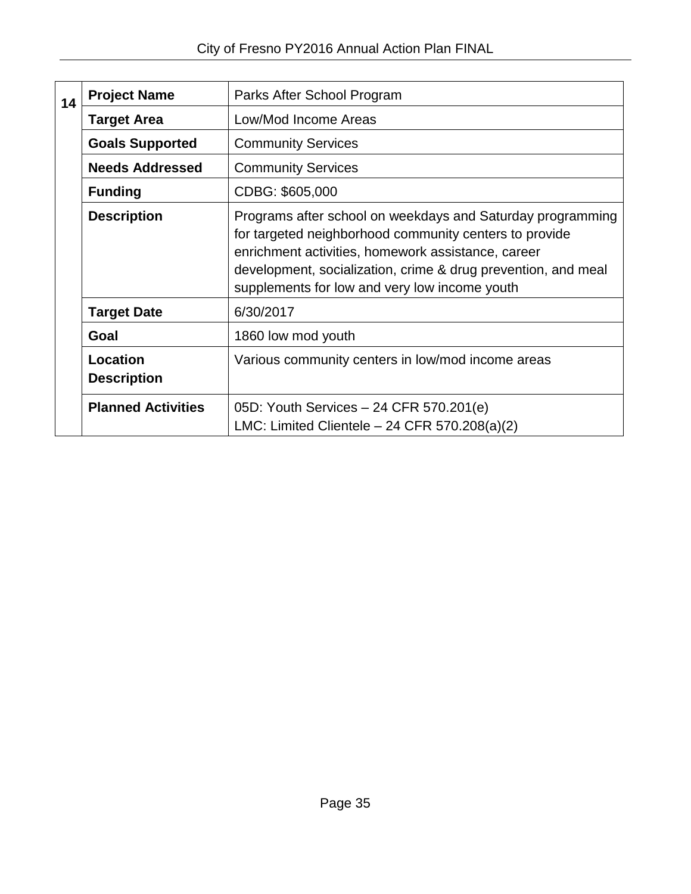| | | |
|---|---|---|
| 14 | **Project Name** | Parks After School Program |
| | **Target Area** | Low/Mod Income Areas |
| | **Goals Supported** | Community Services |
| | **Needs Addressed** | Community Services |
| | **Funding** | CDBG: $605,000 |
| | **Description** | Programs after school on weekdays and Saturday programming for targeted neighborhood community centers to provide enrichment activities, homework assistance, career development, socialization, crime & drug prevention, and meal supplements for low and very low income youth |
| | **Target Date** | 6/30/2017 |
| | **Goal** | 1860 low mod youth |
| | **Location Description** | Various community centers in low/mod income areas |
| | **Planned Activities** | 05D: Youth Services – 24 CFR 570.201(e)<br>LMC: Limited Clientele – 24 CFR 570.208(a)(2) |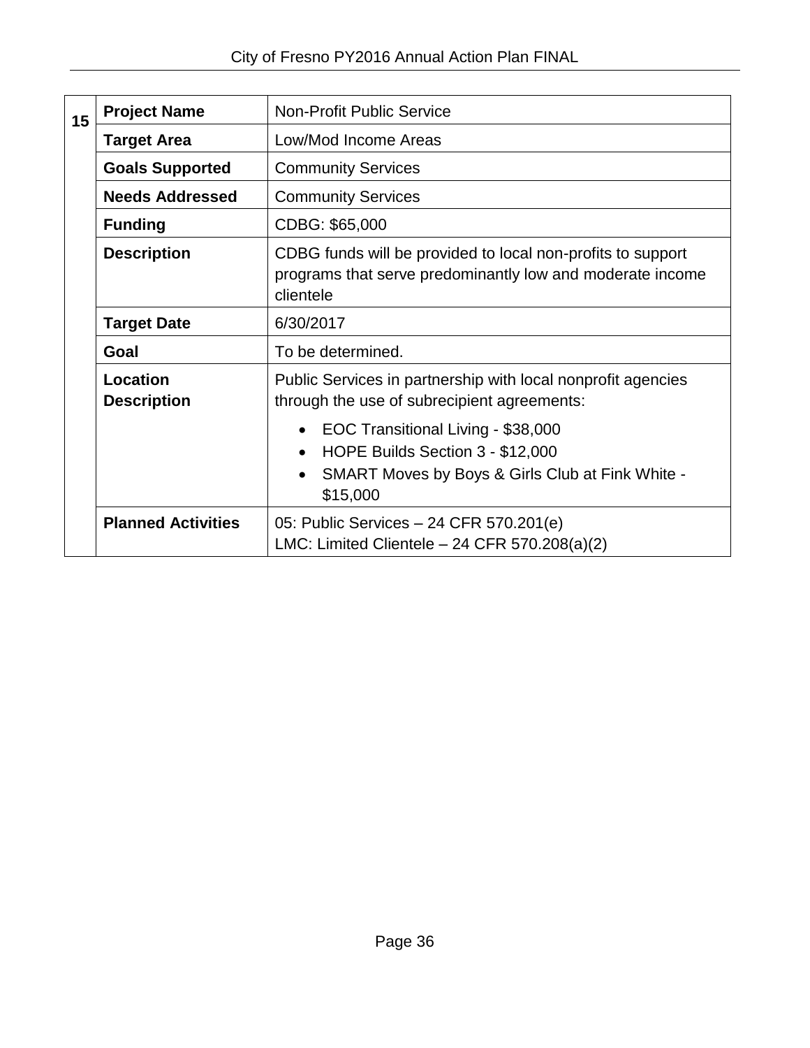| 15 | | |
|---|---|---|
| | **Project Name** | Non-Profit Public Service |
| | **Target Area** | Low/Mod Income Areas |
| | **Goals Supported** | Community Services |
| | **Needs Addressed** | Community Services |
| | **Funding** | CDBG: $65,000 |
| | **Description** | CDBG funds will be provided to local non-profits to support programs that serve predominantly low and moderate income clientele |
| | **Target Date** | 6/30/2017 |
| | **Goal** | To be determined. |
| | **Location Description** | Public Services in partnership with local nonprofit agencies through the use of subrecipient agreements: <br>• EOC Transitional Living - $38,000 <br>• HOPE Builds Section 3 - $12,000 <br>• SMART Moves by Boys & Girls Club at Fink White - $15,000 |
| | **Planned Activities** | 05: Public Services – 24 CFR 570.201(e)<br>LMC: Limited Clientele – 24 CFR 570.208(a)(2) |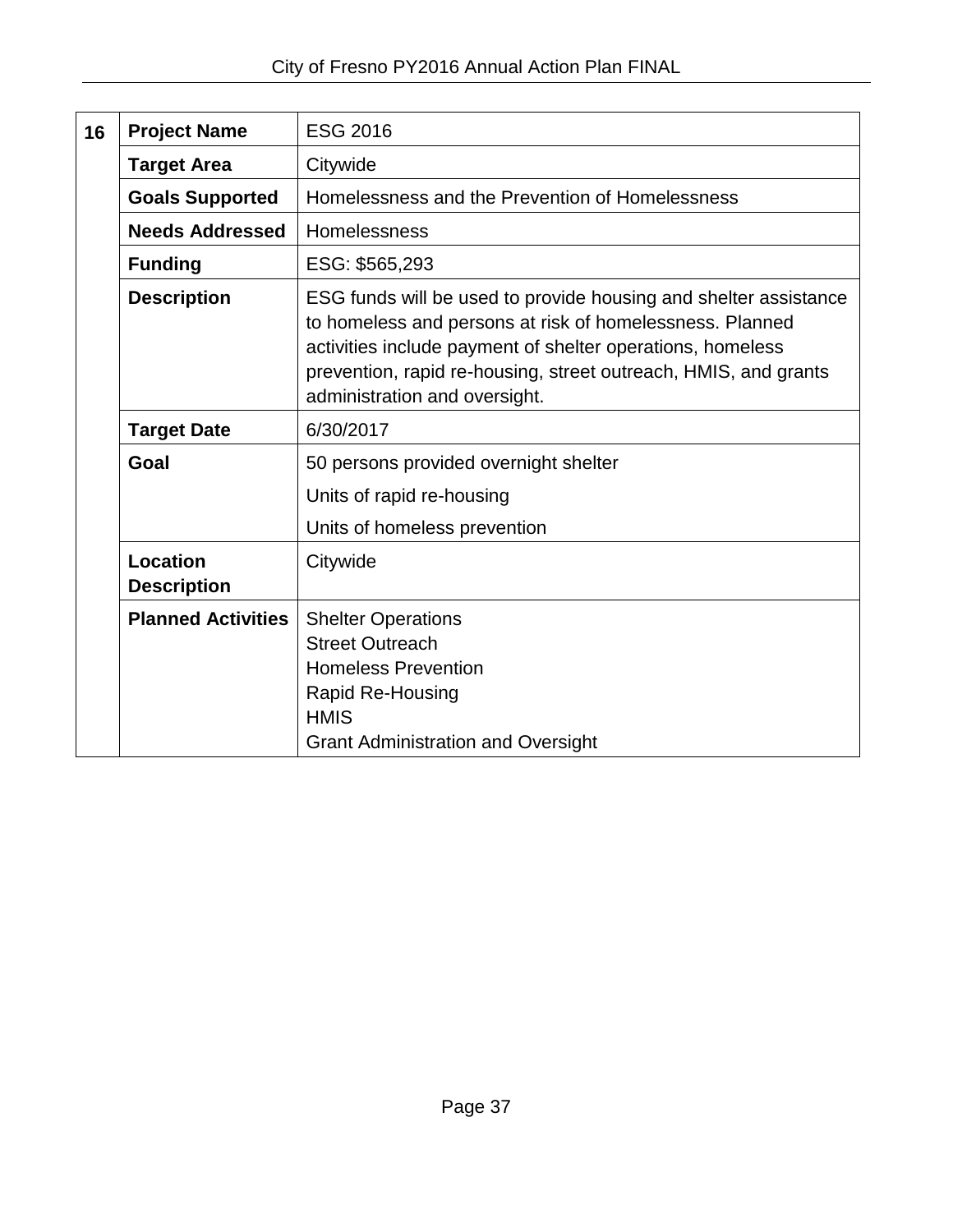| | | |
|---|---|---|
| 16 | **Project Name** | ESG 2016 |
| | **Target Area** | Citywide |
| | **Goals Supported** | Homelessness and the Prevention of Homelessness |
| | **Needs Addressed** | Homelessness |
| | **Funding** | ESG: $565,293 |
| | **Description** | ESG funds will be used to provide housing and shelter assistance to homeless and persons at risk of homelessness. Planned activities include payment of shelter operations, homeless prevention, rapid re-housing, street outreach, HMIS, and grants administration and oversight. |
| | **Target Date** | 6/30/2017 |
| | **Goal** | 50 persons provided overnight shelter<br>Units of rapid re-housing<br>Units of homeless prevention |
| | **Location Description** | Citywide |
| | **Planned Activities** | Shelter Operations<br>Street Outreach<br>Homeless Prevention<br>Rapid Re-Housing<br>HMIS<br>Grant Administration and Oversight |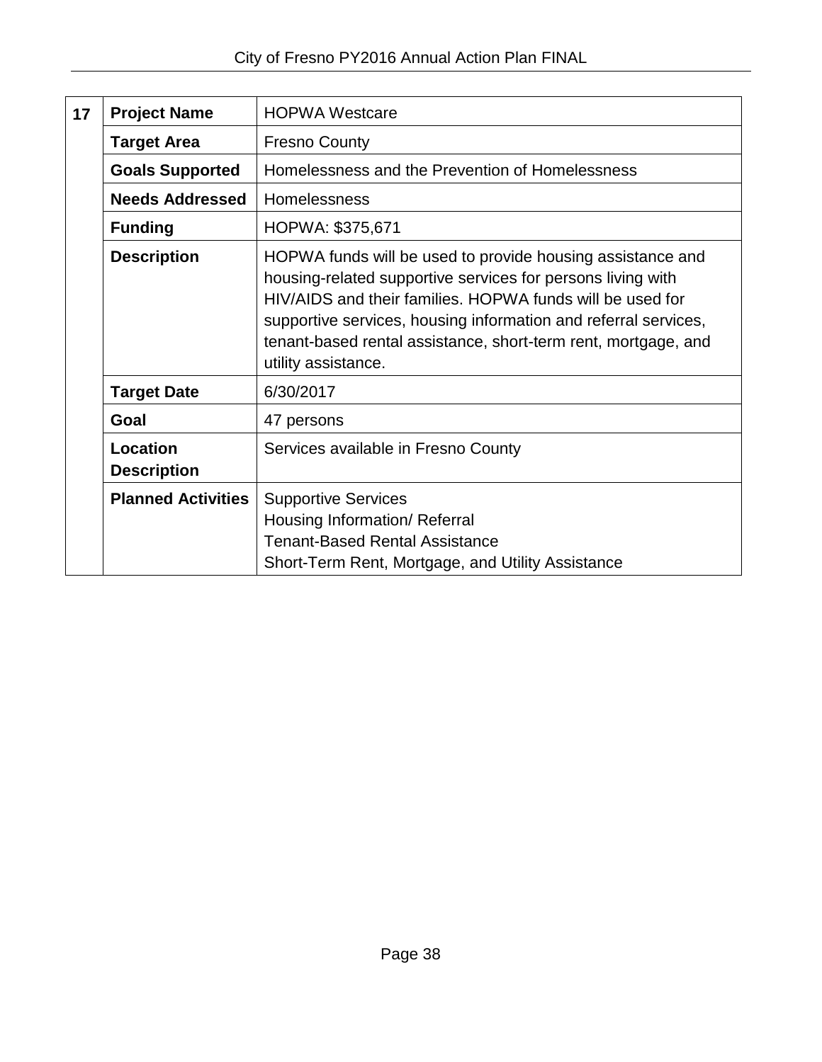| | | |
|---|---|---|
| **17** | **Project Name** | HOPWA Westcare |
| | **Target Area** | Fresno County |
| | **Goals Supported** | Homelessness and the Prevention of Homelessness |
| | **Needs Addressed** | Homelessness |
| | **Funding** | HOPWA: $375,671 |
| | **Description** | HOPWA funds will be used to provide housing assistance and housing-related supportive services for persons living with HIV/AIDS and their families. HOPWA funds will be used for supportive services, housing information and referral services, tenant-based rental assistance, short-term rent, mortgage, and utility assistance. |
| | **Target Date** | 6/30/2017 |
| | **Goal** | 47 persons |
| | **Location Description** | Services available in Fresno County |
| | **Planned Activities** | Supportive Services<br>Housing Information/ Referral<br>Tenant-Based Rental Assistance<br>Short-Term Rent, Mortgage, and Utility Assistance |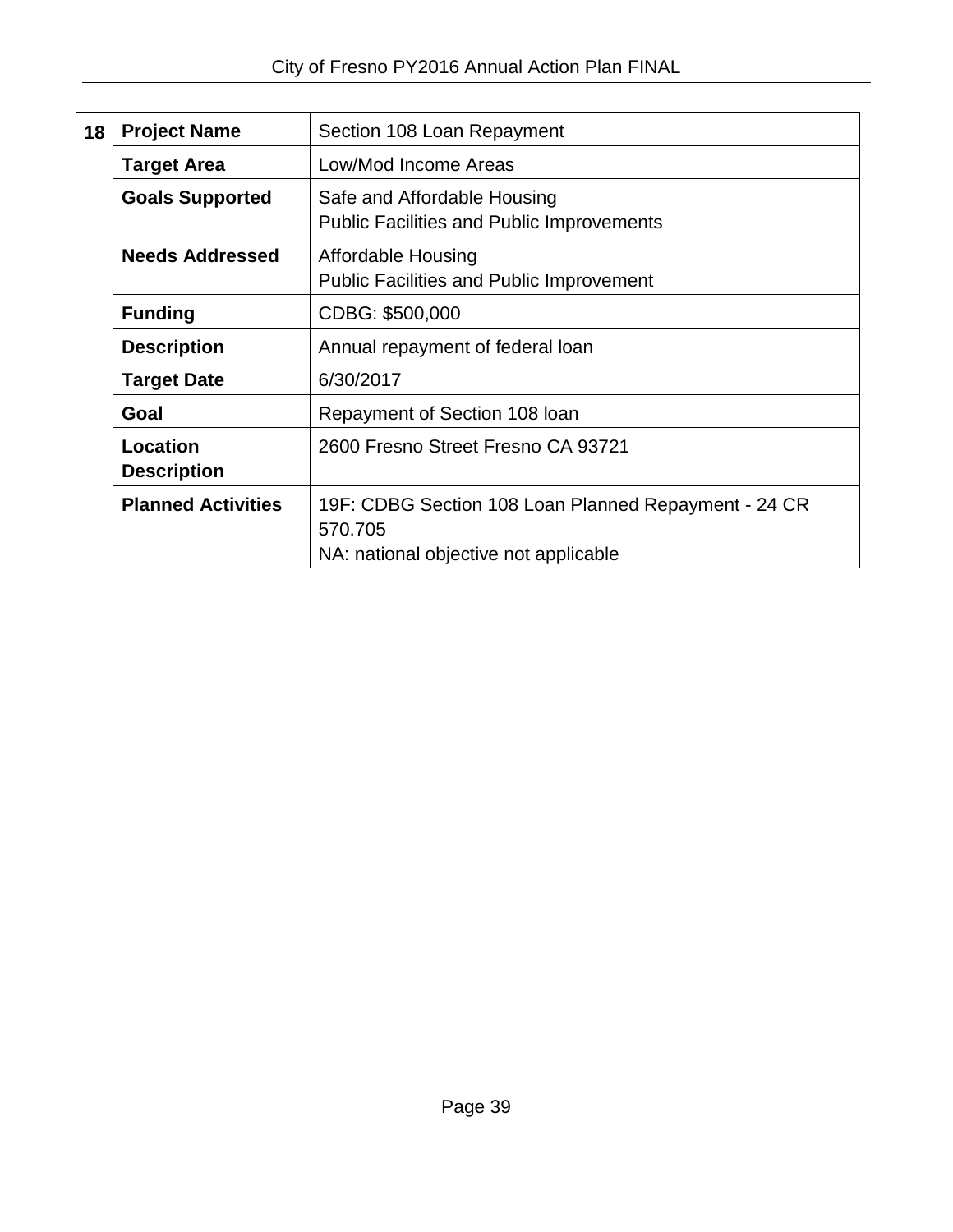| | | |
|---|---|---|
| 18 | **Project Name** | Section 108 Loan Repayment |
| | **Target Area** | Low/Mod Income Areas |
| | **Goals Supported** | Safe and Affordable Housing<br>Public Facilities and Public Improvements |
| | **Needs Addressed** | Affordable Housing<br>Public Facilities and Public Improvement |
| | **Funding** | CDBG: $500,000 |
| | **Description** | Annual repayment of federal loan |
| | **Target Date** | 6/30/2017 |
| | **Goal** | Repayment of Section 108 loan |
| | **Location Description** | 2600 Fresno Street Fresno CA 93721 |
| | **Planned Activities** | 19F: CDBG Section 108 Loan Planned Repayment - 24 CR 570.705<br>NA: national objective not applicable |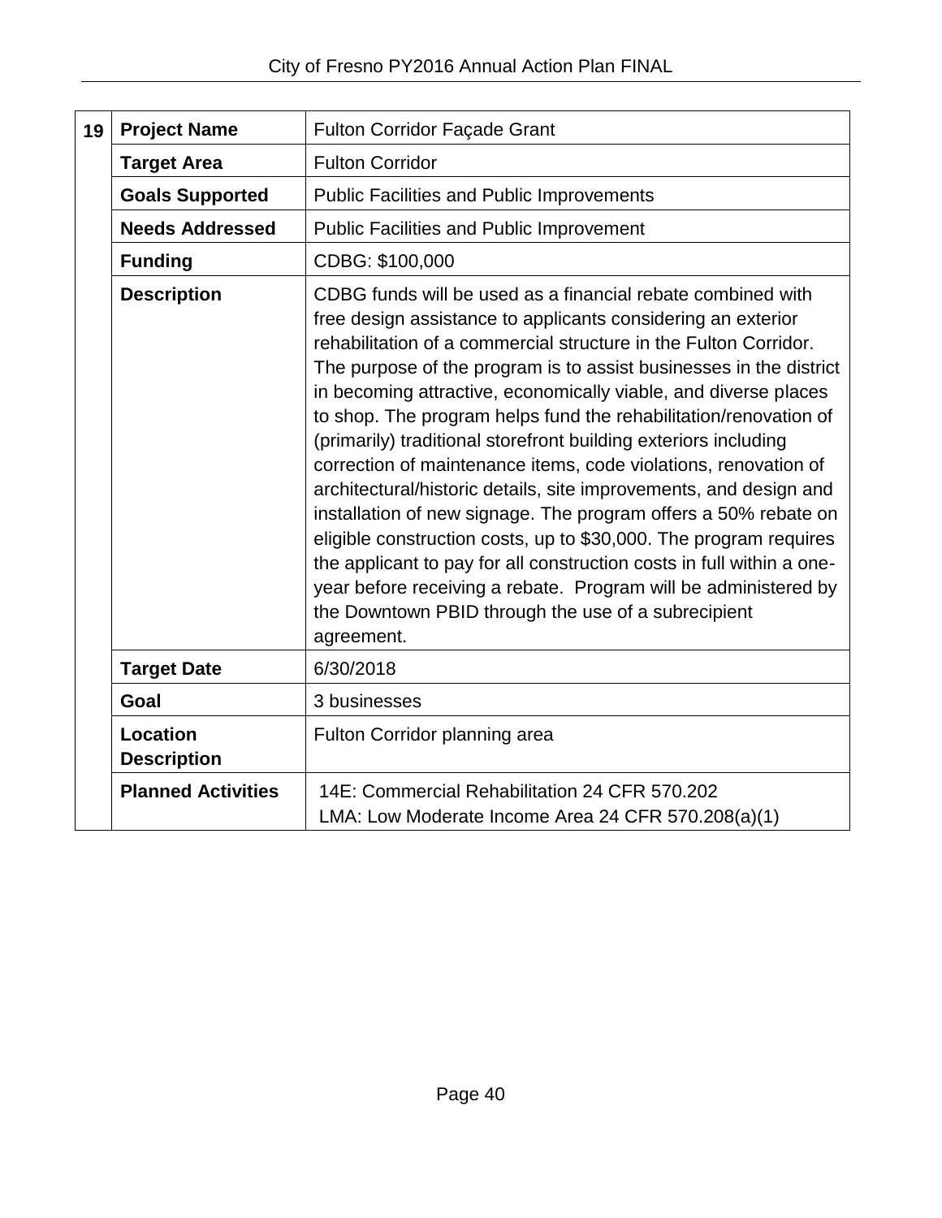| | | |
|---|---|---|
| 19 | **Project Name** | Fulton Corridor Façade Grant |
| | **Target Area** | Fulton Corridor |
| | **Goals Supported** | Public Facilities and Public Improvements |
| | **Needs Addressed** | Public Facilities and Public Improvement |
| | **Funding** | CDBG: $100,000 |
| | **Description** | CDBG funds will be used as a financial rebate combined with free design assistance to applicants considering an exterior rehabilitation of a commercial structure in the Fulton Corridor. The purpose of the program is to assist businesses in the district in becoming attractive, economically viable, and diverse places to shop. The program helps fund the rehabilitation/renovation of (primarily) traditional storefront building exteriors including correction of maintenance items, code violations, renovation of architectural/historic details, site improvements, and design and installation of new signage. The program offers a 50% rebate on eligible construction costs, up to $30,000. The program requires the applicant to pay for all construction costs in full within a one-year before receiving a rebate. Program will be administered by the Downtown PBID through the use of a subrecipient agreement. |
| | **Target Date** | 6/30/2018 |
| | **Goal** | 3 businesses |
| | **Location Description** | Fulton Corridor planning area |
| | **Planned Activities** | 14E: Commercial Rehabilitation 24 CFR 570.202<br>LMA: Low Moderate Income Area 24 CFR 570.208(a)(1) |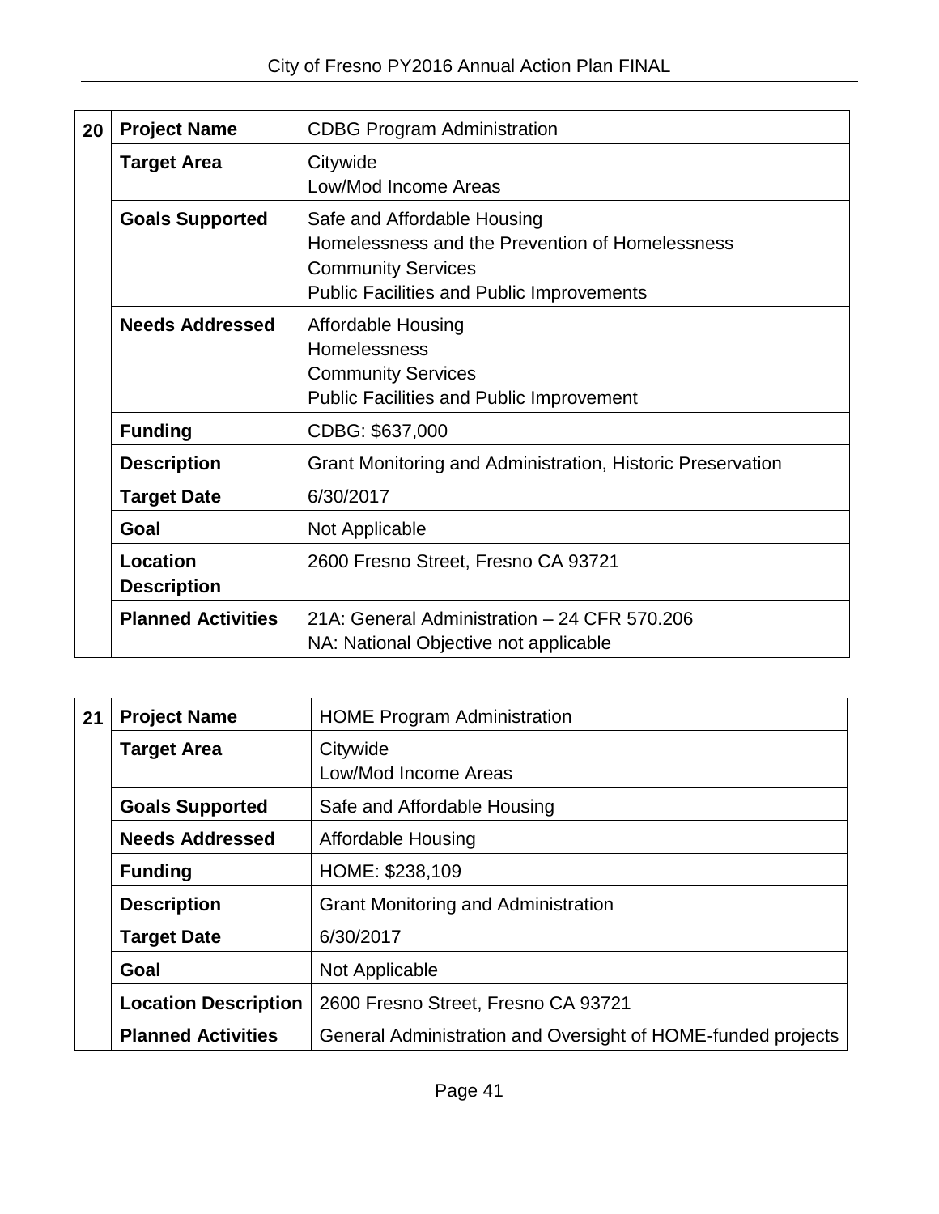| 20 | | |
|---|---|---|
| | **Project Name** | CDBG Program Administration |
| | **Target Area** | Citywide<br>Low/Mod Income Areas |
| | **Goals Supported** | Safe and Affordable Housing<br>Homelessness and the Prevention of Homelessness<br>Community Services<br>Public Facilities and Public Improvements |
| | **Needs Addressed** | Affordable Housing<br>Homelessness<br>Community Services<br>Public Facilities and Public Improvement |
| | **Funding** | CDBG: $637,000 |
| | **Description** | Grant Monitoring and Administration, Historic Preservation |
| | **Target Date** | 6/30/2017 |
| | **Goal** | Not Applicable |
| | **Location Description** | 2600 Fresno Street, Fresno CA 93721 |
| | **Planned Activities** | 21A: General Administration – 24 CFR 570.206<br>NA: National Objective not applicable |

| 21 | | |
|---|---|---|
| | **Project Name** | HOME Program Administration |
| | **Target Area** | Citywide<br>Low/Mod Income Areas |
| | **Goals Supported** | Safe and Affordable Housing |
| | **Needs Addressed** | Affordable Housing |
| | **Funding** | HOME: $238,109 |
| | **Description** | Grant Monitoring and Administration |
| | **Target Date** | 6/30/2017 |
| | **Goal** | Not Applicable |
| | **Location Description** | 2600 Fresno Street, Fresno CA 93721 |
| | **Planned Activities** | General Administration and Oversight of HOME-funded projects |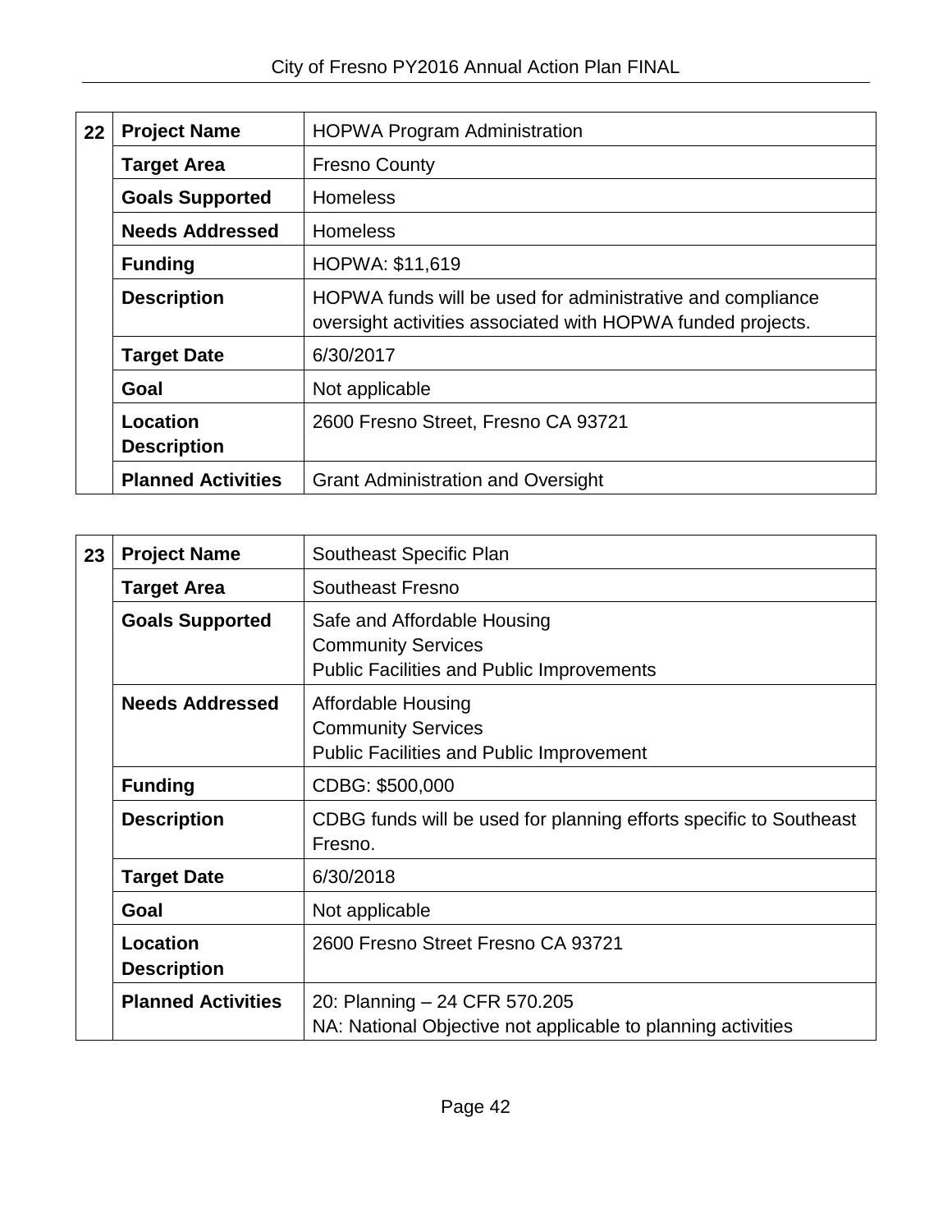| | | |
|---|---|---|
| 22 | **Project Name** | HOPWA Program Administration |
| | **Target Area** | Fresno County |
| | **Goals Supported** | Homeless |
| | **Needs Addressed** | Homeless |
| | **Funding** | HOPWA: $11,619 |
| | **Description** | HOPWA funds will be used for administrative and compliance oversight activities associated with HOPWA funded projects. |
| | **Target Date** | 6/30/2017 |
| | **Goal** | Not applicable |
| | **Location Description** | 2600 Fresno Street, Fresno CA 93721 |
| | **Planned Activities** | Grant Administration and Oversight |

| | | |
|---|---|---|
| 23 | **Project Name** | Southeast Specific Plan |
| | **Target Area** | Southeast Fresno |
| | **Goals Supported** | Safe and Affordable Housing<br>Community Services<br>Public Facilities and Public Improvements |
| | **Needs Addressed** | Affordable Housing<br>Community Services<br>Public Facilities and Public Improvement |
| | **Funding** | CDBG: $500,000 |
| | **Description** | CDBG funds will be used for planning efforts specific to Southeast Fresno. |
| | **Target Date** | 6/30/2018 |
| | **Goal** | Not applicable |
| | **Location Description** | 2600 Fresno Street Fresno CA 93721 |
| | **Planned Activities** | 20: Planning – 24 CFR 570.205<br>NA: National Objective not applicable to planning activities |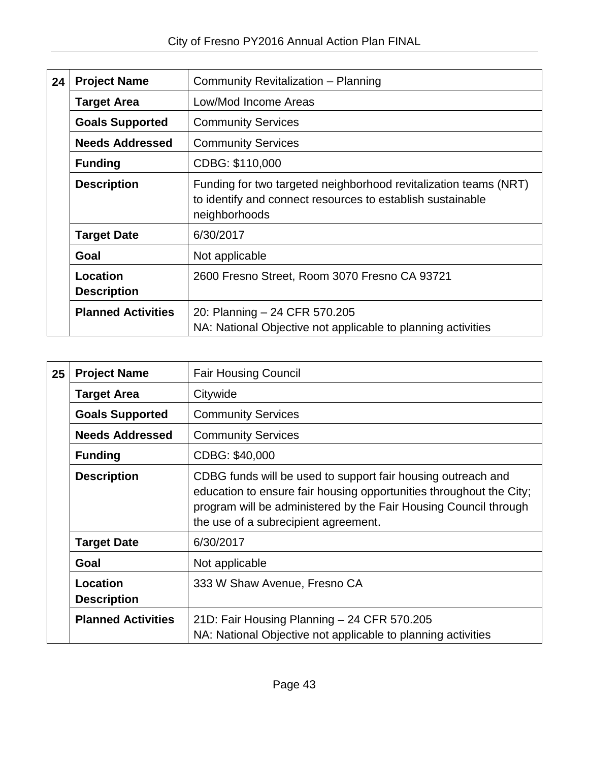| | | |
|---|---|---|
| **24** | **Project Name** | Community Revitalization – Planning |
| | **Target Area** | Low/Mod Income Areas |
| | **Goals Supported** | Community Services |
| | **Needs Addressed** | Community Services |
| | **Funding** | CDBG: $110,000 |
| | **Description** | Funding for two targeted neighborhood revitalization teams (NRT) to identify and connect resources to establish sustainable neighborhoods |
| | **Target Date** | 6/30/2017 |
| | **Goal** | Not applicable |
| | **Location Description** | 2600 Fresno Street, Room 3070 Fresno CA 93721 |
| | **Planned Activities** | 20: Planning – 24 CFR 570.205<br>NA: National Objective not applicable to planning activities |

| | | |
|---|---|---|
| **25** | **Project Name** | Fair Housing Council |
| | **Target Area** | Citywide |
| | **Goals Supported** | Community Services |
| | **Needs Addressed** | Community Services |
| | **Funding** | CDBG: $40,000 |
| | **Description** | CDBG funds will be used to support fair housing outreach and education to ensure fair housing opportunities throughout the City; program will be administered by the Fair Housing Council through the use of a subrecipient agreement. |
| | **Target Date** | 6/30/2017 |
| | **Goal** | Not applicable |
| | **Location Description** | 333 W Shaw Avenue, Fresno CA |
| | **Planned Activities** | 21D: Fair Housing Planning – 24 CFR 570.205<br>NA: National Objective not applicable to planning activities |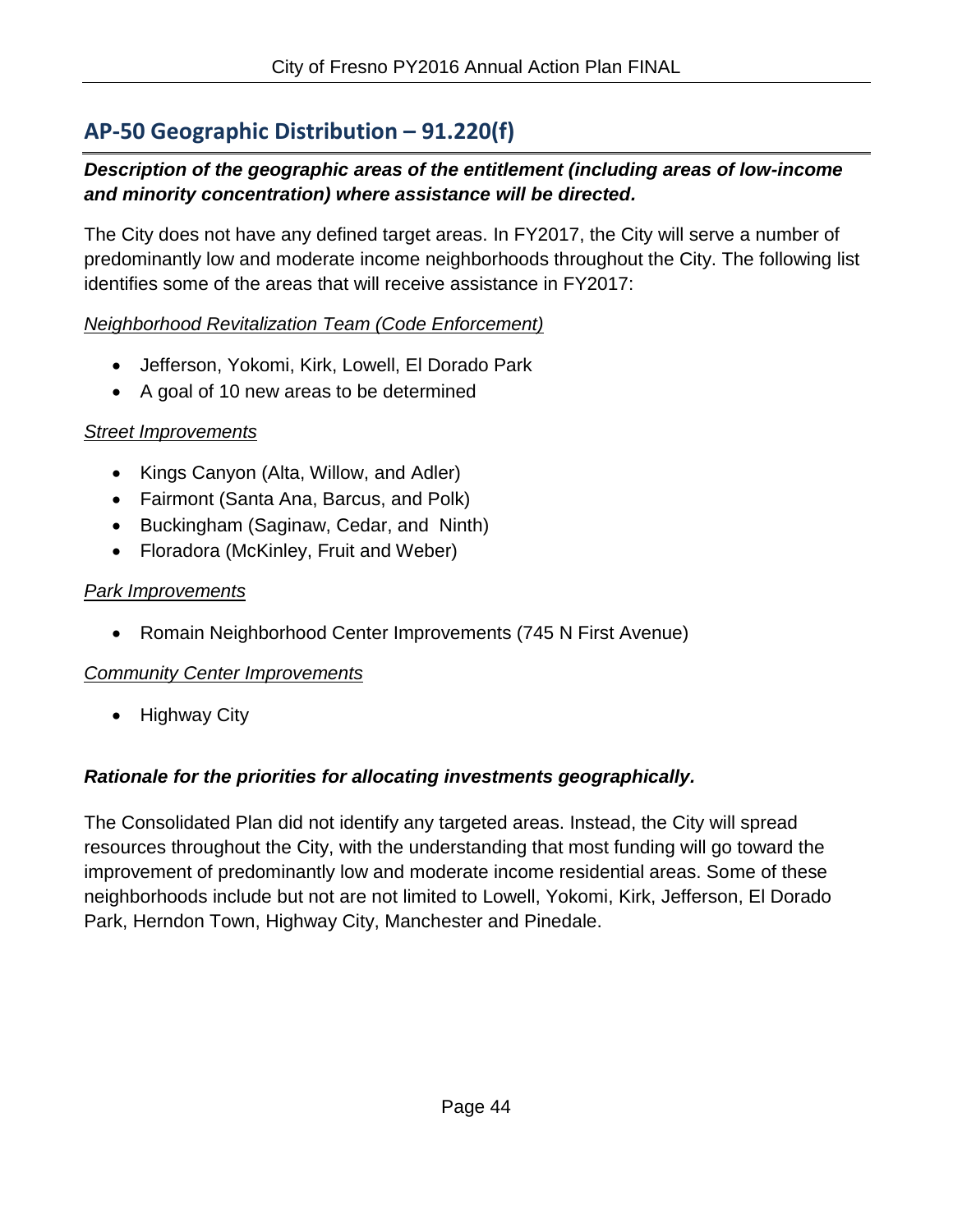## AP-50 Geographic Distribution – 91.220(f)

***Description of the geographic areas of the entitlement (including areas of low-income and minority concentration) where assistance will be directed.***

The City does not have any defined target areas. In FY2017, the City will serve a number of predominantly low and moderate income neighborhoods throughout the City. The following list identifies some of the areas that will receive assistance in FY2017:

*Neighborhood Revitalization Team (Code Enforcement)*

- Jefferson, Yokomi, Kirk, Lowell, El Dorado Park
- A goal of 10 new areas to be determined

*Street Improvements*

- Kings Canyon (Alta, Willow, and Adler)
- Fairmont (Santa Ana, Barcus, and Polk)
- Buckingham (Saginaw, Cedar, and Ninth)
- Floradora (McKinley, Fruit and Weber)

*Park Improvements*

- Romain Neighborhood Center Improvements (745 N First Avenue)

*Community Center Improvements*

- Highway City

***Rationale for the priorities for allocating investments geographically.***

The Consolidated Plan did not identify any targeted areas. Instead, the City will spread resources throughout the City, with the understanding that most funding will go toward the improvement of predominantly low and moderate income residential areas. Some of these neighborhoods include but not are not limited to Lowell, Yokomi, Kirk, Jefferson, El Dorado Park, Herndon Town, Highway City, Manchester and Pinedale.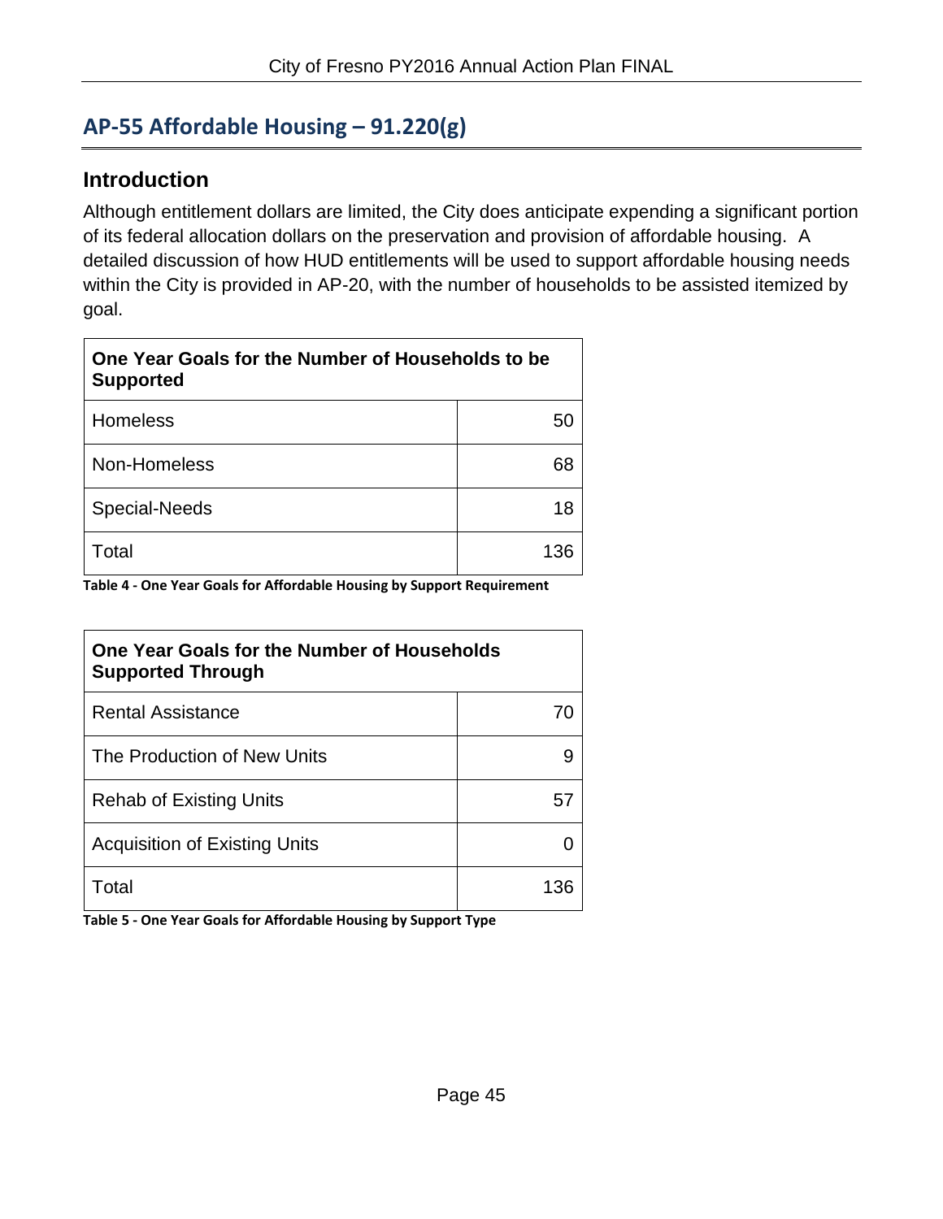## AP-55 Affordable Housing – 91.220(g)

### Introduction

Although entitlement dollars are limited, the City does anticipate expending a significant portion of its federal allocation dollars on the preservation and provision of affordable housing. A detailed discussion of how HUD entitlements will be used to support affordable housing needs within the City is provided in AP-20, with the number of households to be assisted itemized by goal.

| One Year Goals for the Number of Households to be Supported | |
|---|---|
| Homeless | 50 |
| Non-Homeless | 68 |
| Special-Needs | 18 |
| Total | 136 |

**Table 4 - One Year Goals for Affordable Housing by Support Requirement**

| One Year Goals for the Number of Households Supported Through | |
|---|---|
| Rental Assistance | 70 |
| The Production of New Units | 9 |
| Rehab of Existing Units | 57 |
| Acquisition of Existing Units | 0 |
| Total | 136 |

**Table 5 - One Year Goals for Affordable Housing by Support Type**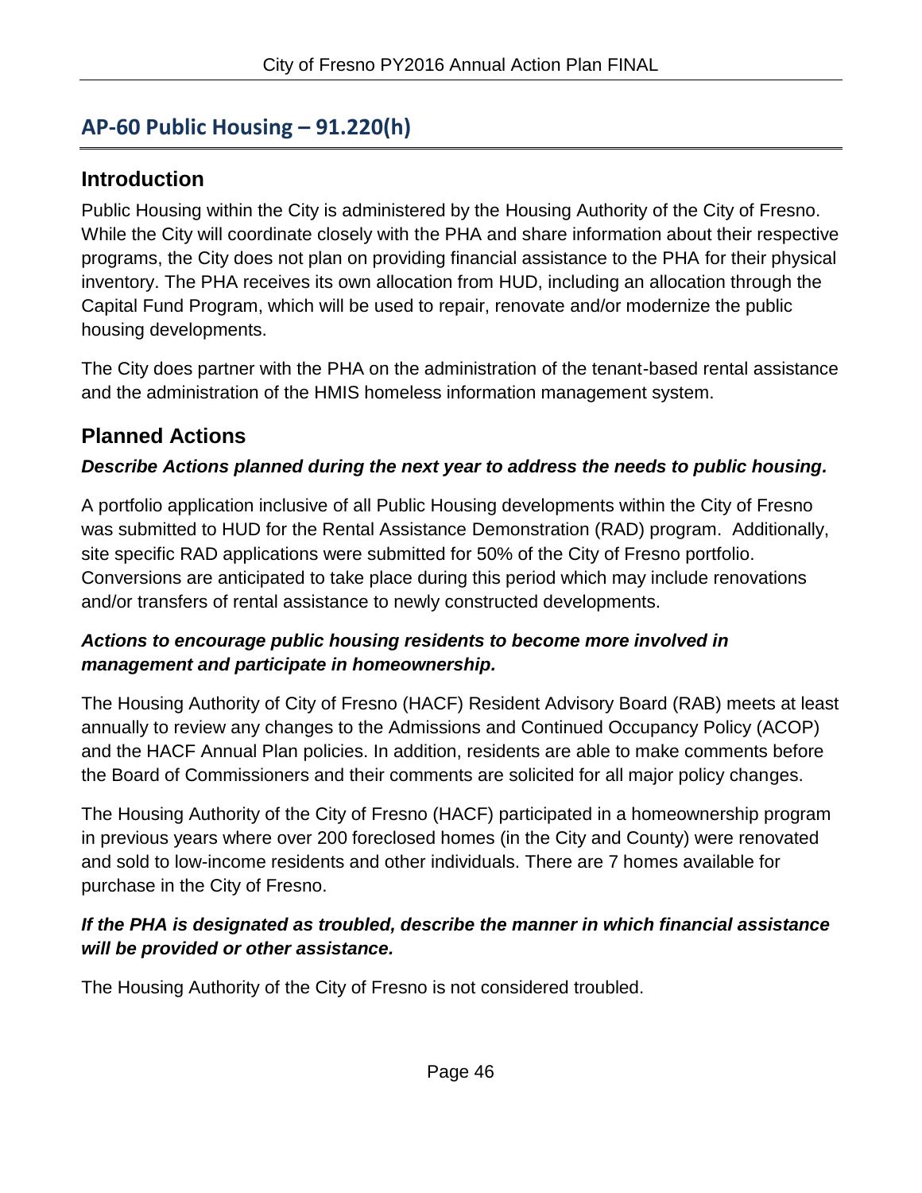## AP-60 Public Housing – 91.220(h)

### Introduction

Public Housing within the City is administered by the Housing Authority of the City of Fresno. While the City will coordinate closely with the PHA and share information about their respective programs, the City does not plan on providing financial assistance to the PHA for their physical inventory. The PHA receives its own allocation from HUD, including an allocation through the Capital Fund Program, which will be used to repair, renovate and/or modernize the public housing developments.

The City does partner with the PHA on the administration of the tenant-based rental assistance and the administration of the HMIS homeless information management system.

### Planned Actions

***Describe Actions planned during the next year to address the needs to public housing.***

A portfolio application inclusive of all Public Housing developments within the City of Fresno was submitted to HUD for the Rental Assistance Demonstration (RAD) program. Additionally, site specific RAD applications were submitted for 50% of the City of Fresno portfolio. Conversions are anticipated to take place during this period which may include renovations and/or transfers of rental assistance to newly constructed developments.

***Actions to encourage public housing residents to become more involved in management and participate in homeownership.***

The Housing Authority of City of Fresno (HACF) Resident Advisory Board (RAB) meets at least annually to review any changes to the Admissions and Continued Occupancy Policy (ACOP) and the HACF Annual Plan policies. In addition, residents are able to make comments before the Board of Commissioners and their comments are solicited for all major policy changes.

The Housing Authority of the City of Fresno (HACF) participated in a homeownership program in previous years where over 200 foreclosed homes (in the City and County) were renovated and sold to low-income residents and other individuals. There are 7 homes available for purchase in the City of Fresno.

***If the PHA is designated as troubled, describe the manner in which financial assistance will be provided or other assistance.***

The Housing Authority of the City of Fresno is not considered troubled.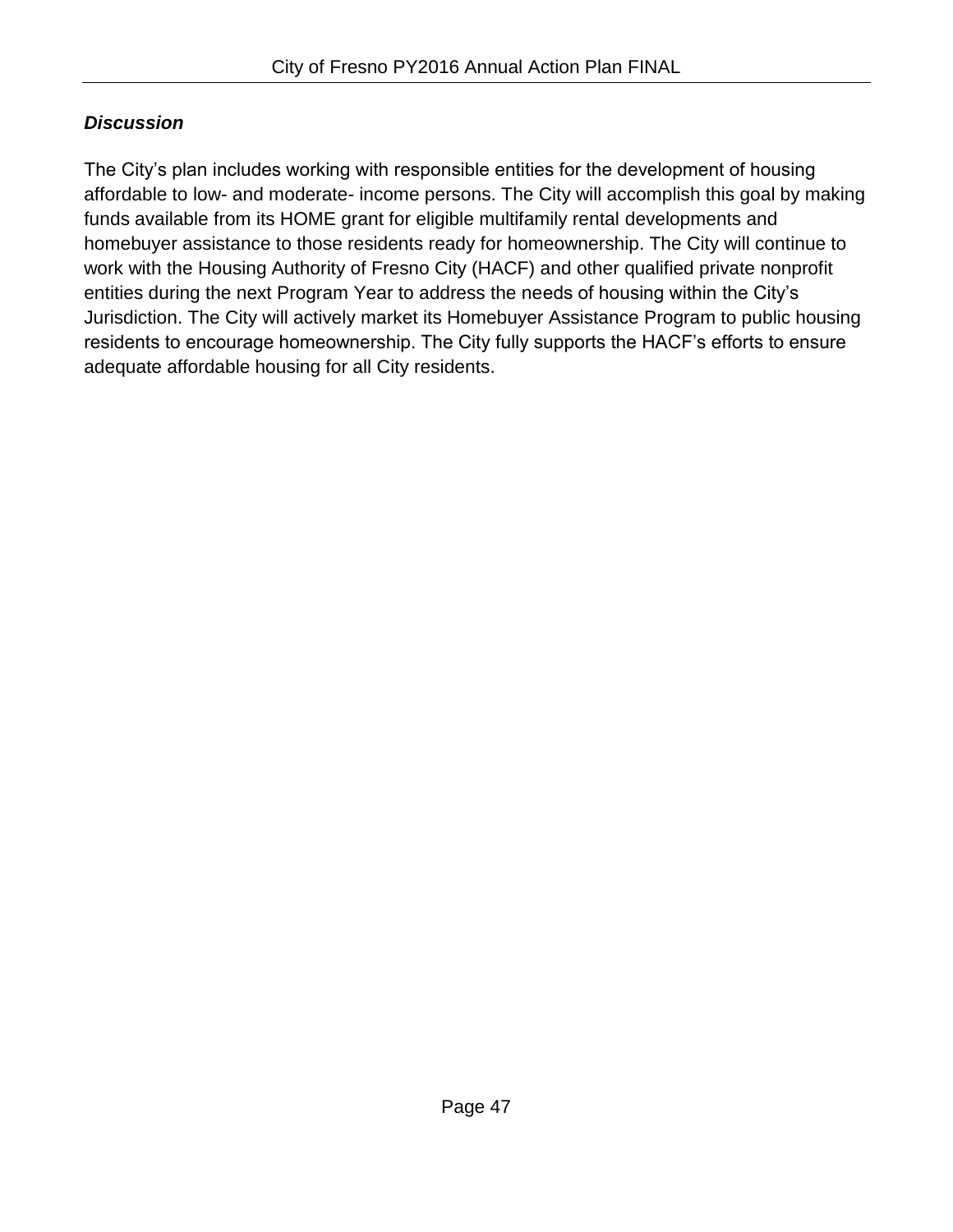***Discussion***

The City's plan includes working with responsible entities for the development of housing affordable to low- and moderate- income persons. The City will accomplish this goal by making funds available from its HOME grant for eligible multifamily rental developments and homebuyer assistance to those residents ready for homeownership. The City will continue to work with the Housing Authority of Fresno City (HACF) and other qualified private nonprofit entities during the next Program Year to address the needs of housing within the City's Jurisdiction. The City will actively market its Homebuyer Assistance Program to public housing residents to encourage homeownership. The City fully supports the HACF's efforts to ensure adequate affordable housing for all City residents.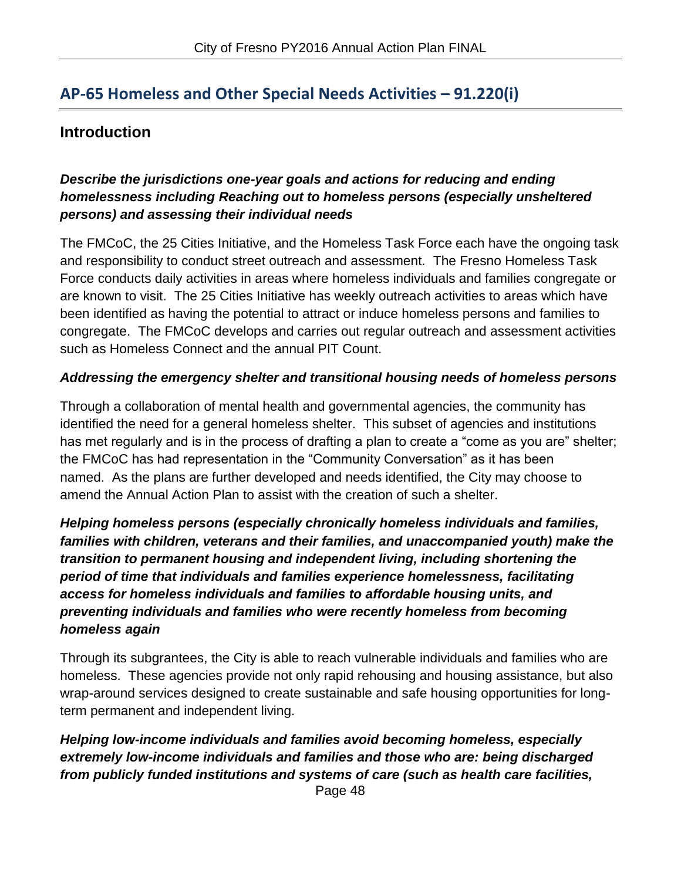## AP-65 Homeless and Other Special Needs Activities – 91.220(i)

### Introduction

***Describe the jurisdictions one-year goals and actions for reducing and ending homelessness including Reaching out to homeless persons (especially unsheltered persons) and assessing their individual needs***

The FMCoC, the 25 Cities Initiative, and the Homeless Task Force each have the ongoing task and responsibility to conduct street outreach and assessment. The Fresno Homeless Task Force conducts daily activities in areas where homeless individuals and families congregate or are known to visit. The 25 Cities Initiative has weekly outreach activities to areas which have been identified as having the potential to attract or induce homeless persons and families to congregate. The FMCoC develops and carries out regular outreach and assessment activities such as Homeless Connect and the annual PIT Count.

***Addressing the emergency shelter and transitional housing needs of homeless persons***

Through a collaboration of mental health and governmental agencies, the community has identified the need for a general homeless shelter. This subset of agencies and institutions has met regularly and is in the process of drafting a plan to create a "come as you are" shelter; the FMCoC has had representation in the "Community Conversation" as it has been named. As the plans are further developed and needs identified, the City may choose to amend the Annual Action Plan to assist with the creation of such a shelter.

***Helping homeless persons (especially chronically homeless individuals and families, families with children, veterans and their families, and unaccompanied youth) make the transition to permanent housing and independent living, including shortening the period of time that individuals and families experience homelessness, facilitating access for homeless individuals and families to affordable housing units, and preventing individuals and families who were recently homeless from becoming homeless again***

Through its subgrantees, the City is able to reach vulnerable individuals and families who are homeless. These agencies provide not only rapid rehousing and housing assistance, but also wrap-around services designed to create sustainable and safe housing opportunities for long-term permanent and independent living.

***Helping low-income individuals and families avoid becoming homeless, especially extremely low-income individuals and families and those who are: being discharged from publicly funded institutions and systems of care (such as health care facilities,***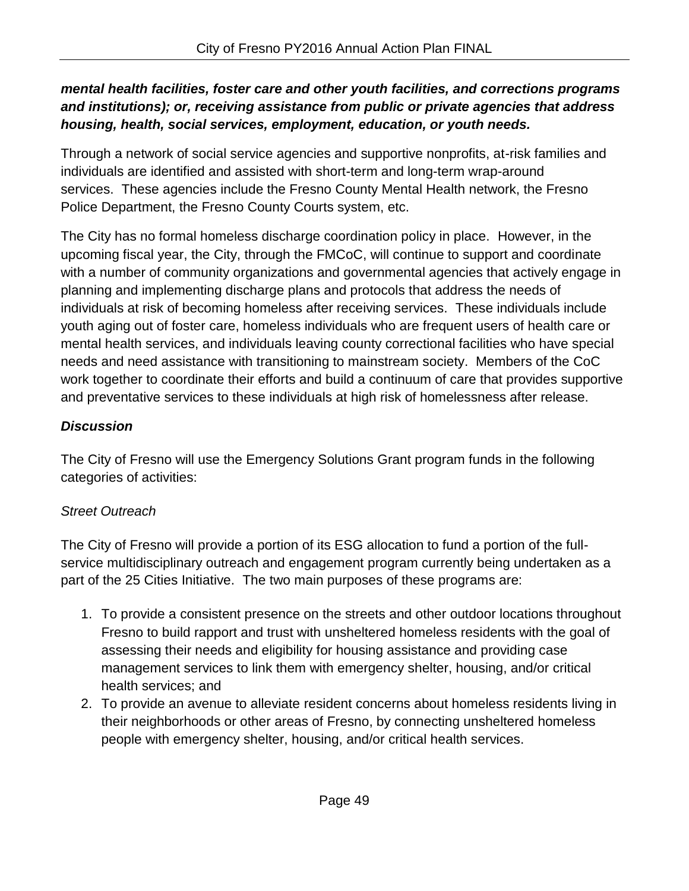***mental health facilities, foster care and other youth facilities, and corrections programs and institutions); or, receiving assistance from public or private agencies that address housing, health, social services, employment, education, or youth needs.***

Through a network of social service agencies and supportive nonprofits, at-risk families and individuals are identified and assisted with short-term and long-term wrap-around services. These agencies include the Fresno County Mental Health network, the Fresno Police Department, the Fresno County Courts system, etc.

The City has no formal homeless discharge coordination policy in place. However, in the upcoming fiscal year, the City, through the FMCoC, will continue to support and coordinate with a number of community organizations and governmental agencies that actively engage in planning and implementing discharge plans and protocols that address the needs of individuals at risk of becoming homeless after receiving services. These individuals include youth aging out of foster care, homeless individuals who are frequent users of health care or mental health services, and individuals leaving county correctional facilities who have special needs and need assistance with transitioning to mainstream society. Members of the CoC work together to coordinate their efforts and build a continuum of care that provides supportive and preventative services to these individuals at high risk of homelessness after release.

***Discussion***

The City of Fresno will use the Emergency Solutions Grant program funds in the following categories of activities:

*Street Outreach*

The City of Fresno will provide a portion of its ESG allocation to fund a portion of the full-service multidisciplinary outreach and engagement program currently being undertaken as a part of the 25 Cities Initiative. The two main purposes of these programs are:

1. To provide a consistent presence on the streets and other outdoor locations throughout Fresno to build rapport and trust with unsheltered homeless residents with the goal of assessing their needs and eligibility for housing assistance and providing case management services to link them with emergency shelter, housing, and/or critical health services; and
2. To provide an avenue to alleviate resident concerns about homeless residents living in their neighborhoods or other areas of Fresno, by connecting unsheltered homeless people with emergency shelter, housing, and/or critical health services.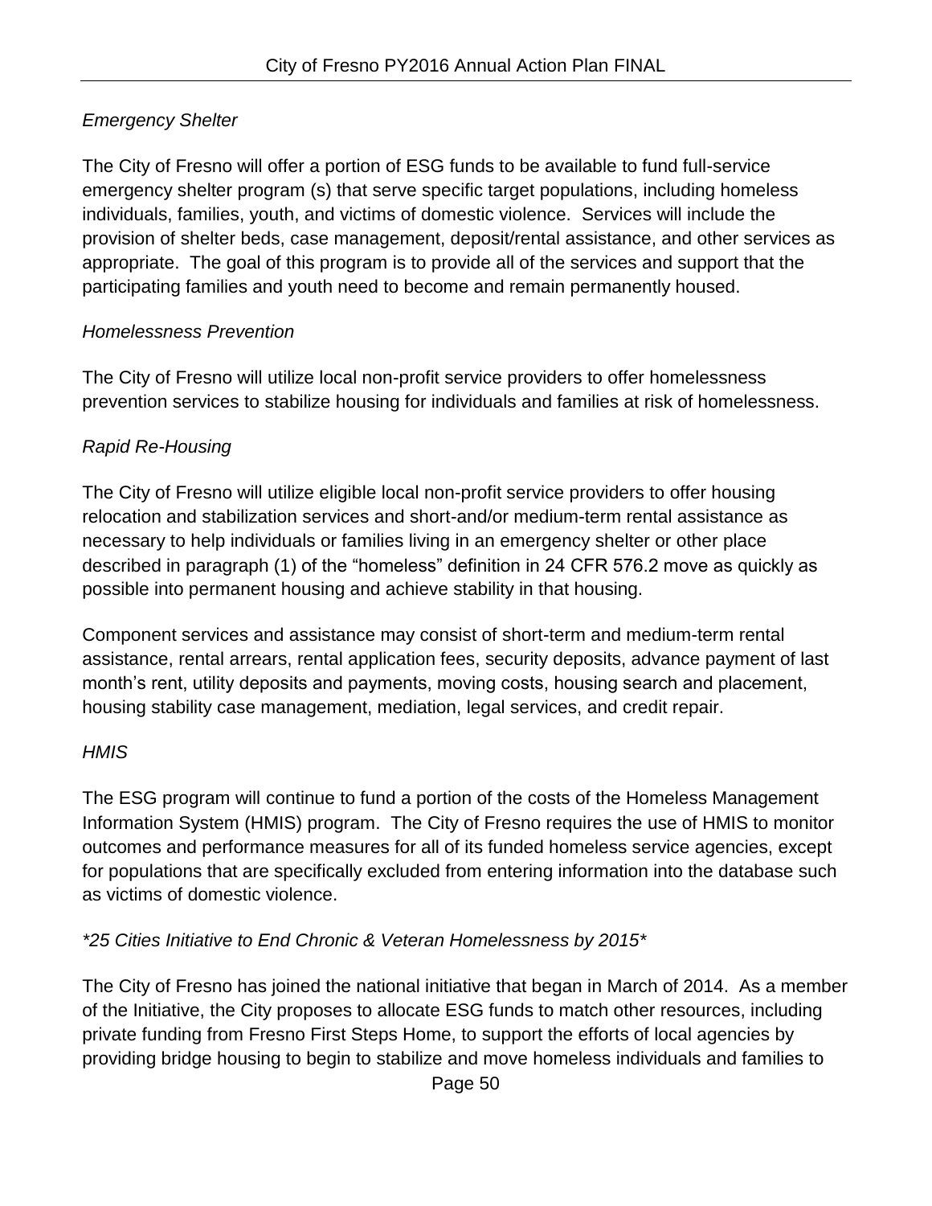*Emergency Shelter*

The City of Fresno will offer a portion of ESG funds to be available to fund full-service emergency shelter program (s) that serve specific target populations, including homeless individuals, families, youth, and victims of domestic violence. Services will include the provision of shelter beds, case management, deposit/rental assistance, and other services as appropriate. The goal of this program is to provide all of the services and support that the participating families and youth need to become and remain permanently housed.

*Homelessness Prevention*

The City of Fresno will utilize local non-profit service providers to offer homelessness prevention services to stabilize housing for individuals and families at risk of homelessness.

*Rapid Re-Housing*

The City of Fresno will utilize eligible local non-profit service providers to offer housing relocation and stabilization services and short-and/or medium-term rental assistance as necessary to help individuals or families living in an emergency shelter or other place described in paragraph (1) of the "homeless" definition in 24 CFR 576.2 move as quickly as possible into permanent housing and achieve stability in that housing.

Component services and assistance may consist of short-term and medium-term rental assistance, rental arrears, rental application fees, security deposits, advance payment of last month's rent, utility deposits and payments, moving costs, housing search and placement, housing stability case management, mediation, legal services, and credit repair.

*HMIS*

The ESG program will continue to fund a portion of the costs of the Homeless Management Information System (HMIS) program. The City of Fresno requires the use of HMIS to monitor outcomes and performance measures for all of its funded homeless service agencies, except for populations that are specifically excluded from entering information into the database such as victims of domestic violence.

*\*25 Cities Initiative to End Chronic & Veteran Homelessness by 2015\**

The City of Fresno has joined the national initiative that began in March of 2014. As a member of the Initiative, the City proposes to allocate ESG funds to match other resources, including private funding from Fresno First Steps Home, to support the efforts of local agencies by providing bridge housing to begin to stabilize and move homeless individuals and families to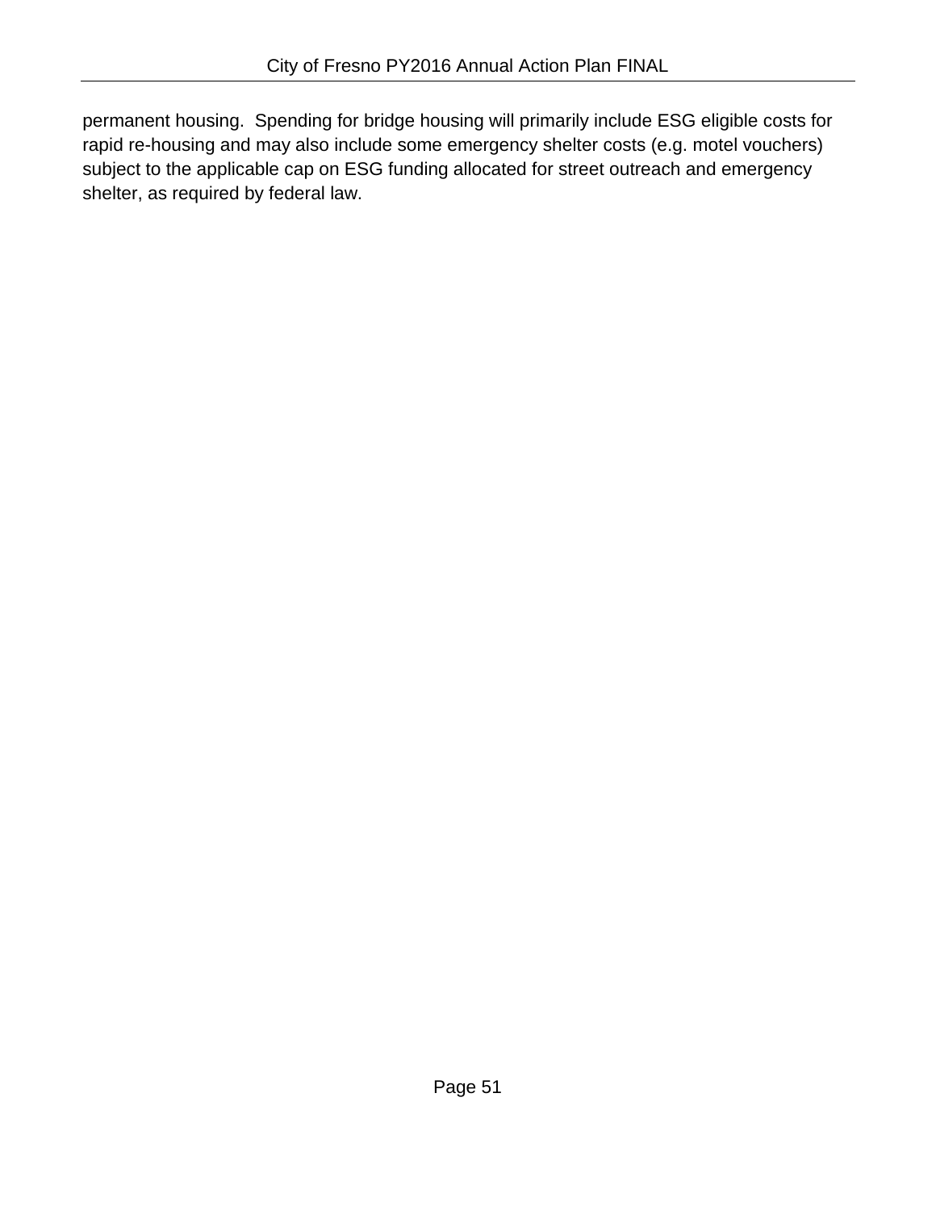permanent housing. Spending for bridge housing will primarily include ESG eligible costs for rapid re-housing and may also include some emergency shelter costs (e.g. motel vouchers) subject to the applicable cap on ESG funding allocated for street outreach and emergency shelter, as required by federal law.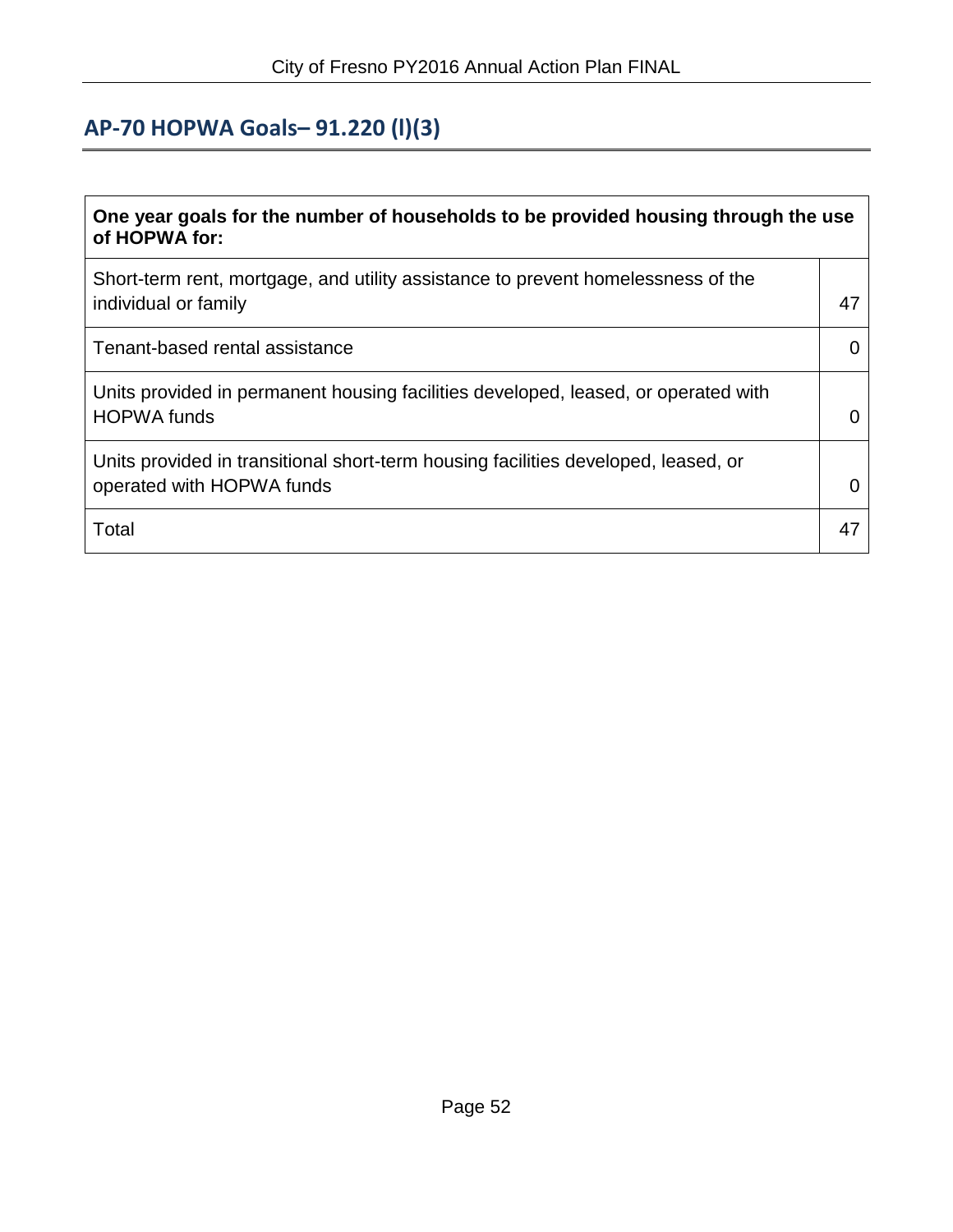## AP-70 HOPWA Goals– 91.220 (l)(3)

| **One year goals for the number of households to be provided housing through the use of HOPWA for:** | |
|---|---|
| Short-term rent, mortgage, and utility assistance to prevent homelessness of the individual or family | 47 |
| Tenant-based rental assistance | 0 |
| Units provided in permanent housing facilities developed, leased, or operated with HOPWA funds | 0 |
| Units provided in transitional short-term housing facilities developed, leased, or operated with HOPWA funds | 0 |
| Total | 47 |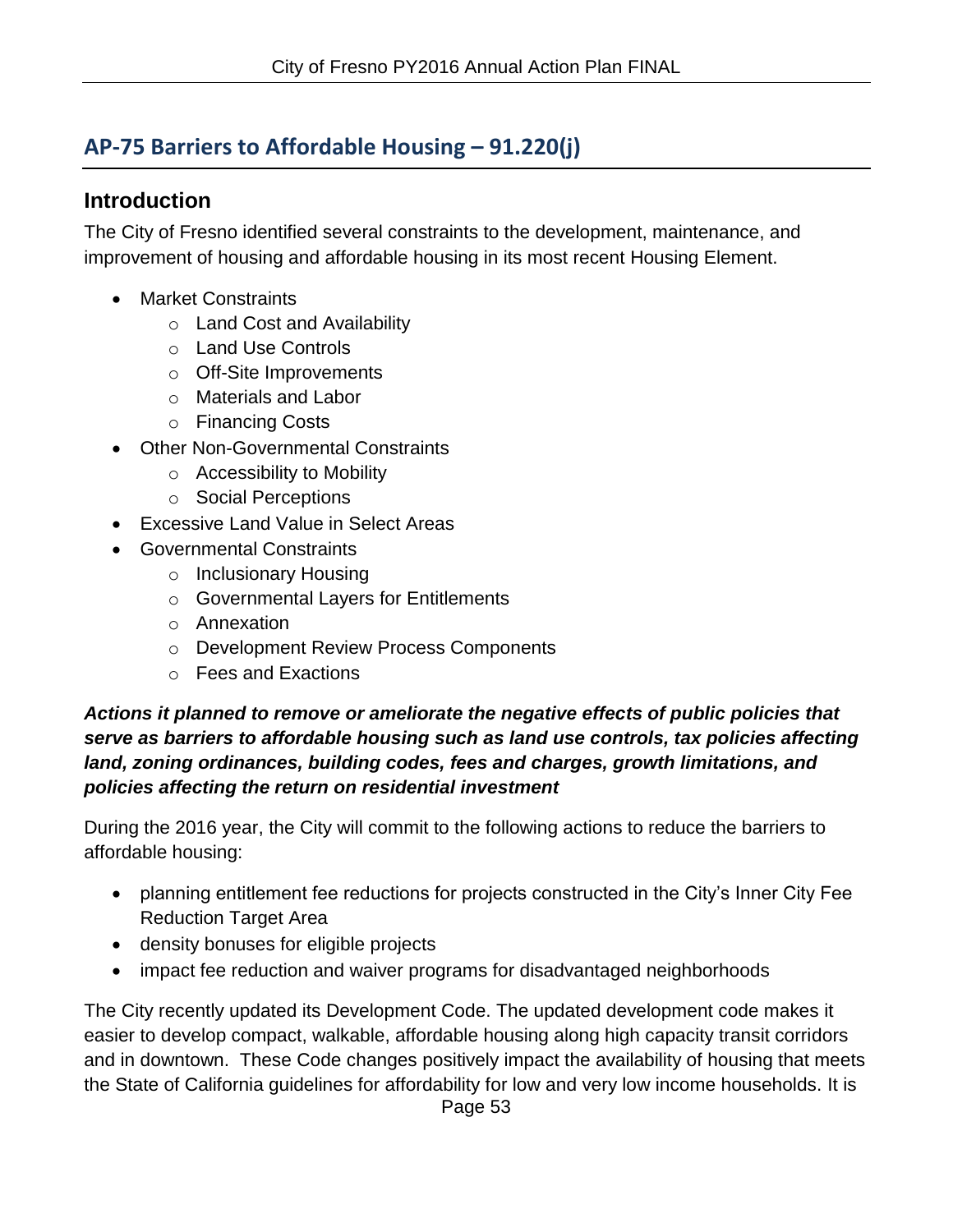## AP-75 Barriers to Affordable Housing – 91.220(j)

### Introduction

The City of Fresno identified several constraints to the development, maintenance, and improvement of housing and affordable housing in its most recent Housing Element.

- Market Constraints
  - Land Cost and Availability
  - Land Use Controls
  - Off-Site Improvements
  - Materials and Labor
  - Financing Costs
- Other Non-Governmental Constraints
  - Accessibility to Mobility
  - Social Perceptions
- Excessive Land Value in Select Areas
- Governmental Constraints
  - Inclusionary Housing
  - Governmental Layers for Entitlements
  - Annexation
  - Development Review Process Components
  - Fees and Exactions

***Actions it planned to remove or ameliorate the negative effects of public policies that serve as barriers to affordable housing such as land use controls, tax policies affecting land, zoning ordinances, building codes, fees and charges, growth limitations, and policies affecting the return on residential investment***

During the 2016 year, the City will commit to the following actions to reduce the barriers to affordable housing:

- planning entitlement fee reductions for projects constructed in the City's Inner City Fee Reduction Target Area
- density bonuses for eligible projects
- impact fee reduction and waiver programs for disadvantaged neighborhoods

The City recently updated its Development Code. The updated development code makes it easier to develop compact, walkable, affordable housing along high capacity transit corridors and in downtown. These Code changes positively impact the availability of housing that meets the State of California guidelines for affordability for low and very low income households. It is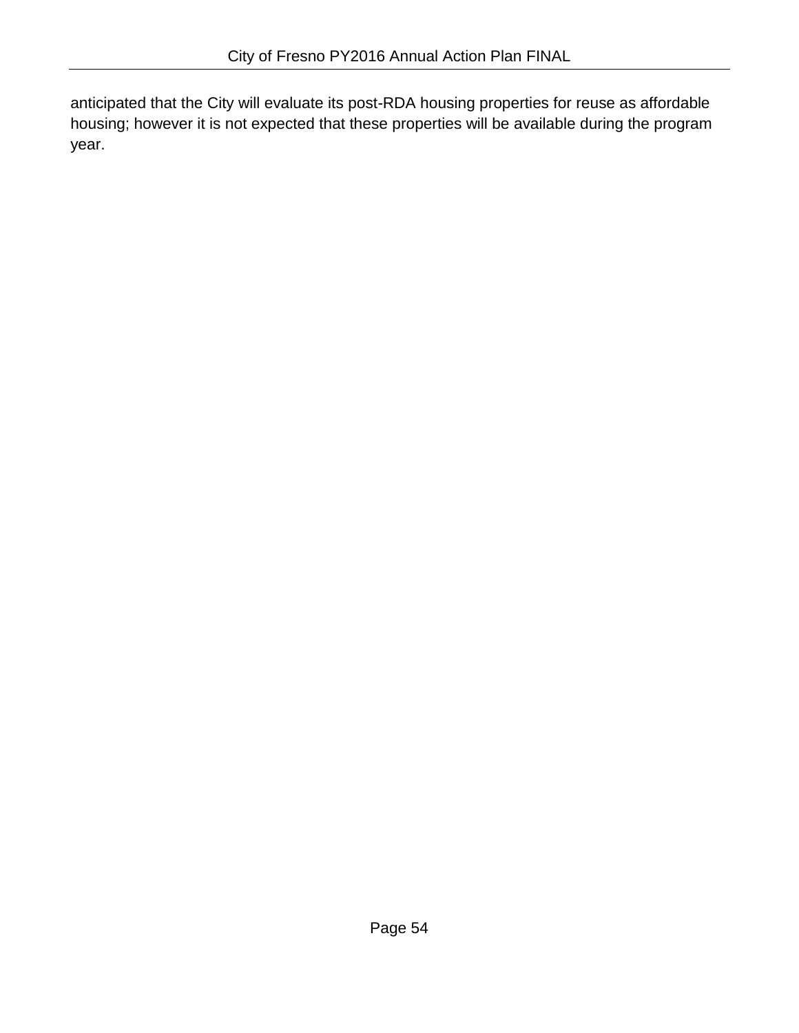anticipated that the City will evaluate its post-RDA housing properties for reuse as affordable housing; however it is not expected that these properties will be available during the program year.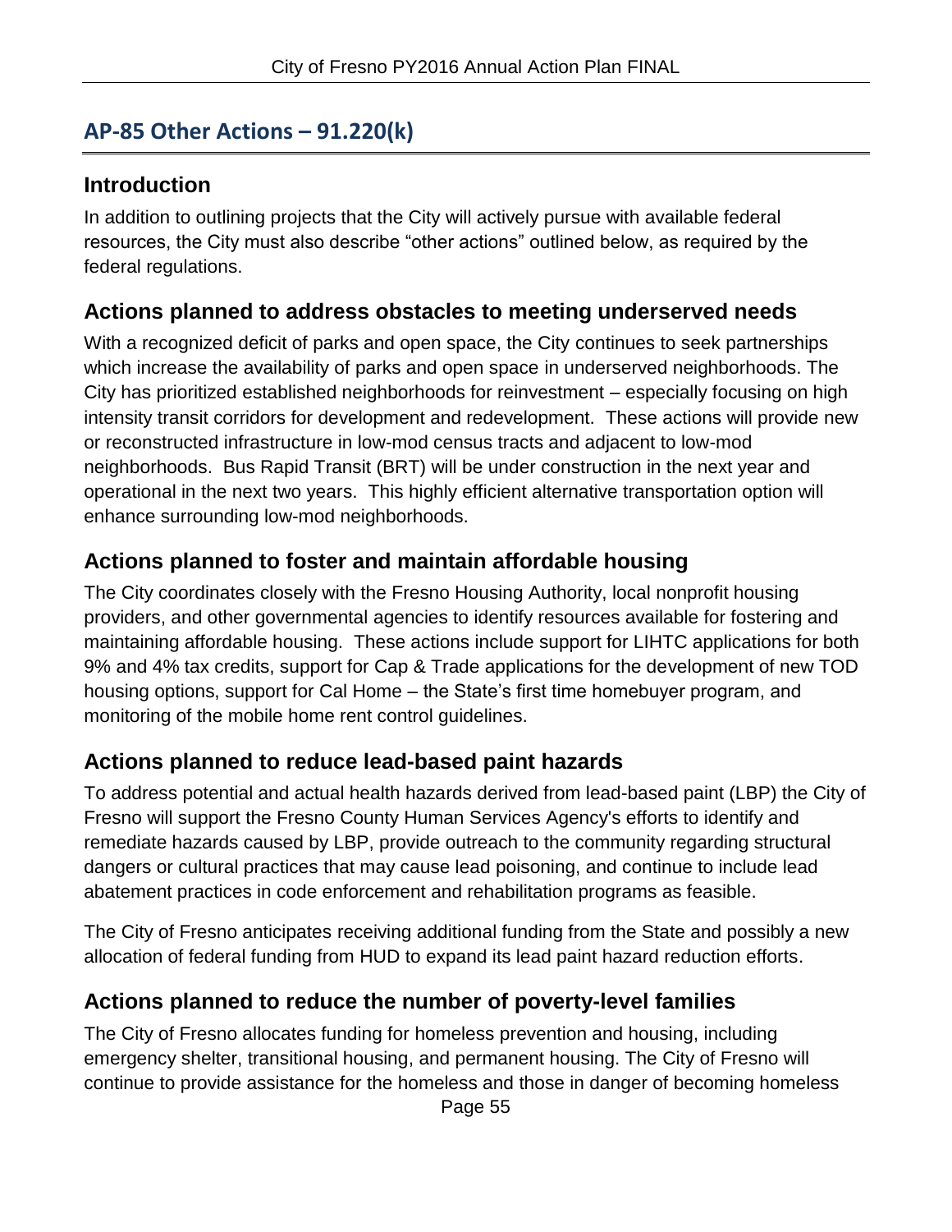## AP-85 Other Actions – 91.220(k)

### Introduction

In addition to outlining projects that the City will actively pursue with available federal resources, the City must also describe "other actions" outlined below, as required by the federal regulations.

### Actions planned to address obstacles to meeting underserved needs

With a recognized deficit of parks and open space, the City continues to seek partnerships which increase the availability of parks and open space in underserved neighborhoods. The City has prioritized established neighborhoods for reinvestment – especially focusing on high intensity transit corridors for development and redevelopment. These actions will provide new or reconstructed infrastructure in low-mod census tracts and adjacent to low-mod neighborhoods. Bus Rapid Transit (BRT) will be under construction in the next year and operational in the next two years. This highly efficient alternative transportation option will enhance surrounding low-mod neighborhoods.

### Actions planned to foster and maintain affordable housing

The City coordinates closely with the Fresno Housing Authority, local nonprofit housing providers, and other governmental agencies to identify resources available for fostering and maintaining affordable housing. These actions include support for LIHTC applications for both 9% and 4% tax credits, support for Cap & Trade applications for the development of new TOD housing options, support for Cal Home – the State's first time homebuyer program, and monitoring of the mobile home rent control guidelines.

### Actions planned to reduce lead-based paint hazards

To address potential and actual health hazards derived from lead-based paint (LBP) the City of Fresno will support the Fresno County Human Services Agency's efforts to identify and remediate hazards caused by LBP, provide outreach to the community regarding structural dangers or cultural practices that may cause lead poisoning, and continue to include lead abatement practices in code enforcement and rehabilitation programs as feasible.

The City of Fresno anticipates receiving additional funding from the State and possibly a new allocation of federal funding from HUD to expand its lead paint hazard reduction efforts.

### Actions planned to reduce the number of poverty-level families

The City of Fresno allocates funding for homeless prevention and housing, including emergency shelter, transitional housing, and permanent housing. The City of Fresno will continue to provide assistance for the homeless and those in danger of becoming homeless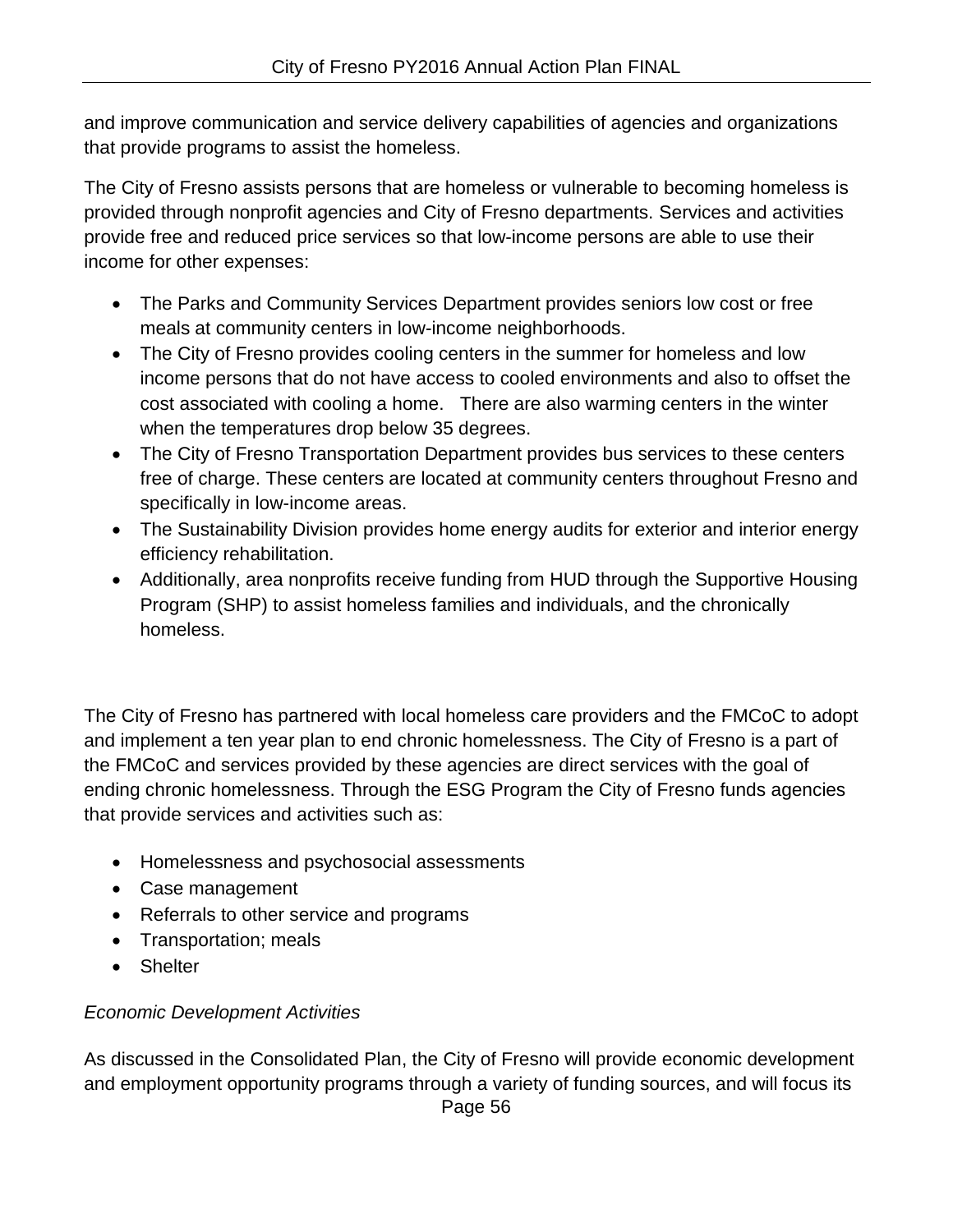and improve communication and service delivery capabilities of agencies and organizations that provide programs to assist the homeless.

The City of Fresno assists persons that are homeless or vulnerable to becoming homeless is provided through nonprofit agencies and City of Fresno departments. Services and activities provide free and reduced price services so that low-income persons are able to use their income for other expenses:

- The Parks and Community Services Department provides seniors low cost or free meals at community centers in low-income neighborhoods.
- The City of Fresno provides cooling centers in the summer for homeless and low income persons that do not have access to cooled environments and also to offset the cost associated with cooling a home. There are also warming centers in the winter when the temperatures drop below 35 degrees.
- The City of Fresno Transportation Department provides bus services to these centers free of charge. These centers are located at community centers throughout Fresno and specifically in low-income areas.
- The Sustainability Division provides home energy audits for exterior and interior energy efficiency rehabilitation.
- Additionally, area nonprofits receive funding from HUD through the Supportive Housing Program (SHP) to assist homeless families and individuals, and the chronically homeless.

The City of Fresno has partnered with local homeless care providers and the FMCoC to adopt and implement a ten year plan to end chronic homelessness. The City of Fresno is a part of the FMCoC and services provided by these agencies are direct services with the goal of ending chronic homelessness. Through the ESG Program the City of Fresno funds agencies that provide services and activities such as:

- Homelessness and psychosocial assessments
- Case management
- Referrals to other service and programs
- Transportation; meals
- Shelter

*Economic Development Activities*

As discussed in the Consolidated Plan, the City of Fresno will provide economic development and employment opportunity programs through a variety of funding sources, and will focus its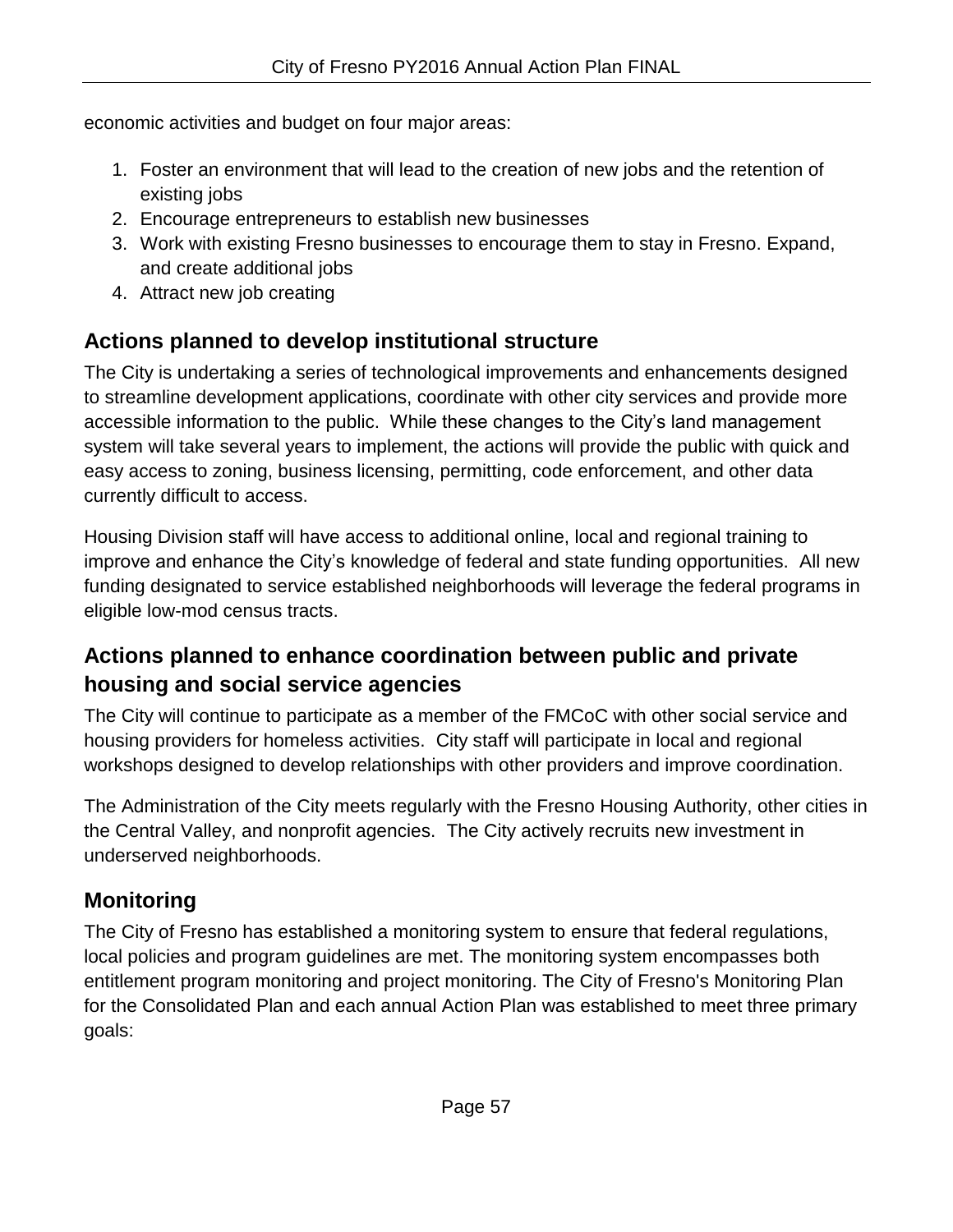economic activities and budget on four major areas:

1. Foster an environment that will lead to the creation of new jobs and the retention of existing jobs
2. Encourage entrepreneurs to establish new businesses
3. Work with existing Fresno businesses to encourage them to stay in Fresno. Expand, and create additional jobs
4. Attract new job creating

## Actions planned to develop institutional structure

The City is undertaking a series of technological improvements and enhancements designed to streamline development applications, coordinate with other city services and provide more accessible information to the public. While these changes to the City's land management system will take several years to implement, the actions will provide the public with quick and easy access to zoning, business licensing, permitting, code enforcement, and other data currently difficult to access.

Housing Division staff will have access to additional online, local and regional training to improve and enhance the City's knowledge of federal and state funding opportunities. All new funding designated to service established neighborhoods will leverage the federal programs in eligible low-mod census tracts.

## Actions planned to enhance coordination between public and private housing and social service agencies

The City will continue to participate as a member of the FMCoC with other social service and housing providers for homeless activities. City staff will participate in local and regional workshops designed to develop relationships with other providers and improve coordination.

The Administration of the City meets regularly with the Fresno Housing Authority, other cities in the Central Valley, and nonprofit agencies. The City actively recruits new investment in underserved neighborhoods.

## Monitoring

The City of Fresno has established a monitoring system to ensure that federal regulations, local policies and program guidelines are met. The monitoring system encompasses both entitlement program monitoring and project monitoring. The City of Fresno's Monitoring Plan for the Consolidated Plan and each annual Action Plan was established to meet three primary goals: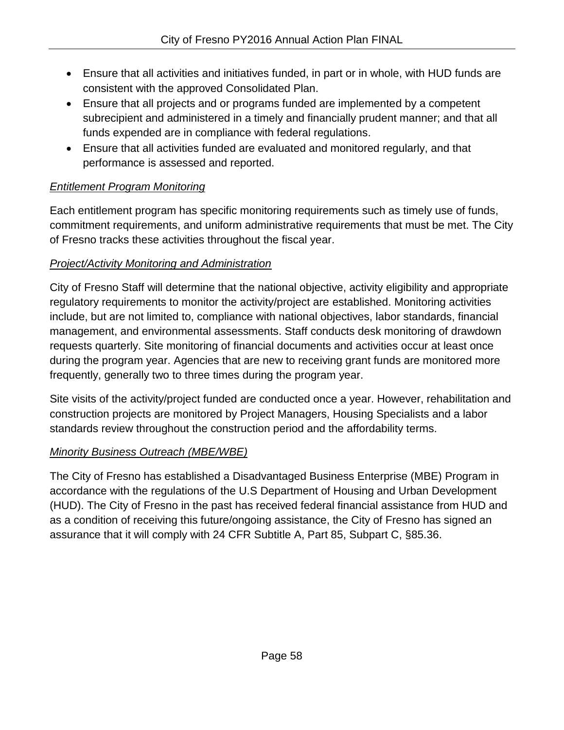- Ensure that all activities and initiatives funded, in part or in whole, with HUD funds are consistent with the approved Consolidated Plan.
- Ensure that all projects and or programs funded are implemented by a competent subrecipient and administered in a timely and financially prudent manner; and that all funds expended are in compliance with federal regulations.
- Ensure that all activities funded are evaluated and monitored regularly, and that performance is assessed and reported.

*Entitlement Program Monitoring*

Each entitlement program has specific monitoring requirements such as timely use of funds, commitment requirements, and uniform administrative requirements that must be met. The City of Fresno tracks these activities throughout the fiscal year.

*Project/Activity Monitoring and Administration*

City of Fresno Staff will determine that the national objective, activity eligibility and appropriate regulatory requirements to monitor the activity/project are established. Monitoring activities include, but are not limited to, compliance with national objectives, labor standards, financial management, and environmental assessments. Staff conducts desk monitoring of drawdown requests quarterly. Site monitoring of financial documents and activities occur at least once during the program year. Agencies that are new to receiving grant funds are monitored more frequently, generally two to three times during the program year.

Site visits of the activity/project funded are conducted once a year. However, rehabilitation and construction projects are monitored by Project Managers, Housing Specialists and a labor standards review throughout the construction period and the affordability terms.

*Minority Business Outreach (MBE/WBE)*

The City of Fresno has established a Disadvantaged Business Enterprise (MBE) Program in accordance with the regulations of the U.S Department of Housing and Urban Development (HUD). The City of Fresno in the past has received federal financial assistance from HUD and as a condition of receiving this future/ongoing assistance, the City of Fresno has signed an assurance that it will comply with 24 CFR Subtitle A, Part 85, Subpart C, §85.36.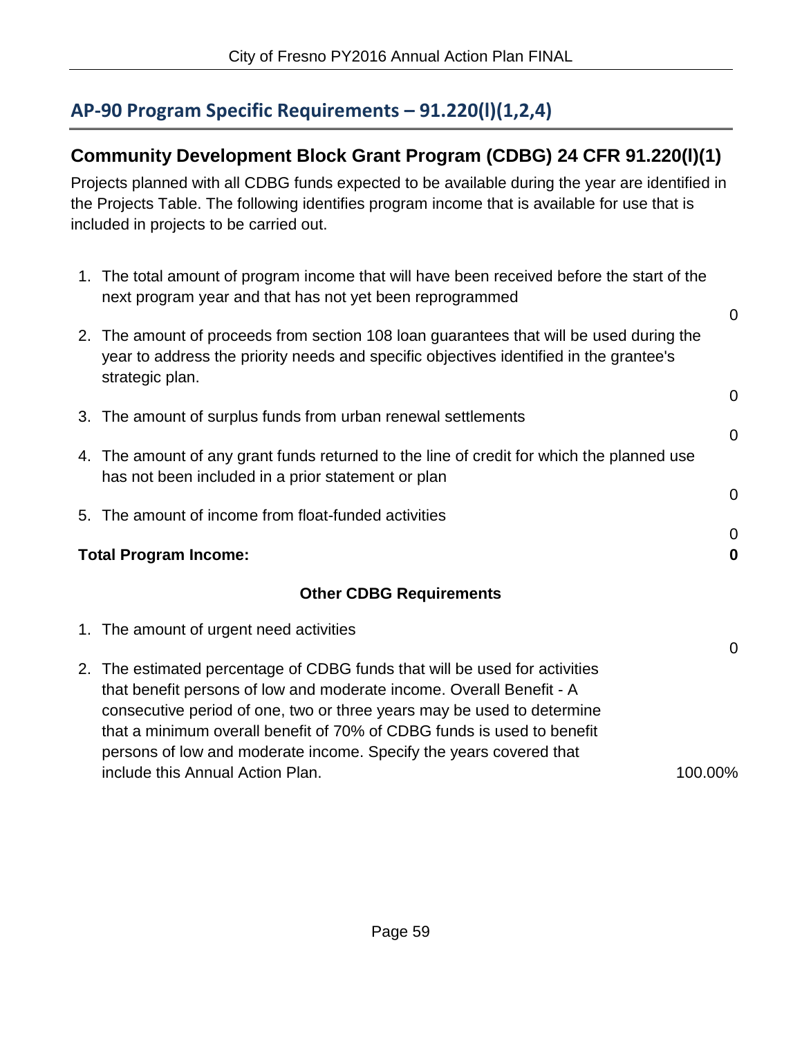## AP-90 Program Specific Requirements – 91.220(l)(1,2,4)

### Community Development Block Grant Program (CDBG) 24 CFR 91.220(l)(1)

Projects planned with all CDBG funds expected to be available during the year are identified in the Projects Table. The following identifies program income that is available for use that is included in projects to be carried out.

| | |
|---|---|
| 1. The total amount of program income that will have been received before the start of the next program year and that has not yet been reprogrammed | 0 |
| 2. The amount of proceeds from section 108 loan guarantees that will be used during the year to address the priority needs and specific objectives identified in the grantee's strategic plan. | 0 |
| 3. The amount of surplus funds from urban renewal settlements | 0 |
| 4. The amount of any grant funds returned to the line of credit for which the planned use has not been included in a prior statement or plan | 0 |
| 5. The amount of income from float-funded activities | 0 |
| **Total Program Income:** | **0** |

**Other CDBG Requirements**

| | |
|---|---|
| 1. The amount of urgent need activities | 0 |
| 2. The estimated percentage of CDBG funds that will be used for activities that benefit persons of low and moderate income. Overall Benefit - A consecutive period of one, two or three years may be used to determine that a minimum overall benefit of 70% of CDBG funds is used to benefit persons of low and moderate income. Specify the years covered that include this Annual Action Plan. | 100.00% |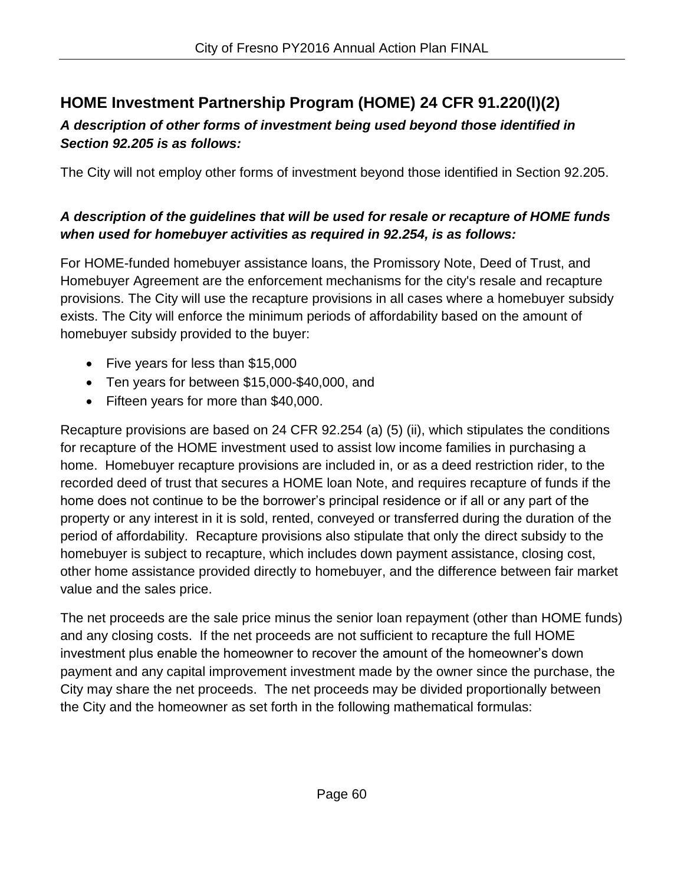## HOME Investment Partnership Program (HOME) 24 CFR 91.220(l)(2)

***A description of other forms of investment being used beyond those identified in Section 92.205 is as follows:***

The City will not employ other forms of investment beyond those identified in Section 92.205.

***A description of the guidelines that will be used for resale or recapture of HOME funds when used for homebuyer activities as required in 92.254, is as follows:***

For HOME-funded homebuyer assistance loans, the Promissory Note, Deed of Trust, and Homebuyer Agreement are the enforcement mechanisms for the city's resale and recapture provisions. The City will use the recapture provisions in all cases where a homebuyer subsidy exists. The City will enforce the minimum periods of affordability based on the amount of homebuyer subsidy provided to the buyer:

- Five years for less than $15,000
- Ten years for between $15,000-$40,000, and
- Fifteen years for more than $40,000.

Recapture provisions are based on 24 CFR 92.254 (a) (5) (ii), which stipulates the conditions for recapture of the HOME investment used to assist low income families in purchasing a home. Homebuyer recapture provisions are included in, or as a deed restriction rider, to the recorded deed of trust that secures a HOME loan Note, and requires recapture of funds if the home does not continue to be the borrower's principal residence or if all or any part of the property or any interest in it is sold, rented, conveyed or transferred during the duration of the period of affordability. Recapture provisions also stipulate that only the direct subsidy to the homebuyer is subject to recapture, which includes down payment assistance, closing cost, other home assistance provided directly to homebuyer, and the difference between fair market value and the sales price.

The net proceeds are the sale price minus the senior loan repayment (other than HOME funds) and any closing costs. If the net proceeds are not sufficient to recapture the full HOME investment plus enable the homeowner to recover the amount of the homeowner's down payment and any capital improvement investment made by the owner since the purchase, the City may share the net proceeds. The net proceeds may be divided proportionally between the City and the homeowner as set forth in the following mathematical formulas: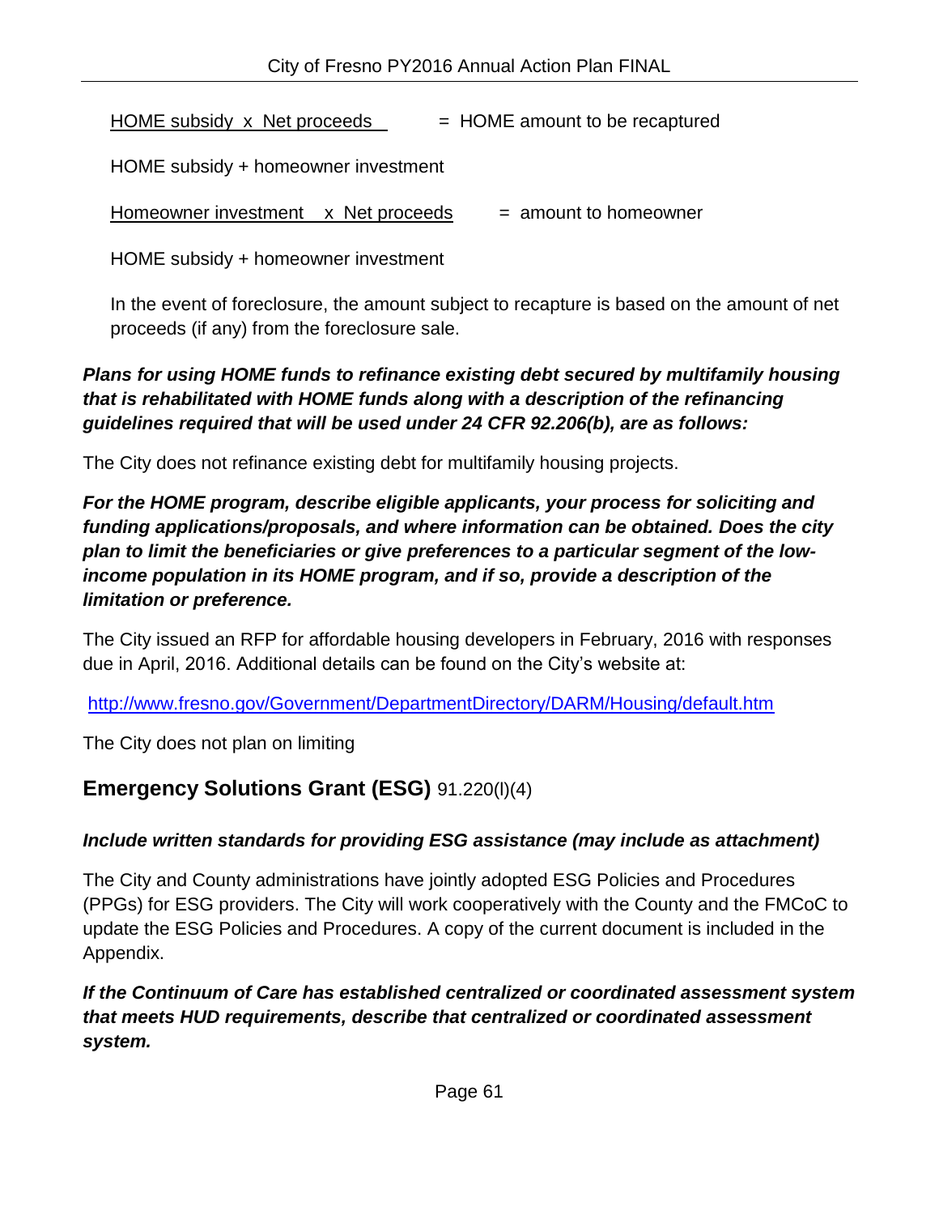$$\frac{\text{HOME subsidy} \times \text{Net proceeds}}{\text{HOME subsidy} + \text{homeowner investment}} = \text{HOME amount to be recaptured}$$

$$\frac{\text{Homeowner investment} \times \text{Net proceeds}}{\text{HOME subsidy} + \text{homeowner investment}} = \text{amount to homeowner}$$

In the event of foreclosure, the amount subject to recapture is based on the amount of net proceeds (if any) from the foreclosure sale.

***Plans for using HOME funds to refinance existing debt secured by multifamily housing that is rehabilitated with HOME funds along with a description of the refinancing guidelines required that will be used under 24 CFR 92.206(b), are as follows:***

The City does not refinance existing debt for multifamily housing projects.

***For the HOME program, describe eligible applicants, your process for soliciting and funding applications/proposals, and where information can be obtained. Does the city plan to limit the beneficiaries or give preferences to a particular segment of the low-income population in its HOME program, and if so, provide a description of the limitation or preference.***

The City issued an RFP for affordable housing developers in February, 2016 with responses due in April, 2016. Additional details can be found on the City's website at:

http://www.fresno.gov/Government/DepartmentDirectory/DARM/Housing/default.htm

The City does not plan on limiting

## Emergency Solutions Grant (ESG) 91.220(l)(4)

***Include written standards for providing ESG assistance (may include as attachment)***

The City and County administrations have jointly adopted ESG Policies and Procedures (PPGs) for ESG providers. The City will work cooperatively with the County and the FMCoC to update the ESG Policies and Procedures. A copy of the current document is included in the Appendix.

***If the Continuum of Care has established centralized or coordinated assessment system that meets HUD requirements, describe that centralized or coordinated assessment system.***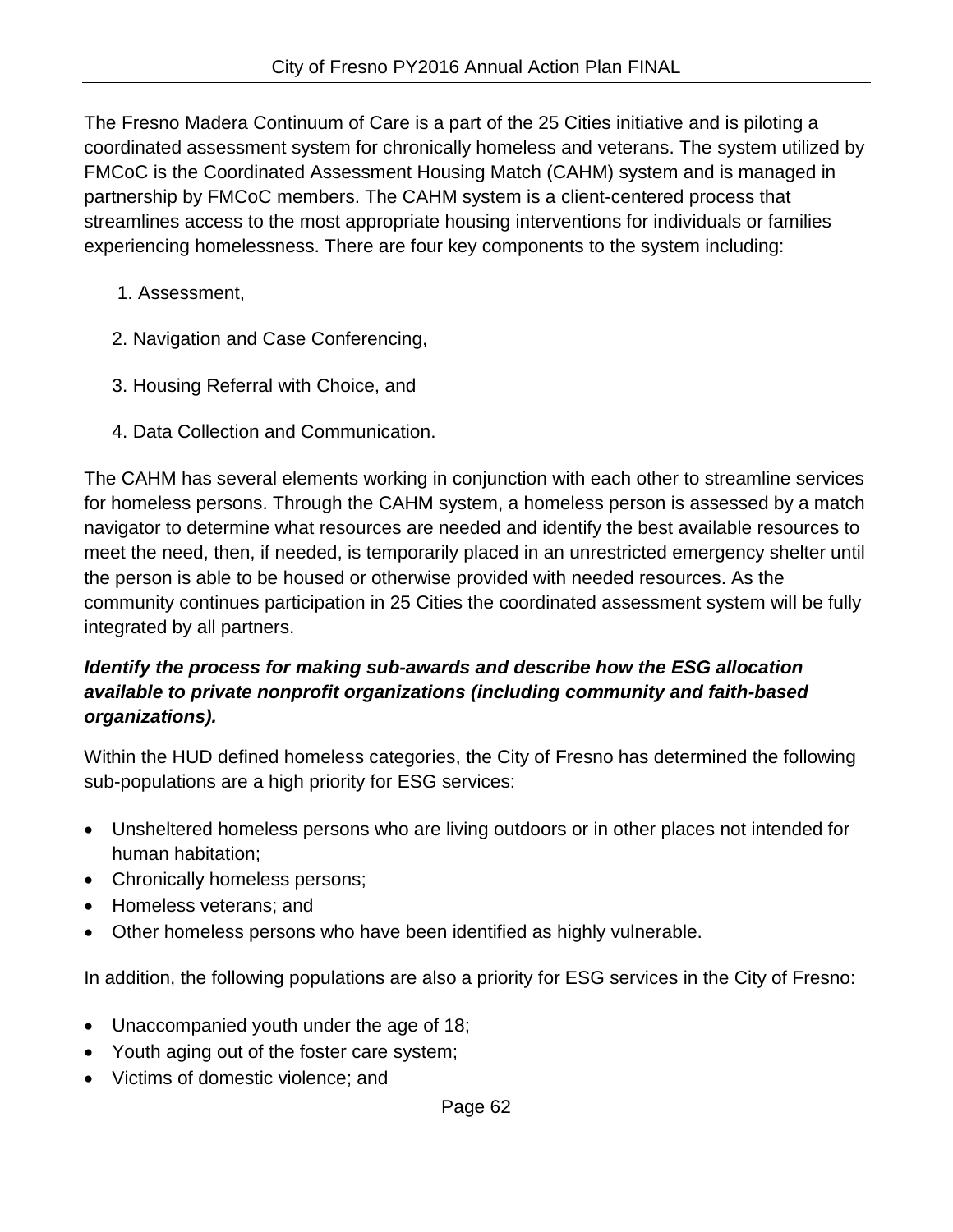The Fresno Madera Continuum of Care is a part of the 25 Cities initiative and is piloting a coordinated assessment system for chronically homeless and veterans. The system utilized by FMCoC is the Coordinated Assessment Housing Match (CAHM) system and is managed in partnership by FMCoC members. The CAHM system is a client-centered process that streamlines access to the most appropriate housing interventions for individuals or families experiencing homelessness. There are four key components to the system including:

1. Assessment,
2. Navigation and Case Conferencing,
3. Housing Referral with Choice, and
4. Data Collection and Communication.

The CAHM has several elements working in conjunction with each other to streamline services for homeless persons. Through the CAHM system, a homeless person is assessed by a match navigator to determine what resources are needed and identify the best available resources to meet the need, then, if needed, is temporarily placed in an unrestricted emergency shelter until the person is able to be housed or otherwise provided with needed resources. As the community continues participation in 25 Cities the coordinated assessment system will be fully integrated by all partners.

***Identify the process for making sub-awards and describe how the ESG allocation available to private nonprofit organizations (including community and faith-based organizations).***

Within the HUD defined homeless categories, the City of Fresno has determined the following sub-populations are a high priority for ESG services:

- Unsheltered homeless persons who are living outdoors or in other places not intended for human habitation;
- Chronically homeless persons;
- Homeless veterans; and
- Other homeless persons who have been identified as highly vulnerable.

In addition, the following populations are also a priority for ESG services in the City of Fresno:

- Unaccompanied youth under the age of 18;
- Youth aging out of the foster care system;
- Victims of domestic violence; and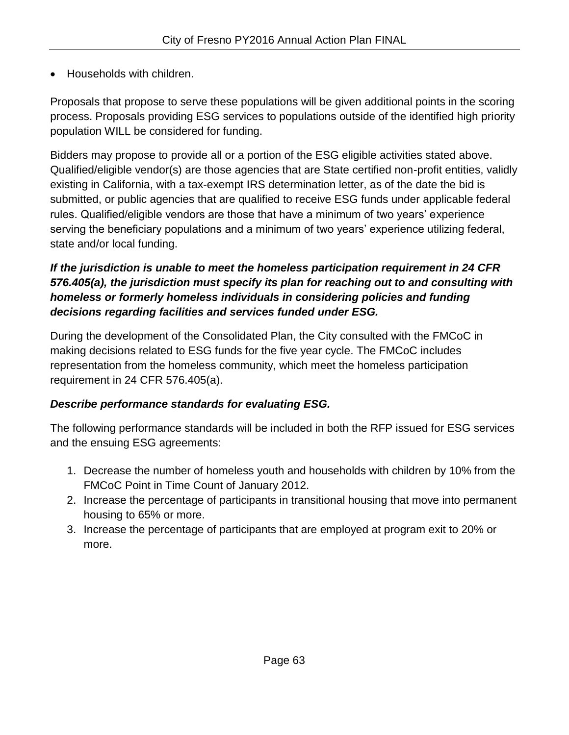- Households with children.

Proposals that propose to serve these populations will be given additional points in the scoring process. Proposals providing ESG services to populations outside of the identified high priority population WILL be considered for funding.

Bidders may propose to provide all or a portion of the ESG eligible activities stated above. Qualified/eligible vendor(s) are those agencies that are State certified non-profit entities, validly existing in California, with a tax-exempt IRS determination letter, as of the date the bid is submitted, or public agencies that are qualified to receive ESG funds under applicable federal rules. Qualified/eligible vendors are those that have a minimum of two years' experience serving the beneficiary populations and a minimum of two years' experience utilizing federal, state and/or local funding.

***If the jurisdiction is unable to meet the homeless participation requirement in 24 CFR 576.405(a), the jurisdiction must specify its plan for reaching out to and consulting with homeless or formerly homeless individuals in considering policies and funding decisions regarding facilities and services funded under ESG.***

During the development of the Consolidated Plan, the City consulted with the FMCoC in making decisions related to ESG funds for the five year cycle. The FMCoC includes representation from the homeless community, which meet the homeless participation requirement in 24 CFR 576.405(a).

***Describe performance standards for evaluating ESG.***

The following performance standards will be included in both the RFP issued for ESG services and the ensuing ESG agreements:

1. Decrease the number of homeless youth and households with children by 10% from the FMCoC Point in Time Count of January 2012.
2. Increase the percentage of participants in transitional housing that move into permanent housing to 65% or more.
3. Increase the percentage of participants that are employed at program exit to 20% or more.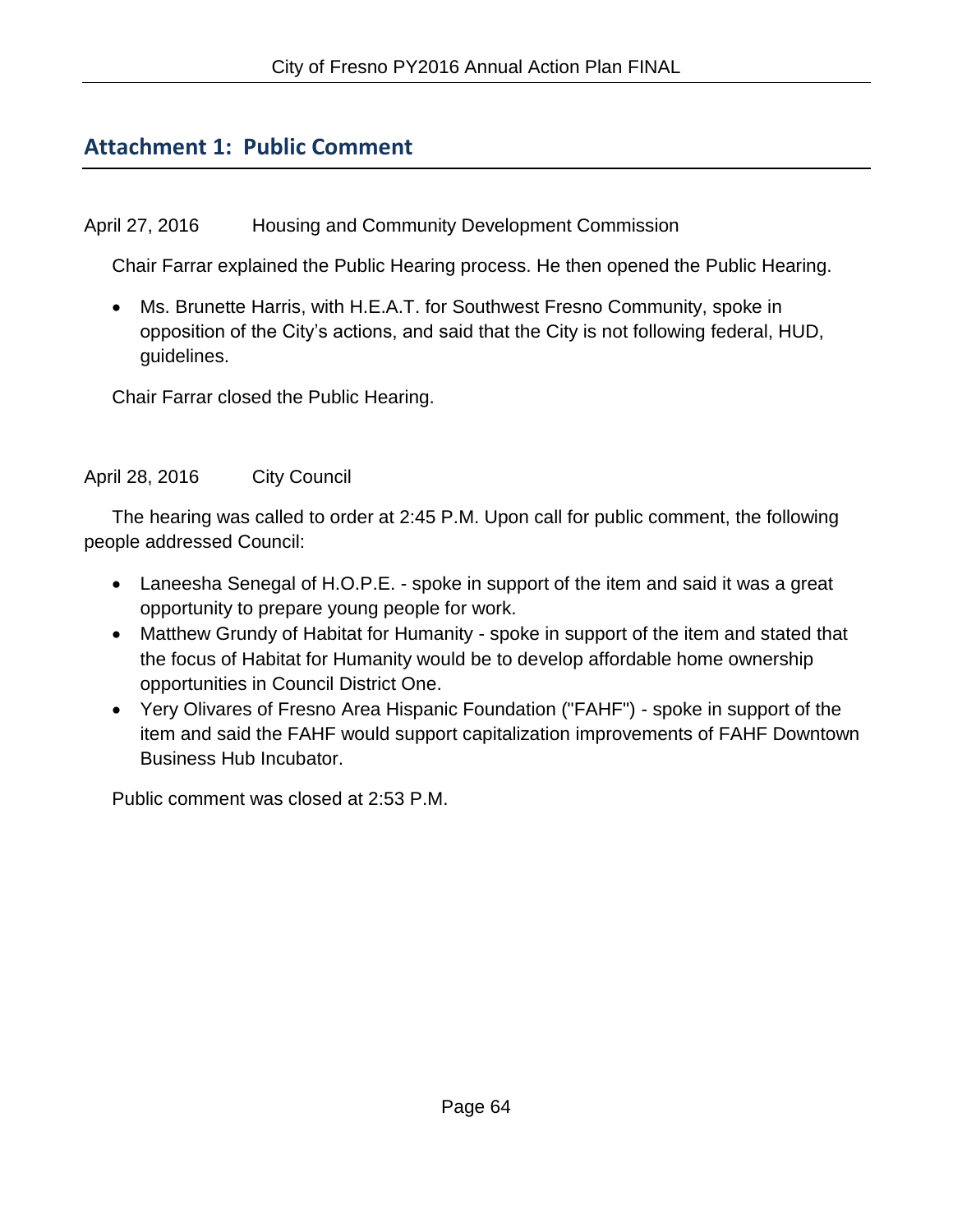## Attachment 1: Public Comment

April 27, 2016 Housing and Community Development Commission

Chair Farrar explained the Public Hearing process. He then opened the Public Hearing.

- Ms. Brunette Harris, with H.E.A.T. for Southwest Fresno Community, spoke in opposition of the City's actions, and said that the City is not following federal, HUD, guidelines.

Chair Farrar closed the Public Hearing.

April 28, 2016 City Council

The hearing was called to order at 2:45 P.M. Upon call for public comment, the following people addressed Council:

- Laneesha Senegal of H.O.P.E. - spoke in support of the item and said it was a great opportunity to prepare young people for work.
- Matthew Grundy of Habitat for Humanity - spoke in support of the item and stated that the focus of Habitat for Humanity would be to develop affordable home ownership opportunities in Council District One.
- Yery Olivares of Fresno Area Hispanic Foundation ("FAHF") - spoke in support of the item and said the FAHF would support capitalization improvements of FAHF Downtown Business Hub Incubator.

Public comment was closed at 2:53 P.M.